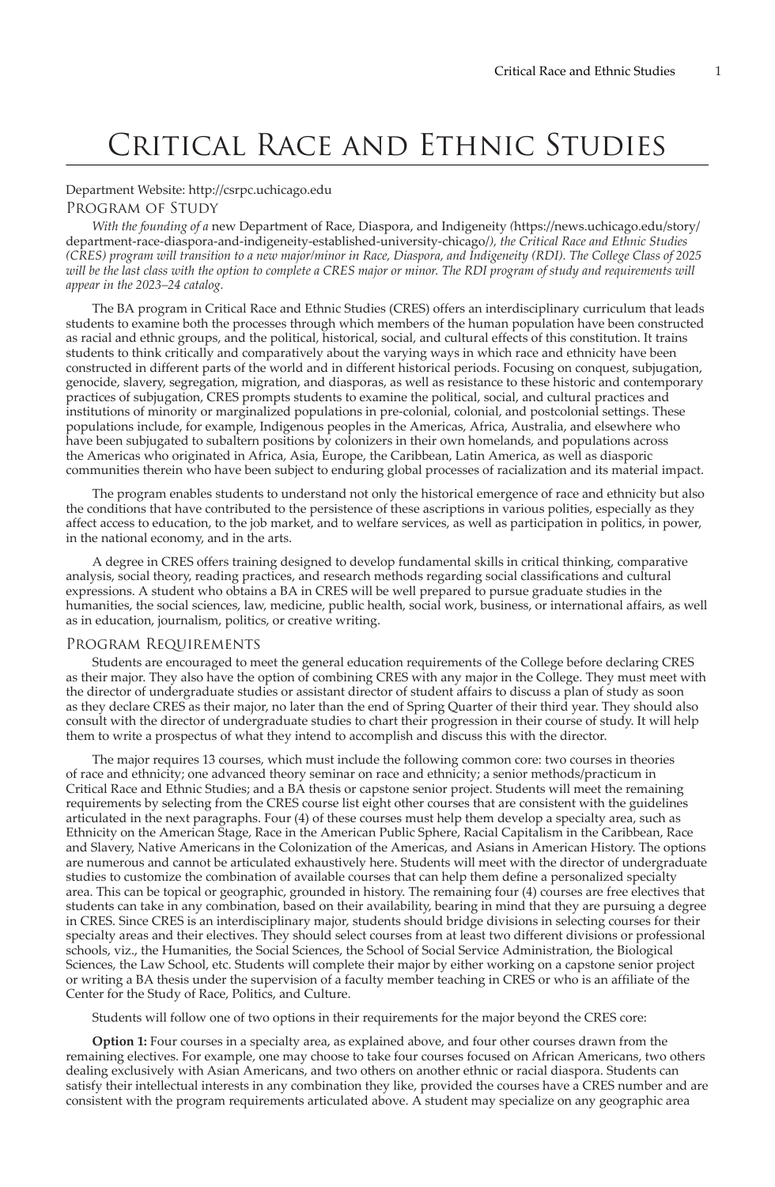# Critical Race and Ethnic Studies

Department Website: http://csrpc.uchicago.edu

## Program of Study

*With the founding of a* new Department of Race, Diaspora, and Indigeneity *(*https://news.uchicago.edu/story/department-race-diaspora-and-indigeneity-established-university-chicago/*), the Critical Race and Ethnic Studies (CRES) program will transition to a new major/minor in Race, Diaspora, and Indigeneity (RDI). The College Class of 2025 will be the last class with the option to complete a CRES major or minor. The RDI program of study and requirements will appear in the 2023–24 catalog.*

The BA program in Critical Race and Ethnic Studies (CRES) offers an interdisciplinary curriculum that leads students to examine both the processes through which members of the human population have been constructed as racial and ethnic groups, and the political, historical, social, and cultural effects of this constitution. It trains students to think critically and comparatively about the varying ways in which race and ethnicity have been constructed in different parts of the world and in different historical periods. Focusing on conquest, subjugation, genocide, slavery, segregation, migration, and diasporas, as well as resistance to these historic and contemporary practices of subjugation, CRES prompts students to examine the political, social, and cultural practices and institutions of minority or marginalized populations in pre-colonial, colonial, and postcolonial settings. These populations include, for example, Indigenous peoples in the Americas, Africa, Australia, and elsewhere who have been subjugated to subaltern positions by colonizers in their own homelands, and populations across the Americas who originated in Africa, Asia, Europe, the Caribbean, Latin America, as well as diasporic communities therein who have been subject to enduring global processes of racialization and its material impact.

The program enables students to understand not only the historical emergence of race and ethnicity but also the conditions that have contributed to the persistence of these ascriptions in various polities, especially as they affect access to education, to the job market, and to welfare services, as well as participation in politics, in power, in the national economy, and in the arts.

A degree in CRES offers training designed to develop fundamental skills in critical thinking, comparative analysis, social theory, reading practices, and research methods regarding social classifications and cultural expressions. A student who obtains a BA in CRES will be well prepared to pursue graduate studies in the humanities, the social sciences, law, medicine, public health, social work, business, or international affairs, as well as in education, journalism, politics, or creative writing.

## Program Requirements

Students are encouraged to meet the general education requirements of the College before declaring CRES as their major. They also have the option of combining CRES with any major in the College. They must meet with the director of undergraduate studies or assistant director of student affairs to discuss a plan of study as soon as they declare CRES as their major, no later than the end of Spring Quarter of their third year. They should also consult with the director of undergraduate studies to chart their progression in their course of study. It will help them to write a prospectus of what they intend to accomplish and discuss this with the director.

The major requires 13 courses, which must include the following common core: two courses in theories of race and ethnicity; one advanced theory seminar on race and ethnicity; a senior methods/practicum in Critical Race and Ethnic Studies; and a BA thesis or capstone senior project. Students will meet the remaining requirements by selecting from the CRES course list eight other courses that are consistent with the guidelines articulated in the next paragraphs. Four (4) of these courses must help them develop a specialty area, such as Ethnicity on the American Stage, Race in the American Public Sphere, Racial Capitalism in the Caribbean, Race and Slavery, Native Americans in the Colonization of the Americas, and Asians in American History. The options are numerous and cannot be articulated exhaustively here. Students will meet with the director of undergraduate studies to customize the combination of available courses that can help them define a personalized specialty area. This can be topical or geographic, grounded in history. The remaining four (4) courses are free electives that students can take in any combination, based on their availability, bearing in mind that they are pursuing a degree in CRES. Since CRES is an interdisciplinary major, students should bridge divisions in selecting courses for their specialty areas and their electives. They should select courses from at least two different divisions or professional schools, viz., the Humanities, the Social Sciences, the School of Social Service Administration, the Biological Sciences, the Law School, etc. Students will complete their major by either working on a capstone senior project or writing a BA thesis under the supervision of a faculty member teaching in CRES or who is an affiliate of the Center for the Study of Race, Politics, and Culture.

Students will follow one of two options in their requirements for the major beyond the CRES core:

**Option 1:** Four courses in a specialty area, as explained above, and four other courses drawn from the remaining electives. For example, one may choose to take four courses focused on African Americans, two others dealing exclusively with Asian Americans, and two others on another ethnic or racial diaspora. Students can satisfy their intellectual interests in any combination they like, provided the courses have a CRES number and are consistent with the program requirements articulated above. A student may specialize on any geographic area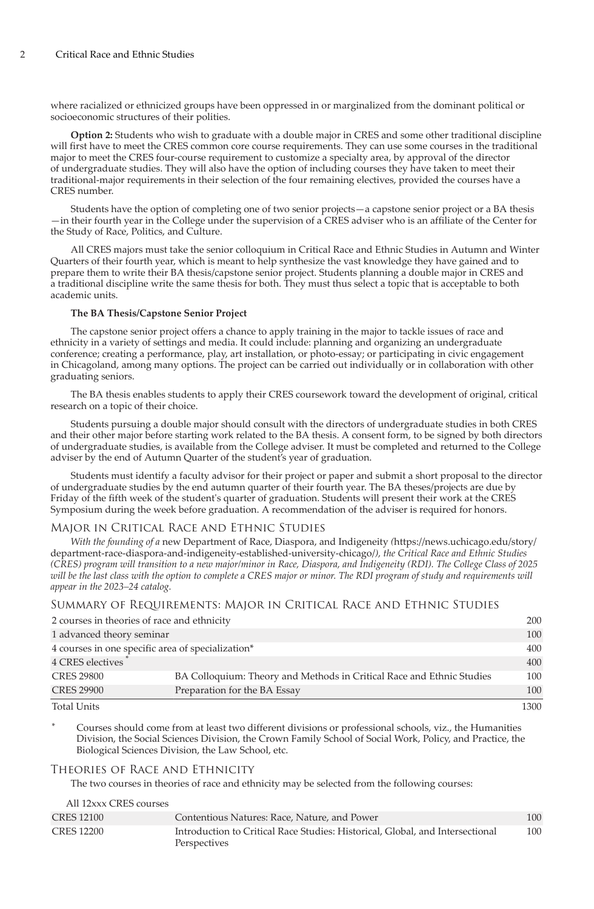where racialized or ethnicized groups have been oppressed in or marginalized from the dominant political or socioeconomic structures of their polities.

**Option 2:** Students who wish to graduate with a double major in CRES and some other traditional discipline will first have to meet the CRES common core course requirements. They can use some courses in the traditional major to meet the CRES four-course requirement to customize a specialty area, by approval of the director of undergraduate studies. They will also have the option of including courses they have taken to meet their traditional-major requirements in their selection of the four remaining electives, provided the courses have a CRES number.

Students have the option of completing one of two senior projects—a capstone senior project or a BA thesis—in their fourth year in the College under the supervision of a CRES adviser who is an affiliate of the Center for the Study of Race, Politics, and Culture.

All CRES majors must take the senior colloquium in Critical Race and Ethnic Studies in Autumn and Winter Quarters of their fourth year, which is meant to help synthesize the vast knowledge they have gained and to prepare them to write their BA thesis/capstone senior project. Students planning a double major in CRES and a traditional discipline write the same thesis for both. They must thus select a topic that is acceptable to both academic units.

**The BA Thesis/Capstone Senior Project**

The capstone senior project offers a chance to apply training in the major to tackle issues of race and ethnicity in a variety of settings and media. It could include: planning and organizing an undergraduate conference; creating a performance, play, art installation, or photo-essay; or participating in civic engagement in Chicagoland, among many options. The project can be carried out individually or in collaboration with other graduating seniors.

The BA thesis enables students to apply their CRES coursework toward the development of original, critical research on a topic of their choice.

Students pursuing a double major should consult with the directors of undergraduate studies in both CRES and their other major before starting work related to the BA thesis. A consent form, to be signed by both directors of undergraduate studies, is available from the College adviser. It must be completed and returned to the College adviser by the end of Autumn Quarter of the student's year of graduation.

Students must identify a faculty advisor for their project or paper and submit a short proposal to the director of undergraduate studies by the end autumn quarter of their fourth year. The BA theses/projects are due by Friday of the fifth week of the student's quarter of graduation. Students will present their work at the CRES Symposium during the week before graduation. A recommendation of the adviser is required for honors.

## Major in Critical Race and Ethnic Studies

*With the founding of a* new Department of Race, Diaspora, and Indigeneity *(*https://news.uchicago.edu/story/department-race-diaspora-and-indigeneity-established-university-chicago/*), the Critical Race and Ethnic Studies (CRES) program will transition to a new major/minor in Race, Diaspora, and Indigeneity (RDI). The College Class of 2025 will be the last class with the option to complete a CRES major or minor. The RDI program of study and requirements will appear in the 2023–24 catalog.*

## Summary of Requirements: Major in Critical Race and Ethnic Studies

| | | |
|---|---|---|
| 2 courses in theories of race and ethnicity | | 200 |
| 1 advanced theory seminar | | 100 |
| 4 courses in one specific area of specialization* | | 400 |
| 4 CRES electives * | | 400 |
| CRES 29800 | BA Colloquium: Theory and Methods in Critical Race and Ethnic Studies | 100 |
| CRES 29900 | Preparation for the BA Essay | 100 |
| Total Units | | 1300 |

\* Courses should come from at least two different divisions or professional schools, viz., the Humanities Division, the Social Sciences Division, the Crown Family School of Social Work, Policy, and Practice, the Biological Sciences Division, the Law School, etc.

## Theories of Race and Ethnicity

The two courses in theories of race and ethnicity may be selected from the following courses:

| | | |
|---|---|---|
| All 12xxx CRES courses | | |
| CRES 12100 | Contentious Natures: Race, Nature, and Power | 100 |
| CRES 12200 | Introduction to Critical Race Studies: Historical, Global, and Intersectional Perspectives | 100 |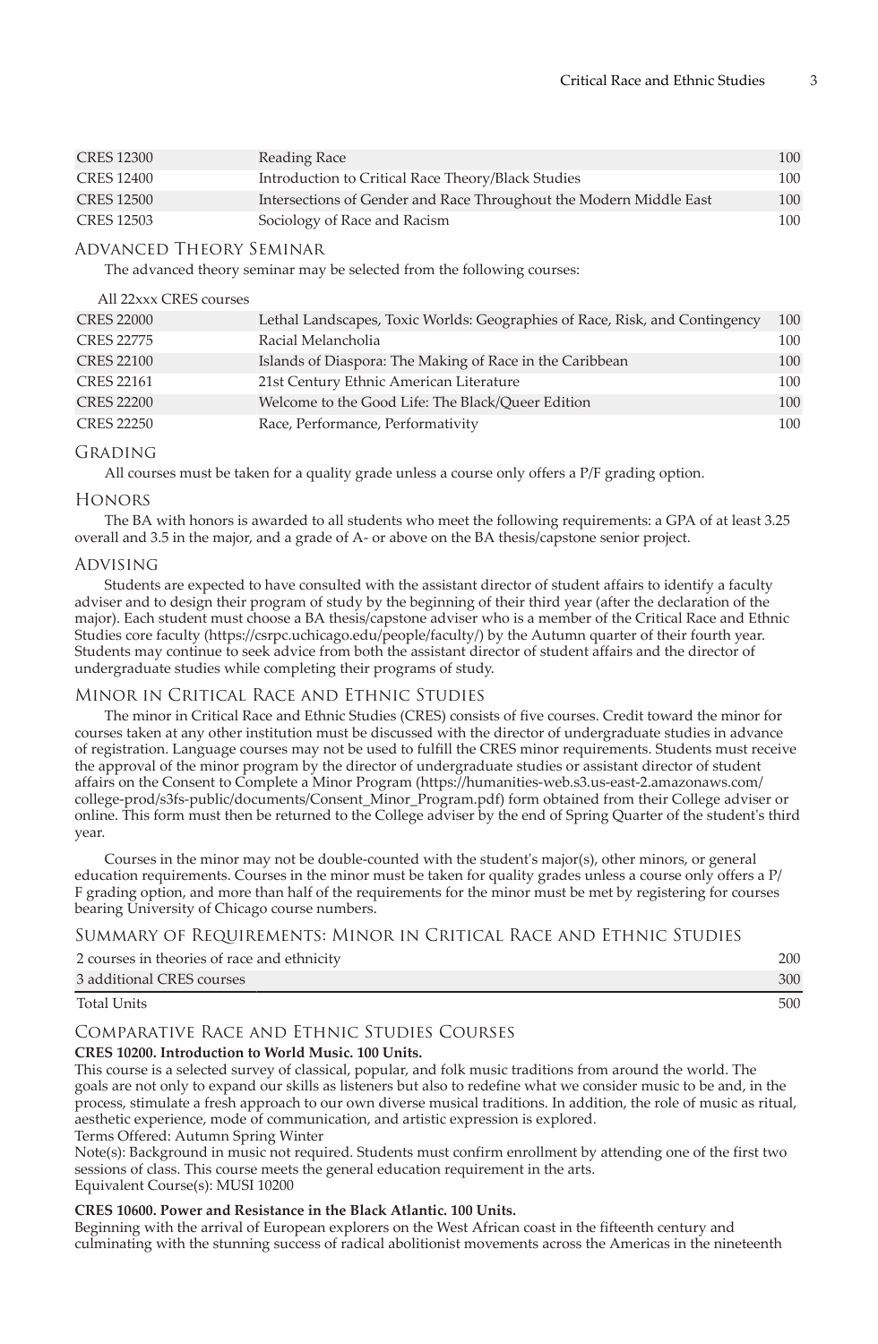| | | |
|---|---|---|
| CRES 12300 | Reading Race | 100 |
| CRES 12400 | Introduction to Critical Race Theory/Black Studies | 100 |
| CRES 12500 | Intersections of Gender and Race Throughout the Modern Middle East | 100 |
| CRES 12503 | Sociology of Race and Racism | 100 |

## Advanced Theory Seminar

The advanced theory seminar may be selected from the following courses:

| | | |
|---|---|---|
| All 22xxx CRES courses | | |
| CRES 22000 | Lethal Landscapes, Toxic Worlds: Geographies of Race, Risk, and Contingency | 100 |
| CRES 22775 | Racial Melancholia | 100 |
| CRES 22100 | Islands of Diaspora: The Making of Race in the Caribbean | 100 |
| CRES 22161 | 21st Century Ethnic American Literature | 100 |
| CRES 22200 | Welcome to the Good Life: The Black/Queer Edition | 100 |
| CRES 22250 | Race, Performance, Performativity | 100 |

## Grading

All courses must be taken for a quality grade unless a course only offers a P/F grading option.

## Honors

The BA with honors is awarded to all students who meet the following requirements: a GPA of at least 3.25 overall and 3.5 in the major, and a grade of A- or above on the BA thesis/capstone senior project.

## Advising

Students are expected to have consulted with the assistant director of student affairs to identify a faculty adviser and to design their program of study by the beginning of their third year (after the declaration of the major). Each student must choose a BA thesis/capstone adviser who is a member of the Critical Race and Ethnic Studies core faculty (https://csrpc.uchicago.edu/people/faculty/) by the Autumn quarter of their fourth year. Students may continue to seek advice from both the assistant director of student affairs and the director of undergraduate studies while completing their programs of study.

## Minor in Critical Race and Ethnic Studies

The minor in Critical Race and Ethnic Studies (CRES) consists of five courses. Credit toward the minor for courses taken at any other institution must be discussed with the director of undergraduate studies in advance of registration. Language courses may not be used to fulfill the CRES minor requirements. Students must receive the approval of the minor program by the director of undergraduate studies or assistant director of student affairs on the Consent to Complete a Minor Program (https://humanities-web.s3.us-east-2.amazonaws.com/college-prod/s3fs-public/documents/Consent_Minor_Program.pdf) form obtained from their College adviser or online. This form must then be returned to the College adviser by the end of Spring Quarter of the student's third year.

Courses in the minor may not be double-counted with the student's major(s), other minors, or general education requirements. Courses in the minor must be taken for quality grades unless a course only offers a P/F grading option, and more than half of the requirements for the minor must be met by registering for courses bearing University of Chicago course numbers.

## Summary of Requirements: Minor in Critical Race and Ethnic Studies

| | |
|---|---|
| 2 courses in theories of race and ethnicity | 200 |
| 3 additional CRES courses | 300 |
| Total Units | 500 |

## Comparative Race and Ethnic Studies Courses

**CRES 10200. Introduction to World Music. 100 Units.**

This course is a selected survey of classical, popular, and folk music traditions from around the world. The goals are not only to expand our skills as listeners but also to redefine what we consider music to be and, in the process, stimulate a fresh approach to our own diverse musical traditions. In addition, the role of music as ritual, aesthetic experience, mode of communication, and artistic expression is explored.

Terms Offered: Autumn Spring Winter

Note(s): Background in music not required. Students must confirm enrollment by attending one of the first two sessions of class. This course meets the general education requirement in the arts.

Equivalent Course(s): MUSI 10200

**CRES 10600. Power and Resistance in the Black Atlantic. 100 Units.**

Beginning with the arrival of European explorers on the West African coast in the fifteenth century and culminating with the stunning success of radical abolitionist movements across the Americas in the nineteenth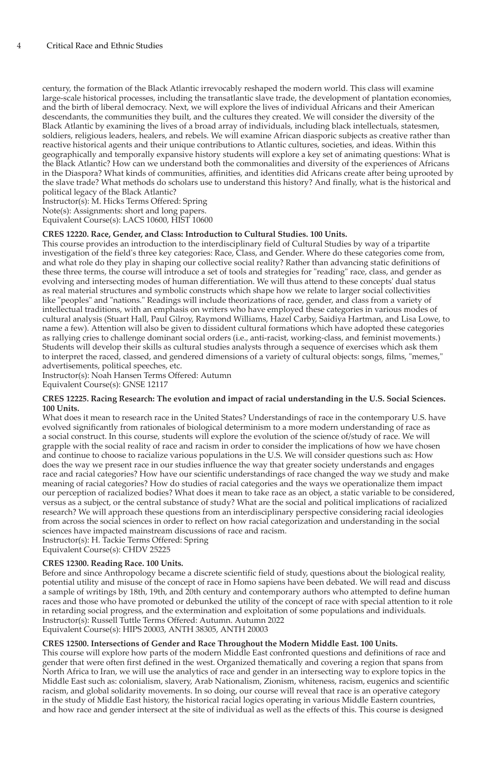century, the formation of the Black Atlantic irrevocably reshaped the modern world. This class will examine large-scale historical processes, including the transatlantic slave trade, the development of plantation economies, and the birth of liberal democracy. Next, we will explore the lives of individual Africans and their American descendants, the communities they built, and the cultures they created. We will consider the diversity of the Black Atlantic by examining the lives of a broad array of individuals, including black intellectuals, statesmen, soldiers, religious leaders, healers, and rebels. We will examine African diasporic subjects as creative rather than reactive historical agents and their unique contributions to Atlantic cultures, societies, and ideas. Within this geographically and temporally expansive history students will explore a key set of animating questions: What is the Black Atlantic? How can we understand both the commonalities and diversity of the experiences of Africans in the Diaspora? What kinds of communities, affinities, and identities did Africans create after being uprooted by the slave trade? What methods do scholars use to understand this history? And finally, what is the historical and political legacy of the Black Atlantic?
Instructor(s): M. Hicks Terms Offered: Spring
Note(s): Assignments: short and long papers.
Equivalent Course(s): LACS 10600, HIST 10600

**CRES 12220. Race, Gender, and Class: Introduction to Cultural Studies. 100 Units.**
This course provides an introduction to the interdisciplinary field of Cultural Studies by way of a tripartite investigation of the field's three key categories: Race, Class, and Gender. Where do these categories come from, and what role do they play in shaping our collective social reality? Rather than advancing static definitions of these three terms, the course will introduce a set of tools and strategies for "reading" race, class, and gender as evolving and intersecting modes of human differentiation. We will thus attend to these concepts' dual status as real material structures and symbolic constructs which shape how we relate to larger social collectivities like "peoples" and "nations." Readings will include theorizations of race, gender, and class from a variety of intellectual traditions, with an emphasis on writers who have employed these categories in various modes of cultural analysis (Stuart Hall, Paul Gilroy, Raymond Williams, Hazel Carby, Saidiya Hartman, and Lisa Lowe, to name a few). Attention will also be given to dissident cultural formations which have adopted these categories as rallying cries to challenge dominant social orders (i.e., anti-racist, working-class, and feminist movements.) Students will develop their skills as cultural studies analysts through a sequence of exercises which ask them to interpret the raced, classed, and gendered dimensions of a variety of cultural objects: songs, films, "memes," advertisements, political speeches, etc.
Instructor(s): Noah Hansen Terms Offered: Autumn
Equivalent Course(s): GNSE 12117

**CRES 12225. Racing Research: The evolution and impact of racial understanding in the U.S. Social Sciences. 100 Units.**
What does it mean to research race in the United States? Understandings of race in the contemporary U.S. have evolved significantly from rationales of biological determinism to a more modern understanding of race as a social construct. In this course, students will explore the evolution of the science of/study of race. We will grapple with the social reality of race and racism in order to consider the implications of how we have chosen and continue to choose to racialize various populations in the U.S. We will consider questions such as: How does the way we present race in our studies influence the way that greater society understands and engages race and racial categories? How have our scientific understandings of race changed the way we study and make meaning of racial categories? How do studies of racial categories and the ways we operationalize them impact our perception of racialized bodies? What does it mean to take race as an object, a static variable to be considered, versus as a subject, or the central substance of study? What are the social and political implications of racialized research? We will approach these questions from an interdisciplinary perspective considering racial ideologies from across the social sciences in order to reflect on how racial categorization and understanding in the social sciences have impacted mainstream discussions of race and racism.
Instructor(s): H. Tackie Terms Offered: Spring
Equivalent Course(s): CHDV 25225

**CRES 12300. Reading Race. 100 Units.**
Before and since Anthropology became a discrete scientific field of study, questions about the biological reality, potential utility and misuse of the concept of race in Homo sapiens have been debated. We will read and discuss a sample of writings by 18th, 19th, and 20th century and contemporary authors who attempted to define human races and those who have promoted or debunked the utility of the concept of race with special attention to it role in retarding social progress, and the extermination and exploitation of some populations and individuals.
Instructor(s): Russell Tuttle Terms Offered: Autumn. Autumn 2022
Equivalent Course(s): HIPS 20003, ANTH 38305, ANTH 20003

**CRES 12500. Intersections of Gender and Race Throughout the Modern Middle East. 100 Units.**
This course will explore how parts of the modern Middle East confronted questions and definitions of race and gender that were often first defined in the west. Organized thematically and covering a region that spans from North Africa to Iran, we will use the analytics of race and gender in an intersecting way to explore topics in the Middle East such as: colonialism, slavery, Arab Nationalism, Zionism, whiteness, racism, eugenics and scientific racism, and global solidarity movements. In so doing, our course will reveal that race is an operative category in the study of Middle East history, the historical racial logics operating in various Middle Eastern countries, and how race and gender intersect at the site of individual as well as the effects of this. This course is designed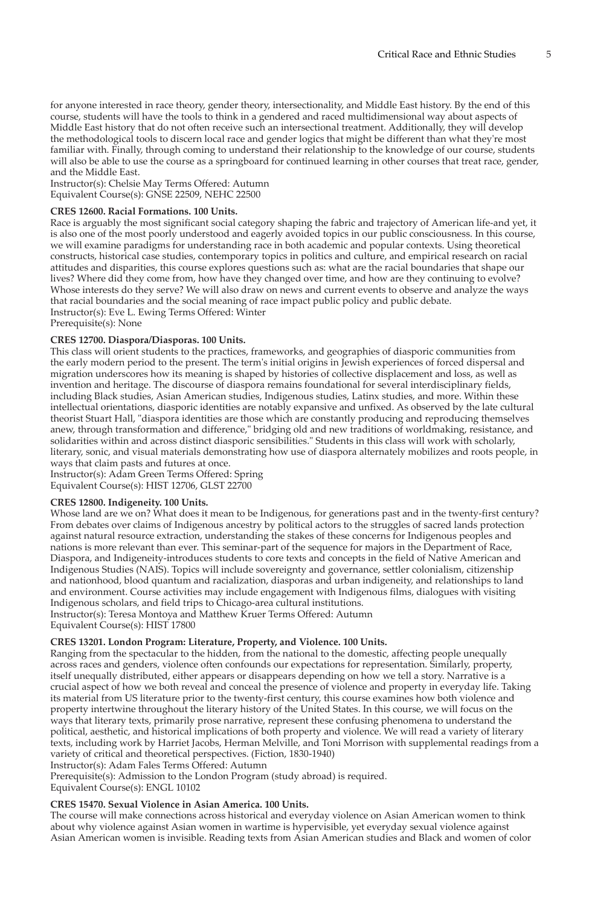for anyone interested in race theory, gender theory, intersectionality, and Middle East history. By the end of this course, students will have the tools to think in a gendered and raced multidimensional way about aspects of Middle East history that do not often receive such an intersectional treatment. Additionally, they will develop the methodological tools to discern local race and gender logics that might be different than what they're most familiar with. Finally, through coming to understand their relationship to the knowledge of our course, students will also be able to use the course as a springboard for continued learning in other courses that treat race, gender, and the Middle East.
Instructor(s): Chelsie May Terms Offered: Autumn
Equivalent Course(s): GNSE 22509, NEHC 22500

**CRES 12600. Racial Formations. 100 Units.**

Race is arguably the most significant social category shaping the fabric and trajectory of American life-and yet, it is also one of the most poorly understood and eagerly avoided topics in our public consciousness. In this course, we will examine paradigms for understanding race in both academic and popular contexts. Using theoretical constructs, historical case studies, contemporary topics in politics and culture, and empirical research on racial attitudes and disparities, this course explores questions such as: what are the racial boundaries that shape our lives? Where did they come from, how have they changed over time, and how are they continuing to evolve? Whose interests do they serve? We will also draw on news and current events to observe and analyze the ways that racial boundaries and the social meaning of race impact public policy and public debate.
Instructor(s): Eve L. Ewing Terms Offered: Winter
Prerequisite(s): None

**CRES 12700. Diaspora/Diasporas. 100 Units.**

This class will orient students to the practices, frameworks, and geographies of diasporic communities from the early modern period to the present. The term's initial origins in Jewish experiences of forced dispersal and migration underscores how its meaning is shaped by histories of collective displacement and loss, as well as invention and heritage. The discourse of diaspora remains foundational for several interdisciplinary fields, including Black studies, Asian American studies, Indigenous studies, Latinx studies, and more. Within these intellectual orientations, diasporic identities are notably expansive and unfixed. As observed by the late cultural theorist Stuart Hall, "diaspora identities are those which are constantly producing and reproducing themselves anew, through transformation and difference," bridging old and new traditions of worldmaking, resistance, and solidarities within and across distinct diasporic sensibilities." Students in this class will work with scholarly, literary, sonic, and visual materials demonstrating how use of diaspora alternately mobilizes and roots people, in ways that claim pasts and futures at once.
Instructor(s): Adam Green Terms Offered: Spring
Equivalent Course(s): HIST 12706, GLST 22700

**CRES 12800. Indigeneity. 100 Units.**

Whose land are we on? What does it mean to be Indigenous, for generations past and in the twenty-first century? From debates over claims of Indigenous ancestry by political actors to the struggles of sacred lands protection against natural resource extraction, understanding the stakes of these concerns for Indigenous peoples and nations is more relevant than ever. This seminar-part of the sequence for majors in the Department of Race, Diaspora, and Indigeneity-introduces students to core texts and concepts in the field of Native American and Indigenous Studies (NAIS). Topics will include sovereignty and governance, settler colonialism, citizenship and nationhood, blood quantum and racialization, diasporas and urban indigeneity, and relationships to land and environment. Course activities may include engagement with Indigenous films, dialogues with visiting Indigenous scholars, and field trips to Chicago-area cultural institutions.
Instructor(s): Teresa Montoya and Matthew Kruer Terms Offered: Autumn
Equivalent Course(s): HIST 17800

**CRES 13201. London Program: Literature, Property, and Violence. 100 Units.**

Ranging from the spectacular to the hidden, from the national to the domestic, affecting people unequally across races and genders, violence often confounds our expectations for representation. Similarly, property, itself unequally distributed, either appears or disappears depending on how we tell a story. Narrative is a crucial aspect of how we both reveal and conceal the presence of violence and property in everyday life. Taking its material from US literature prior to the twenty-first century, this course examines how both violence and property intertwine throughout the literary history of the United States. In this course, we will focus on the ways that literary texts, primarily prose narrative, represent these confusing phenomena to understand the political, aesthetic, and historical implications of both property and violence. We will read a variety of literary texts, including work by Harriet Jacobs, Herman Melville, and Toni Morrison with supplemental readings from a variety of critical and theoretical perspectives. (Fiction, 1830-1940)
Instructor(s): Adam Fales Terms Offered: Autumn
Prerequisite(s): Admission to the London Program (study abroad) is required.
Equivalent Course(s): ENGL 10102

**CRES 15470. Sexual Violence in Asian America. 100 Units.**

The course will make connections across historical and everyday violence on Asian American women to think about why violence against Asian women in wartime is hypervisible, yet everyday sexual violence against Asian American women is invisible. Reading texts from Asian American studies and Black and women of color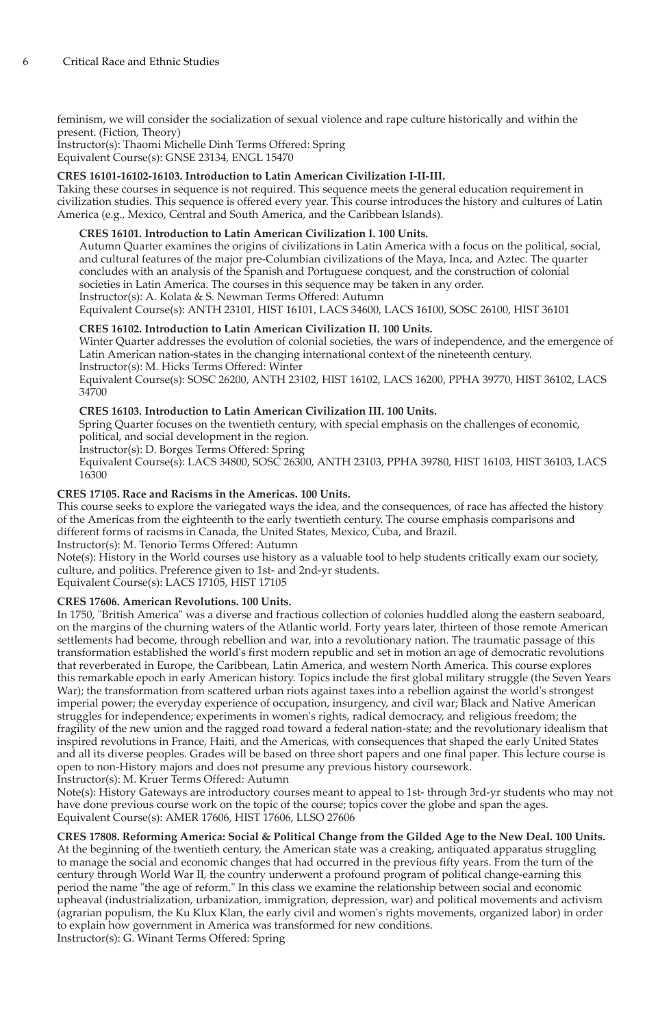feminism, we will consider the socialization of sexual violence and rape culture historically and within the present. (Fiction, Theory)
Instructor(s): Thaomi Michelle Dinh Terms Offered: Spring
Equivalent Course(s): GNSE 23134, ENGL 15470

**CRES 16101-16102-16103. Introduction to Latin American Civilization I-II-III.**
Taking these courses in sequence is not required. This sequence meets the general education requirement in civilization studies. This sequence is offered every year. This course introduces the history and cultures of Latin America (e.g., Mexico, Central and South America, and the Caribbean Islands).

**CRES 16101. Introduction to Latin American Civilization I. 100 Units.**
Autumn Quarter examines the origins of civilizations in Latin America with a focus on the political, social, and cultural features of the major pre-Columbian civilizations of the Maya, Inca, and Aztec. The quarter concludes with an analysis of the Spanish and Portuguese conquest, and the construction of colonial societies in Latin America. The courses in this sequence may be taken in any order.
Instructor(s): A. Kolata & S. Newman Terms Offered: Autumn
Equivalent Course(s): ANTH 23101, HIST 16101, LACS 34600, LACS 16100, SOSC 26100, HIST 36101

**CRES 16102. Introduction to Latin American Civilization II. 100 Units.**
Winter Quarter addresses the evolution of colonial societies, the wars of independence, and the emergence of Latin American nation-states in the changing international context of the nineteenth century.
Instructor(s): M. Hicks Terms Offered: Winter
Equivalent Course(s): SOSC 26200, ANTH 23102, HIST 16102, LACS 16200, PPHA 39770, HIST 36102, LACS 34700

**CRES 16103. Introduction to Latin American Civilization III. 100 Units.**
Spring Quarter focuses on the twentieth century, with special emphasis on the challenges of economic, political, and social development in the region.
Instructor(s): D. Borges Terms Offered: Spring
Equivalent Course(s): LACS 34800, SOSC 26300, ANTH 23103, PPHA 39780, HIST 16103, HIST 36103, LACS 16300

**CRES 17105. Race and Racisms in the Americas. 100 Units.**
This course seeks to explore the variegated ways the idea, and the consequences, of race has affected the history of the Americas from the eighteenth to the early twentieth century. The course emphasis comparisons and different forms of racisms in Canada, the United States, Mexico, Cuba, and Brazil.
Instructor(s): M. Tenorio Terms Offered: Autumn
Note(s): History in the World courses use history as a valuable tool to help students critically exam our society, culture, and politics. Preference given to 1st- and 2nd-yr students.
Equivalent Course(s): LACS 17105, HIST 17105

**CRES 17606. American Revolutions. 100 Units.**
In 1750, "British America" was a diverse and fractious collection of colonies huddled along the eastern seaboard, on the margins of the churning waters of the Atlantic world. Forty years later, thirteen of those remote American settlements had become, through rebellion and war, into a revolutionary nation. The traumatic passage of this transformation established the world's first modern republic and set in motion an age of democratic revolutions that reverberated in Europe, the Caribbean, Latin America, and western North America. This course explores this remarkable epoch in early American history. Topics include the first global military struggle (the Seven Years War); the transformation from scattered urban riots against taxes into a rebellion against the world's strongest imperial power; the everyday experience of occupation, insurgency, and civil war; Black and Native American struggles for independence; experiments in women's rights, radical democracy, and religious freedom; the fragility of the new union and the ragged road toward a federal nation-state; and the revolutionary idealism that inspired revolutions in France, Haiti, and the Americas, with consequences that shaped the early United States and all its diverse peoples. Grades will be based on three short papers and one final paper. This lecture course is open to non-History majors and does not presume any previous history coursework.
Instructor(s): M. Kruer Terms Offered: Autumn
Note(s): History Gateways are introductory courses meant to appeal to 1st- through 3rd-yr students who may not have done previous course work on the topic of the course; topics cover the globe and span the ages.
Equivalent Course(s): AMER 17606, HIST 17606, LLSO 27606

**CRES 17808. Reforming America: Social & Political Change from the Gilded Age to the New Deal. 100 Units.**
At the beginning of the twentieth century, the American state was a creaking, antiquated apparatus struggling to manage the social and economic changes that had occurred in the previous fifty years. From the turn of the century through World War II, the country underwent a profound program of political change-earning this period the name "the age of reform." In this class we examine the relationship between social and economic upheaval (industrialization, urbanization, immigration, depression, war) and political movements and activism (agrarian populism, the Ku Klux Klan, the early civil and women's rights movements, organized labor) in order to explain how government in America was transformed for new conditions.
Instructor(s): G. Winant Terms Offered: Spring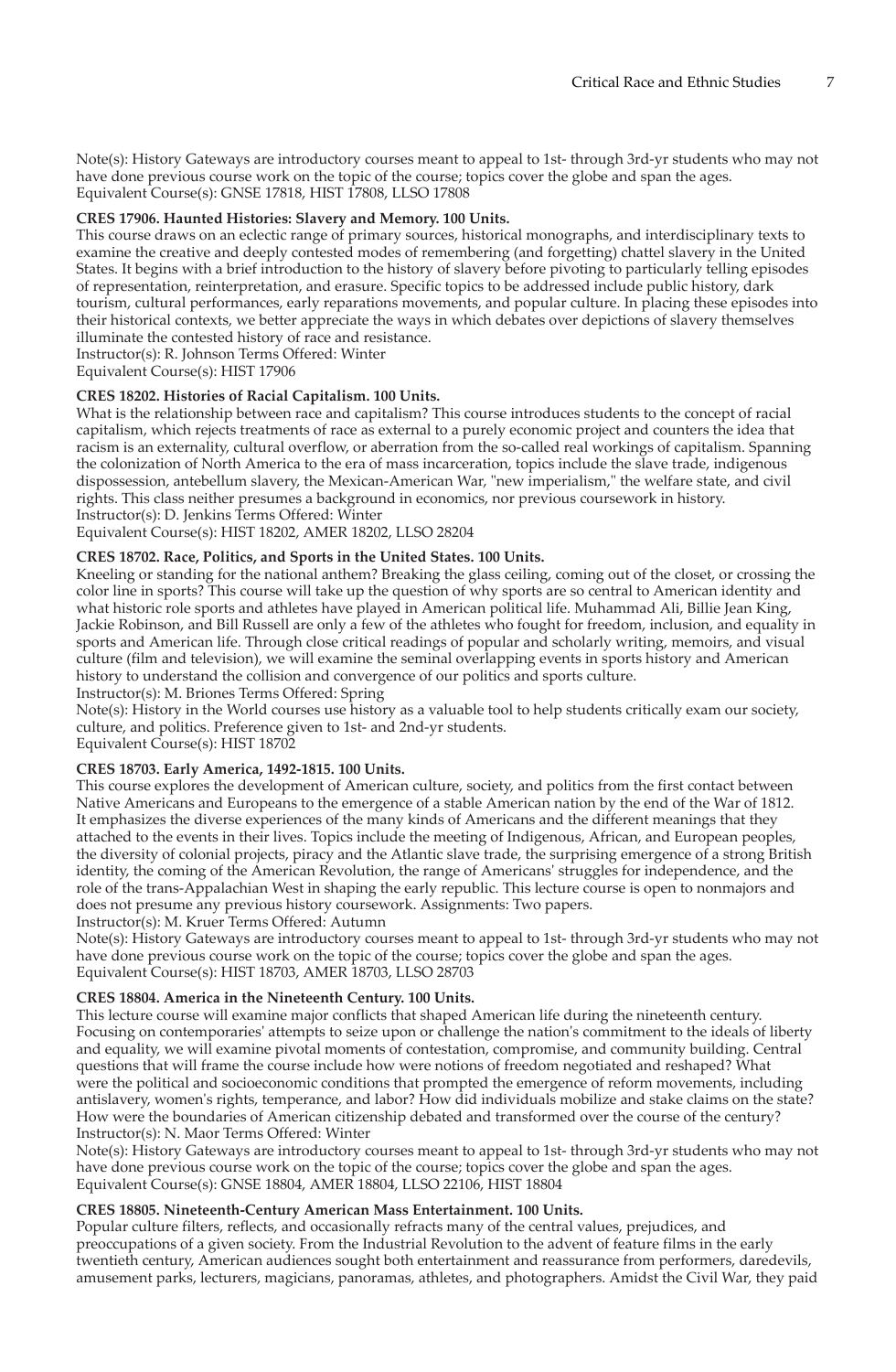Note(s): History Gateways are introductory courses meant to appeal to 1st- through 3rd-yr students who may not have done previous course work on the topic of the course; topics cover the globe and span the ages.
Equivalent Course(s): GNSE 17818, HIST 17808, LLSO 17808

**CRES 17906. Haunted Histories: Slavery and Memory. 100 Units.**

This course draws on an eclectic range of primary sources, historical monographs, and interdisciplinary texts to examine the creative and deeply contested modes of remembering (and forgetting) chattel slavery in the United States. It begins with a brief introduction to the history of slavery before pivoting to particularly telling episodes of representation, reinterpretation, and erasure. Specific topics to be addressed include public history, dark tourism, cultural performances, early reparations movements, and popular culture. In placing these episodes into their historical contexts, we better appreciate the ways in which debates over depictions of slavery themselves illuminate the contested history of race and resistance.
Instructor(s): R. Johnson Terms Offered: Winter
Equivalent Course(s): HIST 17906

**CRES 18202. Histories of Racial Capitalism. 100 Units.**

What is the relationship between race and capitalism? This course introduces students to the concept of racial capitalism, which rejects treatments of race as external to a purely economic project and counters the idea that racism is an externality, cultural overflow, or aberration from the so-called real workings of capitalism. Spanning the colonization of North America to the era of mass incarceration, topics include the slave trade, indigenous dispossession, antebellum slavery, the Mexican-American War, "new imperialism," the welfare state, and civil rights. This class neither presumes a background in economics, nor previous coursework in history.
Instructor(s): D. Jenkins Terms Offered: Winter
Equivalent Course(s): HIST 18202, AMER 18202, LLSO 28204

**CRES 18702. Race, Politics, and Sports in the United States. 100 Units.**

Kneeling or standing for the national anthem? Breaking the glass ceiling, coming out of the closet, or crossing the color line in sports? This course will take up the question of why sports are so central to American identity and what historic role sports and athletes have played in American political life. Muhammad Ali, Billie Jean King, Jackie Robinson, and Bill Russell are only a few of the athletes who fought for freedom, inclusion, and equality in sports and American life. Through close critical readings of popular and scholarly writing, memoirs, and visual culture (film and television), we will examine the seminal overlapping events in sports history and American history to understand the collision and convergence of our politics and sports culture.
Instructor(s): M. Briones Terms Offered: Spring
Note(s): History in the World courses use history as a valuable tool to help students critically exam our society, culture, and politics. Preference given to 1st- and 2nd-yr students.
Equivalent Course(s): HIST 18702

**CRES 18703. Early America, 1492-1815. 100 Units.**

This course explores the development of American culture, society, and politics from the first contact between Native Americans and Europeans to the emergence of a stable American nation by the end of the War of 1812. It emphasizes the diverse experiences of the many kinds of Americans and the different meanings that they attached to the events in their lives. Topics include the meeting of Indigenous, African, and European peoples, the diversity of colonial projects, piracy and the Atlantic slave trade, the surprising emergence of a strong British identity, the coming of the American Revolution, the range of Americans' struggles for independence, and the role of the trans-Appalachian West in shaping the early republic. This lecture course is open to nonmajors and does not presume any previous history coursework. Assignments: Two papers.
Instructor(s): M. Kruer Terms Offered: Autumn
Note(s): History Gateways are introductory courses meant to appeal to 1st- through 3rd-yr students who may not have done previous course work on the topic of the course; topics cover the globe and span the ages.
Equivalent Course(s): HIST 18703, AMER 18703, LLSO 28703

**CRES 18804. America in the Nineteenth Century. 100 Units.**

This lecture course will examine major conflicts that shaped American life during the nineteenth century. Focusing on contemporaries' attempts to seize upon or challenge the nation's commitment to the ideals of liberty and equality, we will examine pivotal moments of contestation, compromise, and community building. Central questions that will frame the course include how were notions of freedom negotiated and reshaped? What were the political and socioeconomic conditions that prompted the emergence of reform movements, including antislavery, women's rights, temperance, and labor? How did individuals mobilize and stake claims on the state? How were the boundaries of American citizenship debated and transformed over the course of the century?
Instructor(s): N. Maor Terms Offered: Winter
Note(s): History Gateways are introductory courses meant to appeal to 1st- through 3rd-yr students who may not have done previous course work on the topic of the course; topics cover the globe and span the ages.
Equivalent Course(s): GNSE 18804, AMER 18804, LLSO 22106, HIST 18804

**CRES 18805. Nineteenth-Century American Mass Entertainment. 100 Units.**

Popular culture filters, reflects, and occasionally refracts many of the central values, prejudices, and preoccupations of a given society. From the Industrial Revolution to the advent of feature films in the early twentieth century, American audiences sought both entertainment and reassurance from performers, daredevils, amusement parks, lecturers, magicians, panoramas, athletes, and photographers. Amidst the Civil War, they paid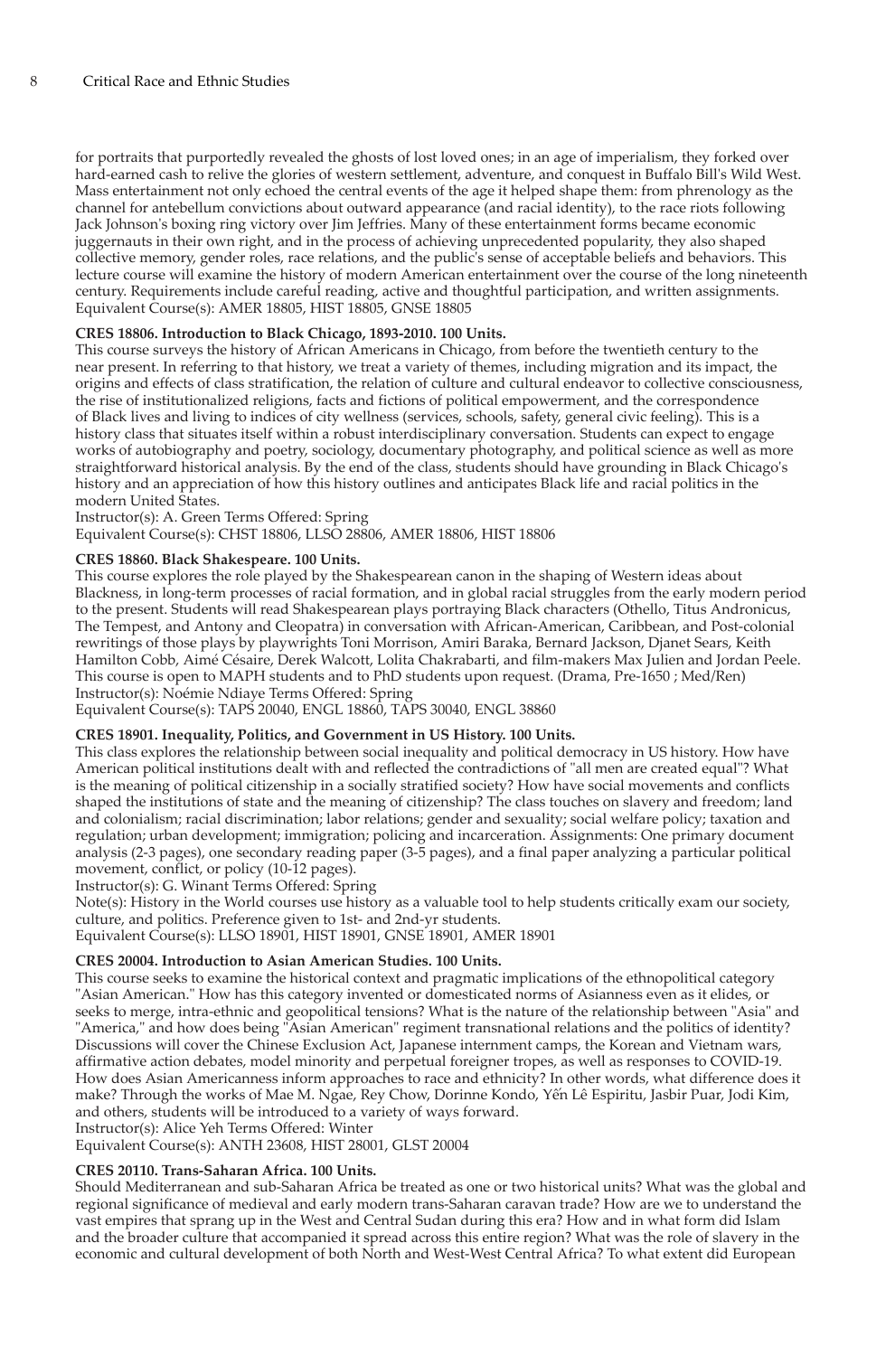for portraits that purportedly revealed the ghosts of lost loved ones; in an age of imperialism, they forked over hard-earned cash to relive the glories of western settlement, adventure, and conquest in Buffalo Bill's Wild West. Mass entertainment not only echoed the central events of the age it helped shape them: from phrenology as the channel for antebellum convictions about outward appearance (and racial identity), to the race riots following Jack Johnson's boxing ring victory over Jim Jeffries. Many of these entertainment forms became economic juggernauts in their own right, and in the process of achieving unprecedented popularity, they also shaped collective memory, gender roles, race relations, and the public's sense of acceptable beliefs and behaviors. This lecture course will examine the history of modern American entertainment over the course of the long nineteenth century. Requirements include careful reading, active and thoughtful participation, and written assignments.
Equivalent Course(s): AMER 18805, HIST 18805, GNSE 18805

**CRES 18806. Introduction to Black Chicago, 1893-2010. 100 Units.**
This course surveys the history of African Americans in Chicago, from before the twentieth century to the near present. In referring to that history, we treat a variety of themes, including migration and its impact, the origins and effects of class stratification, the relation of culture and cultural endeavor to collective consciousness, the rise of institutionalized religions, facts and fictions of political empowerment, and the correspondence of Black lives and living to indices of city wellness (services, schools, safety, general civic feeling). This is a history class that situates itself within a robust interdisciplinary conversation. Students can expect to engage works of autobiography and poetry, sociology, documentary photography, and political science as well as more straightforward historical analysis. By the end of the class, students should have grounding in Black Chicago's history and an appreciation of how this history outlines and anticipates Black life and racial politics in the modern United States.
Instructor(s): A. Green Terms Offered: Spring
Equivalent Course(s): CHST 18806, LLSO 28806, AMER 18806, HIST 18806

**CRES 18860. Black Shakespeare. 100 Units.**
This course explores the role played by the Shakespearean canon in the shaping of Western ideas about Blackness, in long-term processes of racial formation, and in global racial struggles from the early modern period to the present. Students will read Shakespearean plays portraying Black characters (Othello, Titus Andronicus, The Tempest, and Antony and Cleopatra) in conversation with African-American, Caribbean, and Post-colonial rewritings of those plays by playwrights Toni Morrison, Amiri Baraka, Bernard Jackson, Djanet Sears, Keith Hamilton Cobb, Aimé Césaire, Derek Walcott, Lolita Chakrabarti, and film-makers Max Julien and Jordan Peele. This course is open to MAPH students and to PhD students upon request. (Drama, Pre-1650 ; Med/Ren)
Instructor(s): Noémie Ndiaye Terms Offered: Spring
Equivalent Course(s): TAPS 20040, ENGL 18860, TAPS 30040, ENGL 38860

**CRES 18901. Inequality, Politics, and Government in US History. 100 Units.**
This class explores the relationship between social inequality and political democracy in US history. How have American political institutions dealt with and reflected the contradictions of "all men are created equal"? What is the meaning of political citizenship in a socially stratified society? How have social movements and conflicts shaped the institutions of state and the meaning of citizenship? The class touches on slavery and freedom; land and colonialism; racial discrimination; labor relations; gender and sexuality; social welfare policy; taxation and regulation; urban development; immigration; policing and incarceration. Assignments: One primary document analysis (2-3 pages), one secondary reading paper (3-5 pages), and a final paper analyzing a particular political movement, conflict, or policy (10-12 pages).
Instructor(s): G. Winant Terms Offered: Spring
Note(s): History in the World courses use history as a valuable tool to help students critically exam our society, culture, and politics. Preference given to 1st- and 2nd-yr students.
Equivalent Course(s): LLSO 18901, HIST 18901, GNSE 18901, AMER 18901

**CRES 20004. Introduction to Asian American Studies. 100 Units.**
This course seeks to examine the historical context and pragmatic implications of the ethnopolitical category "Asian American." How has this category invented or domesticated norms of Asianness even as it elides, or seeks to merge, intra-ethnic and geopolitical tensions? What is the nature of the relationship between "Asia" and "America," and how does being "Asian American" regiment transnational relations and the politics of identity? Discussions will cover the Chinese Exclusion Act, Japanese internment camps, the Korean and Vietnam wars, affirmative action debates, model minority and perpetual foreigner tropes, as well as responses to COVID-19. How does Asian Americanness inform approaches to race and ethnicity? In other words, what difference does it make? Through the works of Mae M. Ngae, Rey Chow, Dorinne Kondo, Yến Lê Espiritu, Jasbir Puar, Jodi Kim, and others, students will be introduced to a variety of ways forward.
Instructor(s): Alice Yeh Terms Offered: Winter
Equivalent Course(s): ANTH 23608, HIST 28001, GLST 20004

**CRES 20110. Trans-Saharan Africa. 100 Units.**
Should Mediterranean and sub-Saharan Africa be treated as one or two historical units? What was the global and regional significance of medieval and early modern trans-Saharan caravan trade? How are we to understand the vast empires that sprang up in the West and Central Sudan during this era? How and in what form did Islam and the broader culture that accompanied it spread across this entire region? What was the role of slavery in the economic and cultural development of both North and West-West Central Africa? To what extent did European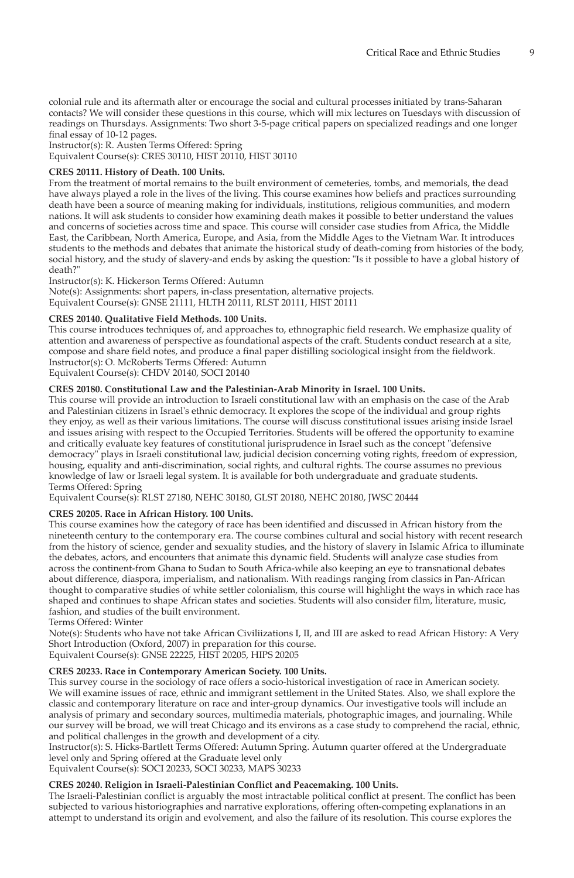colonial rule and its aftermath alter or encourage the social and cultural processes initiated by trans-Saharan contacts? We will consider these questions in this course, which will mix lectures on Tuesdays with discussion of readings on Thursdays. Assignments: Two short 3-5-page critical papers on specialized readings and one longer final essay of 10-12 pages.
Instructor(s): R. Austen Terms Offered: Spring
Equivalent Course(s): CRES 30110, HIST 20110, HIST 30110

**CRES 20111. History of Death. 100 Units.**
From the treatment of mortal remains to the built environment of cemeteries, tombs, and memorials, the dead have always played a role in the lives of the living. This course examines how beliefs and practices surrounding death have been a source of meaning making for individuals, institutions, religious communities, and modern nations. It will ask students to consider how examining death makes it possible to better understand the values and concerns of societies across time and space. This course will consider case studies from Africa, the Middle East, the Caribbean, North America, Europe, and Asia, from the Middle Ages to the Vietnam War. It introduces students to the methods and debates that animate the historical study of death-coming from histories of the body, social history, and the study of slavery-and ends by asking the question: "Is it possible to have a global history of death?"
Instructor(s): K. Hickerson Terms Offered: Autumn
Note(s): Assignments: short papers, in-class presentation, alternative projects.
Equivalent Course(s): GNSE 21111, HLTH 20111, RLST 20111, HIST 20111

**CRES 20140. Qualitative Field Methods. 100 Units.**
This course introduces techniques of, and approaches to, ethnographic field research. We emphasize quality of attention and awareness of perspective as foundational aspects of the craft. Students conduct research at a site, compose and share field notes, and produce a final paper distilling sociological insight from the fieldwork.
Instructor(s): O. McRoberts Terms Offered: Autumn
Equivalent Course(s): CHDV 20140, SOCI 20140

**CRES 20180. Constitutional Law and the Palestinian-Arab Minority in Israel. 100 Units.**
This course will provide an introduction to Israeli constitutional law with an emphasis on the case of the Arab and Palestinian citizens in Israel's ethnic democracy. It explores the scope of the individual and group rights they enjoy, as well as their various limitations. The course will discuss constitutional issues arising inside Israel and issues arising with respect to the Occupied Territories. Students will be offered the opportunity to examine and critically evaluate key features of constitutional jurisprudence in Israel such as the concept "defensive democracy" plays in Israeli constitutional law, judicial decision concerning voting rights, freedom of expression, housing, equality and anti-discrimination, social rights, and cultural rights. The course assumes no previous knowledge of law or Israeli legal system. It is available for both undergraduate and graduate students.
Terms Offered: Spring
Equivalent Course(s): RLST 27180, NEHC 30180, GLST 20180, NEHC 20180, JWSC 20444

**CRES 20205. Race in African History. 100 Units.**
This course examines how the category of race has been identified and discussed in African history from the nineteenth century to the contemporary era. The course combines cultural and social history with recent research from the history of science, gender and sexuality studies, and the history of slavery in Islamic Africa to illuminate the debates, actors, and encounters that animate this dynamic field. Students will analyze case studies from across the continent-from Ghana to Sudan to South Africa-while also keeping an eye to transnational debates about difference, diaspora, imperialism, and nationalism. With readings ranging from classics in Pan-African thought to comparative studies of white settler colonialism, this course will highlight the ways in which race has shaped and continues to shape African states and societies. Students will also consider film, literature, music, fashion, and studies of the built environment.
Terms Offered: Winter
Note(s): Students who have not take African Civiliizations I, II, and III are asked to read African History: A Very Short Introduction (Oxford, 2007) in preparation for this course.
Equivalent Course(s): GNSE 22225, HIST 20205, HIPS 20205

**CRES 20233. Race in Contemporary American Society. 100 Units.**
This survey course in the sociology of race offers a socio-historical investigation of race in American society. We will examine issues of race, ethnic and immigrant settlement in the United States. Also, we shall explore the classic and contemporary literature on race and inter-group dynamics. Our investigative tools will include an analysis of primary and secondary sources, multimedia materials, photographic images, and journaling. While our survey will be broad, we will treat Chicago and its environs as a case study to comprehend the racial, ethnic, and political challenges in the growth and development of a city.
Instructor(s): S. Hicks-Bartlett Terms Offered: Autumn Spring. Autumn quarter offered at the Undergraduate level only and Spring offered at the Graduate level only
Equivalent Course(s): SOCI 20233, SOCI 30233, MAPS 30233

**CRES 20240. Religion in Israeli-Palestinian Conflict and Peacemaking. 100 Units.**
The Israeli-Palestinian conflict is arguably the most intractable political conflict at present. The conflict has been subjected to various historiographies and narrative explorations, offering often-competing explanations in an attempt to understand its origin and evolvement, and also the failure of its resolution. This course explores the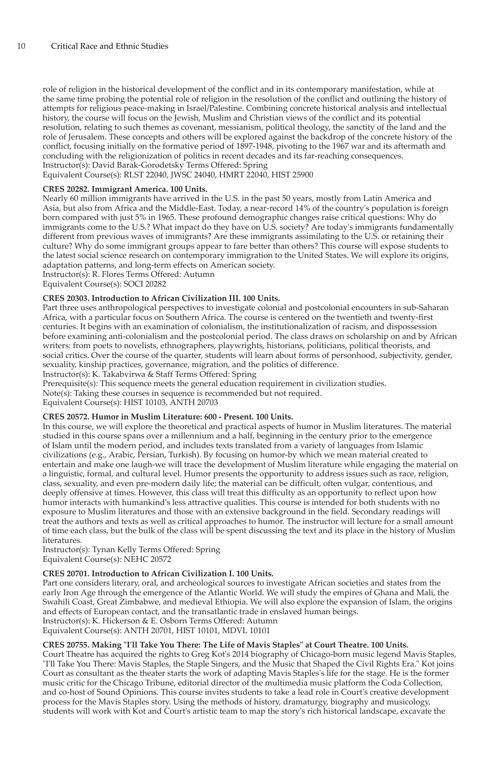role of religion in the historical development of the conflict and in its contemporary manifestation, while at the same time probing the potential role of religion in the resolution of the conflict and outlining the history of attempts for religious peace-making in Israel/Palestine. Combining concrete historical analysis and intellectual history, the course will focus on the Jewish, Muslim and Christian views of the conflict and its potential resolution, relating to such themes as covenant, messianism, political theology, the sanctity of the land and the role of Jerusalem. These concepts and others will be explored against the backdrop of the concrete history of the conflict, focusing initially on the formative period of 1897-1948, pivoting to the 1967 war and its aftermath and concluding with the religionization of politics in recent decades and its far-reaching consequences.
Instructor(s): David Barak-Gorodetsky Terms Offered: Spring
Equivalent Course(s): RLST 22040, JWSC 24040, HMRT 22040, HIST 25900

**CRES 20282. Immigrant America. 100 Units.**
Nearly 60 million immigrants have arrived in the U.S. in the past 50 years, mostly from Latin America and Asia, but also from Africa and the Middle-East. Today, a near-record 14% of the country's population is foreign born compared with just 5% in 1965. These profound demographic changes raise critical questions: Why do immigrants come to the U.S.? What impact do they have on U.S. society? Are today's immigrants fundamentally different from previous waves of immigrants? Are these immigrants assimilating to the U.S. or retaining their culture? Why do some immigrant groups appear to fare better than others? This course will expose students to the latest social science research on contemporary immigration to the United States. We will explore its origins, adaptation patterns, and long-term effects on American society.
Instructor(s): R. Flores Terms Offered: Autumn
Equivalent Course(s): SOCI 20282

**CRES 20303. Introduction to African Civilization III. 100 Units.**
Part three uses anthropological perspectives to investigate colonial and postcolonial encounters in sub-Saharan Africa, with a particular focus on Southern Africa. The course is centered on the twentieth and twenty-first centuries. It begins with an examination of colonialism, the institutionalization of racism, and dispossession before examining anti-colonialism and the postcolonial period. The class draws on scholarship on and by African writers: from poets to novelists, ethnographers, playwrights, historians, politicians, political theorists, and social critics. Over the course of the quarter, students will learn about forms of personhood, subjectivity, gender, sexuality, kinship practices, governance, migration, and the politics of difference.
Instructor(s): K. Takabvirwa & Staff Terms Offered: Spring
Prerequisite(s): This sequence meets the general education requirement in civilization studies.
Note(s): Taking these courses in sequence is recommended but not required.
Equivalent Course(s): HIST 10103, ANTH 20703

**CRES 20572. Humor in Muslim Literature: 600 - Present. 100 Units.**
In this course, we will explore the theoretical and practical aspects of humor in Muslim literatures. The material studied in this course spans over a millennium and a half, beginning in the century prior to the emergence of Islam until the modern period, and includes texts translated from a variety of languages from Islamic civilizations (e.g., Arabic, Persian, Turkish). By focusing on humor-by which we mean material created to entertain and make one laugh-we will trace the development of Muslim literature while engaging the material on a linguistic, formal, and cultural level. Humor presents the opportunity to address issues such as race, religion, class, sexuality, and even pre-modern daily life; the material can be difficult, often vulgar, contentious, and deeply offensive at times. However, this class will treat this difficulty as an opportunity to reflect upon how humor interacts with humankind's less attractive qualities. This course is intended for both students with no exposure to Muslim literatures and those with an extensive background in the field. Secondary readings will treat the authors and texts as well as critical approaches to humor. The instructor will lecture for a small amount of time each class, but the bulk of the class will be spent discussing the text and its place in the history of Muslim literatures.
Instructor(s): Tynan Kelly Terms Offered: Spring
Equivalent Course(s): NEHC 20572

**CRES 20701. Introduction to African Civilization I. 100 Units.**
Part one considers literary, oral, and archeological sources to investigate African societies and states from the early Iron Age through the emergence of the Atlantic World. We will study the empires of Ghana and Mali, the Swahili Coast, Great Zimbabwe, and medieval Ethiopia. We will also explore the expansion of Islam, the origins and effects of European contact, and the transatlantic trade in enslaved human beings.
Instructor(s): K. Hickerson & E. Osborn Terms Offered: Autumn
Equivalent Course(s): ANTH 20701, HIST 10101, MDVL 10101

**CRES 20755. Making "I'll Take You There: The Life of Mavis Staples" at Court Theatre. 100 Units.**
Court Theatre has acquired the rights to Greg Kot's 2014 biography of Chicago-born music legend Mavis Staples, "I'll Take You There: Mavis Staples, the Staple Singers, and the Music that Shaped the Civil Rights Era." Kot joins Court as consultant as the theater starts the work of adapting Mavis Staples's life for the stage. He is the former music critic for the Chicago Tribune, editorial director of the multimedia music platform the Coda Collection, and co-host of Sound Opinions. This course invites students to take a lead role in Court's creative development process for the Mavis Staples story. Using the methods of history, dramaturgy, biography and musicology, students will work with Kot and Court's artistic team to map the story's rich historical landscape, excavate the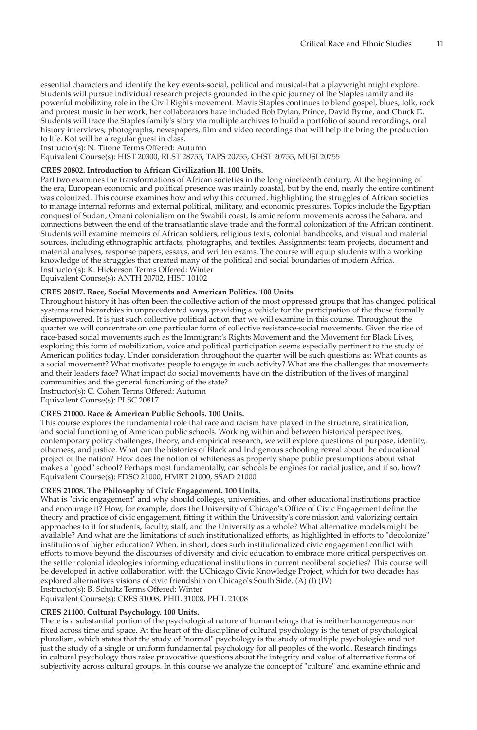essential characters and identify the key events-social, political and musical-that a playwright might explore. Students will pursue individual research projects grounded in the epic journey of the Staples family and its powerful mobilizing role in the Civil Rights movement. Mavis Staples continues to blend gospel, blues, folk, rock and protest music in her work; her collaborators have included Bob Dylan, Prince, David Byrne, and Chuck D. Students will trace the Staples family's story via multiple archives to build a portfolio of sound recordings, oral history interviews, photographs, newspapers, film and video recordings that will help the bring the production to life. Kot will be a regular guest in class.
Instructor(s): N. Titone Terms Offered: Autumn
Equivalent Course(s): HIST 20300, RLST 28755, TAPS 20755, CHST 20755, MUSI 20755

**CRES 20802. Introduction to African Civilization II. 100 Units.**
Part two examines the transformations of African societies in the long nineteenth century. At the beginning of the era, European economic and political presence was mainly coastal, but by the end, nearly the entire continent was colonized. This course examines how and why this occurred, highlighting the struggles of African societies to manage internal reforms and external political, military, and economic pressures. Topics include the Egyptian conquest of Sudan, Omani colonialism on the Swahili coast, Islamic reform movements across the Sahara, and connections between the end of the transatlantic slave trade and the formal colonization of the African continent. Students will examine memoirs of African soldiers, religious texts, colonial handbooks, and visual and material sources, including ethnographic artifacts, photographs, and textiles. Assignments: team projects, document and material analyses, response papers, essays, and written exams. The course will equip students with a working knowledge of the struggles that created many of the political and social boundaries of modern Africa.
Instructor(s): K. Hickerson Terms Offered: Winter
Equivalent Course(s): ANTH 20702, HIST 10102

**CRES 20817. Race, Social Movements and American Politics. 100 Units.**
Throughout history it has often been the collective action of the most oppressed groups that has changed political systems and hierarchies in unprecedented ways, providing a vehicle for the participation of the those formally disempowered. It is just such collective political action that we will examine in this course. Throughout the quarter we will concentrate on one particular form of collective resistance-social movements. Given the rise of race-based social movements such as the Immigrant's Rights Movement and the Movement for Black Lives, exploring this form of mobilization, voice and political participation seems especially pertinent to the study of American politics today. Under consideration throughout the quarter will be such questions as: What counts as a social movement? What motivates people to engage in such activity? What are the challenges that movements and their leaders face? What impact do social movements have on the distribution of the lives of marginal communities and the general functioning of the state?
Instructor(s): C. Cohen Terms Offered: Autumn
Equivalent Course(s): PLSC 20817

**CRES 21000. Race & American Public Schools. 100 Units.**
This course explores the fundamental role that race and racism have played in the structure, stratification, and social functioning of American public schools. Working within and between historical perspectives, contemporary policy challenges, theory, and empirical research, we will explore questions of purpose, identity, otherness, and justice. What can the histories of Black and Indigenous schooling reveal about the educational project of the nation? How does the notion of whiteness as property shape public presumptions about what makes a "good" school? Perhaps most fundamentally, can schools be engines for racial justice, and if so, how?
Equivalent Course(s): EDSO 21000, HMRT 21000, SSAD 21000

**CRES 21008. The Philosophy of Civic Engagement. 100 Units.**
What is "civic engagement" and why should colleges, universities, and other educational institutions practice and encourage it? How, for example, does the University of Chicago's Office of Civic Engagement define the theory and practice of civic engagement, fitting it within the University's core mission and valorizing certain approaches to it for students, faculty, staff, and the University as a whole? What alternative models might be available? And what are the limitations of such institutionalized efforts, as highlighted in efforts to "decolonize" institutions of higher education? When, in short, does such institutionalized civic engagement conflict with efforts to move beyond the discourses of diversity and civic education to embrace more critical perspectives on the settler colonial ideologies informing educational institutions in current neoliberal societies? This course will be developed in active collaboration with the UChicago Civic Knowledge Project, which for two decades has explored alternatives visions of civic friendship on Chicago's South Side. (A) (I) (IV)
Instructor(s): B. Schultz Terms Offered: Winter
Equivalent Course(s): CRES 31008, PHIL 31008, PHIL 21008

**CRES 21100. Cultural Psychology. 100 Units.**
There is a substantial portion of the psychological nature of human beings that is neither homogeneous nor fixed across time and space. At the heart of the discipline of cultural psychology is the tenet of psychological pluralism, which states that the study of "normal" psychology is the study of multiple psychologies and not just the study of a single or uniform fundamental psychology for all peoples of the world. Research findings in cultural psychology thus raise provocative questions about the integrity and value of alternative forms of subjectivity across cultural groups. In this course we analyze the concept of "culture" and examine ethnic and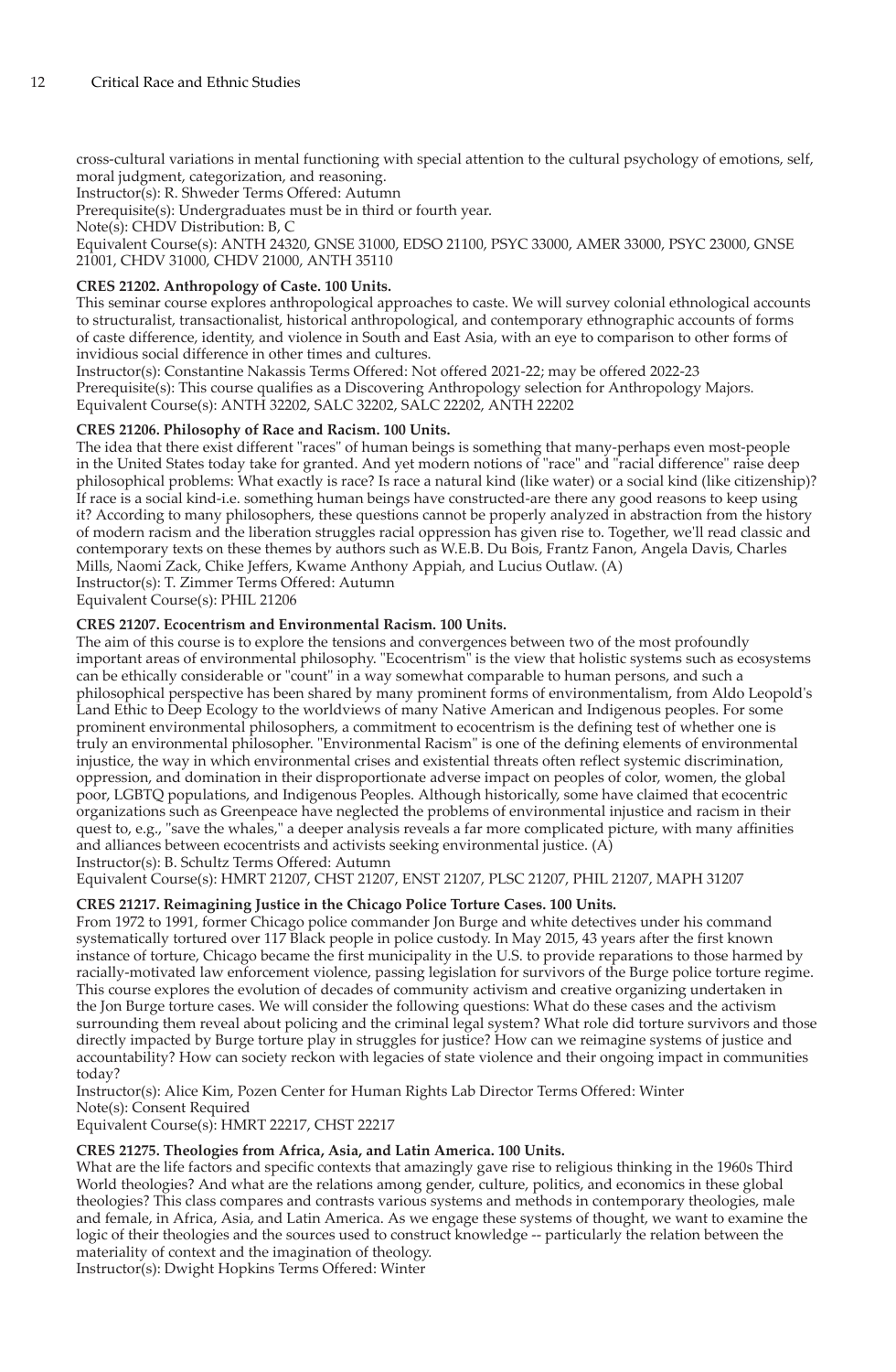cross-cultural variations in mental functioning with special attention to the cultural psychology of emotions, self, moral judgment, categorization, and reasoning.
Instructor(s): R. Shweder Terms Offered: Autumn
Prerequisite(s): Undergraduates must be in third or fourth year.
Note(s): CHDV Distribution: B, C
Equivalent Course(s): ANTH 24320, GNSE 31000, EDSO 21100, PSYC 33000, AMER 33000, PSYC 23000, GNSE 21001, CHDV 31000, CHDV 21000, ANTH 35110

**CRES 21202. Anthropology of Caste. 100 Units.**
This seminar course explores anthropological approaches to caste. We will survey colonial ethnological accounts to structuralist, transactionalist, historical anthropological, and contemporary ethnographic accounts of forms of caste difference, identity, and violence in South and East Asia, with an eye to comparison to other forms of invidious social difference in other times and cultures.
Instructor(s): Constantine Nakassis Terms Offered: Not offered 2021-22; may be offered 2022-23
Prerequisite(s): This course qualifies as a Discovering Anthropology selection for Anthropology Majors.
Equivalent Course(s): ANTH 32202, SALC 32202, SALC 22202, ANTH 22202

**CRES 21206. Philosophy of Race and Racism. 100 Units.**
The idea that there exist different "races" of human beings is something that many-perhaps even most-people in the United States today take for granted. And yet modern notions of "race" and "racial difference" raise deep philosophical problems: What exactly is race? Is race a natural kind (like water) or a social kind (like citizenship)? If race is a social kind-i.e. something human beings have constructed-are there any good reasons to keep using it? According to many philosophers, these questions cannot be properly analyzed in abstraction from the history of modern racism and the liberation struggles racial oppression has given rise to. Together, we'll read classic and contemporary texts on these themes by authors such as W.E.B. Du Bois, Frantz Fanon, Angela Davis, Charles Mills, Naomi Zack, Chike Jeffers, Kwame Anthony Appiah, and Lucius Outlaw. (A)
Instructor(s): T. Zimmer Terms Offered: Autumn
Equivalent Course(s): PHIL 21206

**CRES 21207. Ecocentrism and Environmental Racism. 100 Units.**
The aim of this course is to explore the tensions and convergences between two of the most profoundly important areas of environmental philosophy. "Ecocentrism" is the view that holistic systems such as ecosystems can be ethically considerable or "count" in a way somewhat comparable to human persons, and such a philosophical perspective has been shared by many prominent forms of environmentalism, from Aldo Leopold's Land Ethic to Deep Ecology to the worldviews of many Native American and Indigenous peoples. For some prominent environmental philosophers, a commitment to ecocentrism is the defining test of whether one is truly an environmental philosopher. "Environmental Racism" is one of the defining elements of environmental injustice, the way in which environmental crises and existential threats often reflect systemic discrimination, oppression, and domination in their disproportionate adverse impact on peoples of color, women, the global poor, LGBTQ populations, and Indigenous Peoples. Although historically, some have claimed that ecocentric organizations such as Greenpeace have neglected the problems of environmental injustice and racism in their quest to, e.g., "save the whales," a deeper analysis reveals a far more complicated picture, with many affinities and alliances between ecocentrists and activists seeking environmental justice. (A)
Instructor(s): B. Schultz Terms Offered: Autumn
Equivalent Course(s): HMRT 21207, CHST 21207, ENST 21207, PLSC 21207, PHIL 21207, MAPH 31207

**CRES 21217. Reimagining Justice in the Chicago Police Torture Cases. 100 Units.**
From 1972 to 1991, former Chicago police commander Jon Burge and white detectives under his command systematically tortured over 117 Black people in police custody. In May 2015, 43 years after the first known instance of torture, Chicago became the first municipality in the U.S. to provide reparations to those harmed by racially-motivated law enforcement violence, passing legislation for survivors of the Burge police torture regime. This course explores the evolution of decades of community activism and creative organizing undertaken in the Jon Burge torture cases. We will consider the following questions: What do these cases and the activism surrounding them reveal about policing and the criminal legal system? What role did torture survivors and those directly impacted by Burge torture play in struggles for justice? How can we reimagine systems of justice and accountability? How can society reckon with legacies of state violence and their ongoing impact in communities today?
Instructor(s): Alice Kim, Pozen Center for Human Rights Lab Director Terms Offered: Winter
Note(s): Consent Required
Equivalent Course(s): HMRT 22217, CHST 22217

**CRES 21275. Theologies from Africa, Asia, and Latin America. 100 Units.**
What are the life factors and specific contexts that amazingly gave rise to religious thinking in the 1960s Third World theologies? And what are the relations among gender, culture, politics, and economics in these global theologies? This class compares and contrasts various systems and methods in contemporary theologies, male and female, in Africa, Asia, and Latin America. As we engage these systems of thought, we want to examine the logic of their theologies and the sources used to construct knowledge -- particularly the relation between the materiality of context and the imagination of theology.
Instructor(s): Dwight Hopkins Terms Offered: Winter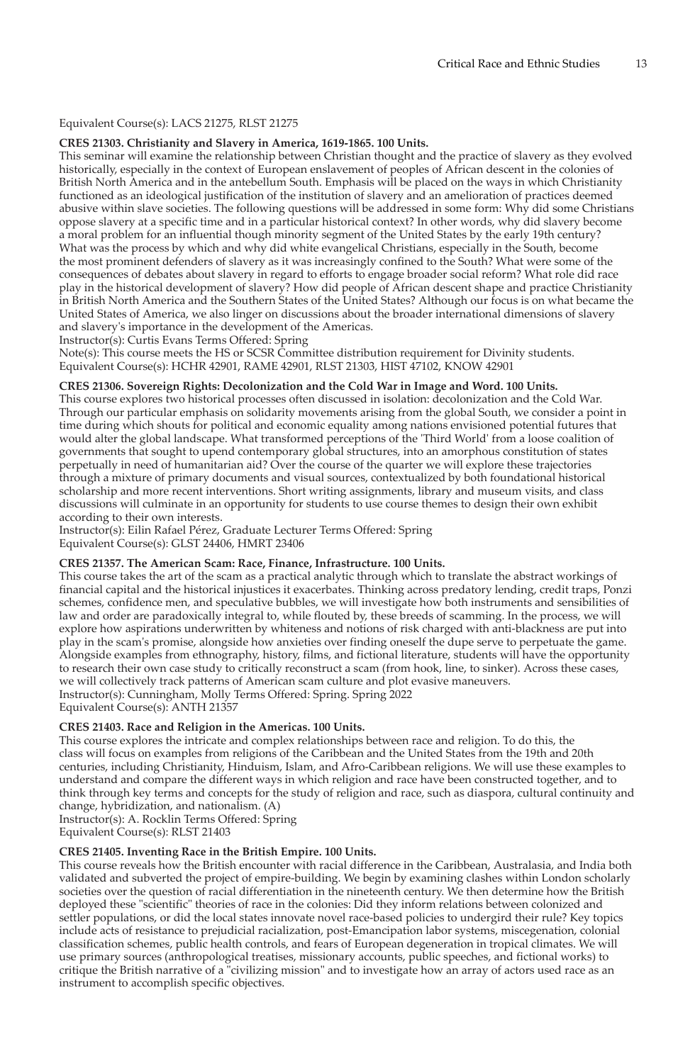Equivalent Course(s): LACS 21275, RLST 21275

**CRES 21303. Christianity and Slavery in America, 1619-1865. 100 Units.**

This seminar will examine the relationship between Christian thought and the practice of slavery as they evolved historically, especially in the context of European enslavement of peoples of African descent in the colonies of British North America and in the antebellum South. Emphasis will be placed on the ways in which Christianity functioned as an ideological justification of the institution of slavery and an amelioration of practices deemed abusive within slave societies. The following questions will be addressed in some form: Why did some Christians oppose slavery at a specific time and in a particular historical context? In other words, why did slavery become a moral problem for an influential though minority segment of the United States by the early 19th century? What was the process by which and why did white evangelical Christians, especially in the South, become the most prominent defenders of slavery as it was increasingly confined to the South? What were some of the consequences of debates about slavery in regard to efforts to engage broader social reform? What role did race play in the historical development of slavery? How did people of African descent shape and practice Christianity in British North America and the Southern States of the United States? Although our focus is on what became the United States of America, we also linger on discussions about the broader international dimensions of slavery and slavery's importance in the development of the Americas.

Instructor(s): Curtis Evans Terms Offered: Spring

Note(s): This course meets the HS or SCSR Committee distribution requirement for Divinity students.

Equivalent Course(s): HCHR 42901, RAME 42901, RLST 21303, HIST 47102, KNOW 42901

**CRES 21306. Sovereign Rights: Decolonization and the Cold War in Image and Word. 100 Units.**

This course explores two historical processes often discussed in isolation: decolonization and the Cold War. Through our particular emphasis on solidarity movements arising from the global South, we consider a point in time during which shouts for political and economic equality among nations envisioned potential futures that would alter the global landscape. What transformed perceptions of the 'Third World' from a loose coalition of governments that sought to upend contemporary global structures, into an amorphous constitution of states perpetually in need of humanitarian aid? Over the course of the quarter we will explore these trajectories through a mixture of primary documents and visual sources, contextualized by both foundational historical scholarship and more recent interventions. Short writing assignments, library and museum visits, and class discussions will culminate in an opportunity for students to use course themes to design their own exhibit according to their own interests.

Instructor(s): Eilin Rafael Pérez, Graduate Lecturer Terms Offered: Spring

Equivalent Course(s): GLST 24406, HMRT 23406

**CRES 21357. The American Scam: Race, Finance, Infrastructure. 100 Units.**

This course takes the art of the scam as a practical analytic through which to translate the abstract workings of financial capital and the historical injustices it exacerbates. Thinking across predatory lending, credit traps, Ponzi schemes, confidence men, and speculative bubbles, we will investigate how both instruments and sensibilities of law and order are paradoxically integral to, while flouted by, these breeds of scamming. In the process, we will explore how aspirations underwritten by whiteness and notions of risk charged with anti-blackness are put into play in the scam's promise, alongside how anxieties over finding oneself the dupe serve to perpetuate the game. Alongside examples from ethnography, history, films, and fictional literature, students will have the opportunity to research their own case study to critically reconstruct a scam (from hook, line, to sinker). Across these cases, we will collectively track patterns of American scam culture and plot evasive maneuvers.

Instructor(s): Cunningham, Molly Terms Offered: Spring. Spring 2022

Equivalent Course(s): ANTH 21357

**CRES 21403. Race and Religion in the Americas. 100 Units.**

This course explores the intricate and complex relationships between race and religion. To do this, the class will focus on examples from religions of the Caribbean and the United States from the 19th and 20th centuries, including Christianity, Hinduism, Islam, and Afro-Caribbean religions. We will use these examples to understand and compare the different ways in which religion and race have been constructed together, and to think through key terms and concepts for the study of religion and race, such as diaspora, cultural continuity and change, hybridization, and nationalism. (A)

Instructor(s): A. Rocklin Terms Offered: Spring

Equivalent Course(s): RLST 21403

**CRES 21405. Inventing Race in the British Empire. 100 Units.**

This course reveals how the British encounter with racial difference in the Caribbean, Australasia, and India both validated and subverted the project of empire-building. We begin by examining clashes within London scholarly societies over the question of racial differentiation in the nineteenth century. We then determine how the British deployed these "scientific" theories of race in the colonies: Did they inform relations between colonized and settler populations, or did the local states innovate novel race-based policies to undergird their rule? Key topics include acts of resistance to prejudicial racialization, post-Emancipation labor systems, miscegenation, colonial classification schemes, public health controls, and fears of European degeneration in tropical climates. We will use primary sources (anthropological treatises, missionary accounts, public speeches, and fictional works) to critique the British narrative of a "civilizing mission" and to investigate how an array of actors used race as an instrument to accomplish specific objectives.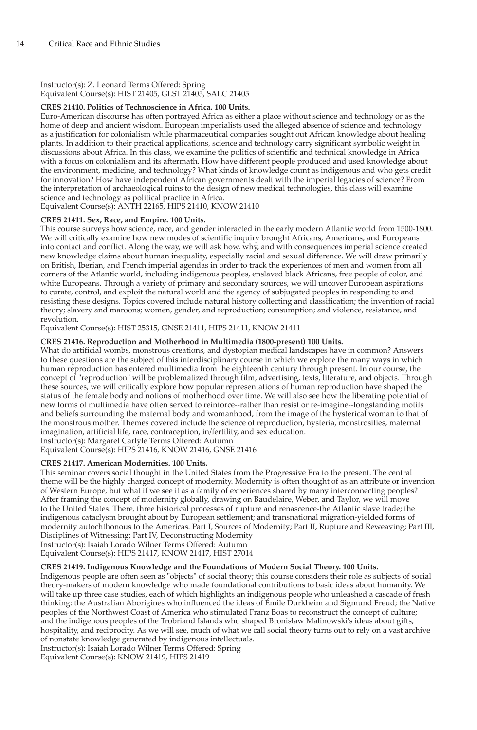Instructor(s): Z. Leonard Terms Offered: Spring
Equivalent Course(s): HIST 21405, GLST 21405, SALC 21405

**CRES 21410. Politics of Technoscience in Africa. 100 Units.**
Euro-American discourse has often portrayed Africa as either a place without science and technology or as the home of deep and ancient wisdom. European imperialists used the alleged absence of science and technology as a justification for colonialism while pharmaceutical companies sought out African knowledge about healing plants. In addition to their practical applications, science and technology carry significant symbolic weight in discussions about Africa. In this class, we examine the politics of scientific and technical knowledge in Africa with a focus on colonialism and its aftermath. How have different people produced and used knowledge about the environment, medicine, and technology? What kinds of knowledge count as indigenous and who gets credit for innovation? How have independent African governments dealt with the imperial legacies of science? From the interpretation of archaeological ruins to the design of new medical technologies, this class will examine science and technology as political practice in Africa.
Equivalent Course(s): ANTH 22165, HIPS 21410, KNOW 21410

**CRES 21411. Sex, Race, and Empire. 100 Units.**
This course surveys how science, race, and gender interacted in the early modern Atlantic world from 1500-1800. We will critically examine how new modes of scientific inquiry brought Africans, Americans, and Europeans into contact and conflict. Along the way, we will ask how, why, and with consequences imperial science created new knowledge claims about human inequality, especially racial and sexual difference. We will draw primarily on British, Iberian, and French imperial agendas in order to track the experiences of men and women from all corners of the Atlantic world, including indigenous peoples, enslaved black Africans, free people of color, and white Europeans. Through a variety of primary and secondary sources, we will uncover European aspirations to curate, control, and exploit the natural world and the agency of subjugated peoples in responding to and resisting these designs. Topics covered include natural history collecting and classification; the invention of racial theory; slavery and maroons; women, gender, and reproduction; consumption; and violence, resistance, and revolution.
Equivalent Course(s): HIST 25315, GNSE 21411, HIPS 21411, KNOW 21411

**CRES 21416. Reproduction and Motherhood in Multimedia (1800-present) 100 Units.**
What do artificial wombs, monstrous creations, and dystopian medical landscapes have in common? Answers to these questions are the subject of this interdisciplinary course in which we explore the many ways in which human reproduction has entered multimedia from the eighteenth century through present. In our course, the concept of "reproduction" will be problematized through film, advertising, texts, literature, and objects. Through these sources, we will critically explore how popular representations of human reproduction have shaped the status of the female body and notions of motherhood over time. We will also see how the liberating potential of new forms of multimedia have often served to reinforce--rather than resist or re-imagine--longstanding motifs and beliefs surrounding the maternal body and womanhood, from the image of the hysterical woman to that of the monstrous mother. Themes covered include the science of reproduction, hysteria, monstrosities, maternal imagination, artificial life, race, contraception, in/fertility, and sex education.
Instructor(s): Margaret Carlyle Terms Offered: Autumn
Equivalent Course(s): HIPS 21416, KNOW 21416, GNSE 21416

**CRES 21417. American Modernities. 100 Units.**
This seminar covers social thought in the United States from the Progressive Era to the present. The central theme will be the highly charged concept of modernity. Modernity is often thought of as an attribute or invention of Western Europe, but what if we see it as a family of experiences shared by many interconnecting peoples? After framing the concept of modernity globally, drawing on Baudelaire, Weber, and Taylor, we will move to the United States. There, three historical processes of rupture and renascence-the Atlantic slave trade; the indigenous cataclysm brought about by European settlement; and transnational migration-yielded forms of modernity autochthonous to the Americas. Part I, Sources of Modernity; Part II, Rupture and Reweaving; Part III, Disciplines of Witnessing; Part IV, Deconstructing Modernity
Instructor(s): Isaiah Lorado Wilner Terms Offered: Autumn
Equivalent Course(s): HIPS 21417, KNOW 21417, HIST 27014

**CRES 21419. Indigenous Knowledge and the Foundations of Modern Social Theory. 100 Units.**
Indigenous people are often seen as "objects" of social theory; this course considers their role as subjects of social theory-makers of modern knowledge who made foundational contributions to basic ideas about humanity. We will take up three case studies, each of which highlights an indigenous people who unleashed a cascade of fresh thinking: the Australian Aborigines who influenced the ideas of Émile Durkheim and Sigmund Freud; the Native peoples of the Northwest Coast of America who stimulated Franz Boas to reconstruct the concept of culture; and the indigenous peoples of the Trobriand Islands who shaped Bronisław Malinowski's ideas about gifts, hospitality, and reciprocity. As we will see, much of what we call social theory turns out to rely on a vast archive of nonstate knowledge generated by indigenous intellectuals.
Instructor(s): Isaiah Lorado Wilner Terms Offered: Spring
Equivalent Course(s): KNOW 21419, HIPS 21419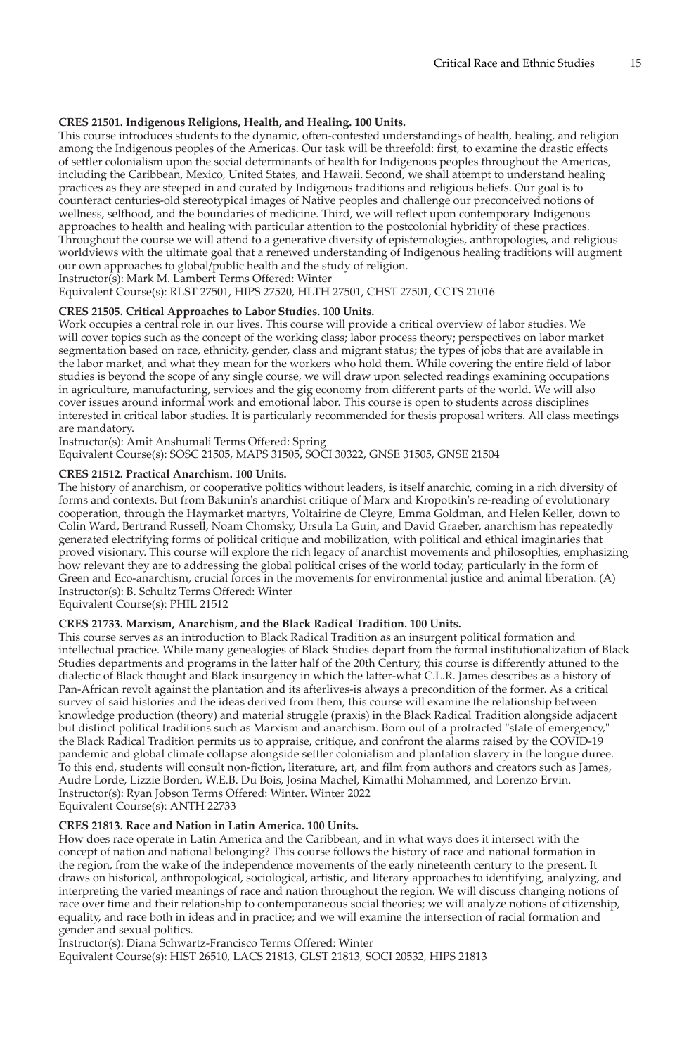**CRES 21501. Indigenous Religions, Health, and Healing. 100 Units.**

This course introduces students to the dynamic, often-contested understandings of health, healing, and religion among the Indigenous peoples of the Americas. Our task will be threefold: first, to examine the drastic effects of settler colonialism upon the social determinants of health for Indigenous peoples throughout the Americas, including the Caribbean, Mexico, United States, and Hawaii. Second, we shall attempt to understand healing practices as they are steeped in and curated by Indigenous traditions and religious beliefs. Our goal is to counteract centuries-old stereotypical images of Native peoples and challenge our preconceived notions of wellness, selfhood, and the boundaries of medicine. Third, we will reflect upon contemporary Indigenous approaches to health and healing with particular attention to the postcolonial hybridity of these practices. Throughout the course we will attend to a generative diversity of epistemologies, anthropologies, and religious worldviews with the ultimate goal that a renewed understanding of Indigenous healing traditions will augment our own approaches to global/public health and the study of religion.

Instructor(s): Mark M. Lambert Terms Offered: Winter

Equivalent Course(s): RLST 27501, HIPS 27520, HLTH 27501, CHST 27501, CCTS 21016

**CRES 21505. Critical Approaches to Labor Studies. 100 Units.**

Work occupies a central role in our lives. This course will provide a critical overview of labor studies. We will cover topics such as the concept of the working class; labor process theory; perspectives on labor market segmentation based on race, ethnicity, gender, class and migrant status; the types of jobs that are available in the labor market, and what they mean for the workers who hold them. While covering the entire field of labor studies is beyond the scope of any single course, we will draw upon selected readings examining occupations in agriculture, manufacturing, services and the gig economy from different parts of the world. We will also cover issues around informal work and emotional labor. This course is open to students across disciplines interested in critical labor studies. It is particularly recommended for thesis proposal writers. All class meetings are mandatory.

Instructor(s): Amit Anshumali Terms Offered: Spring

Equivalent Course(s): SOSC 21505, MAPS 31505, SOCI 30322, GNSE 31505, GNSE 21504

**CRES 21512. Practical Anarchism. 100 Units.**

The history of anarchism, or cooperative politics without leaders, is itself anarchic, coming in a rich diversity of forms and contexts. But from Bakunin's anarchist critique of Marx and Kropotkin's re-reading of evolutionary cooperation, through the Haymarket martyrs, Voltairine de Cleyre, Emma Goldman, and Helen Keller, down to Colin Ward, Bertrand Russell, Noam Chomsky, Ursula La Guin, and David Graeber, anarchism has repeatedly generated electrifying forms of political critique and mobilization, with political and ethical imaginaries that proved visionary. This course will explore the rich legacy of anarchist movements and philosophies, emphasizing how relevant they are to addressing the global political crises of the world today, particularly in the form of Green and Eco-anarchism, crucial forces in the movements for environmental justice and animal liberation. (A)

Instructor(s): B. Schultz Terms Offered: Winter

Equivalent Course(s): PHIL 21512

**CRES 21733. Marxism, Anarchism, and the Black Radical Tradition. 100 Units.**

This course serves as an introduction to Black Radical Tradition as an insurgent political formation and intellectual practice. While many genealogies of Black Studies depart from the formal institutionalization of Black Studies departments and programs in the latter half of the 20th Century, this course is differently attuned to the dialectic of Black thought and Black insurgency in which the latter-what C.L.R. James describes as a history of Pan-African revolt against the plantation and its afterlives-is always a precondition of the former. As a critical survey of said histories and the ideas derived from them, this course will examine the relationship between knowledge production (theory) and material struggle (praxis) in the Black Radical Tradition alongside adjacent but distinct political traditions such as Marxism and anarchism. Born out of a protracted "state of emergency," the Black Radical Tradition permits us to appraise, critique, and confront the alarms raised by the COVID-19 pandemic and global climate collapse alongside settler colonialism and plantation slavery in the longue duree. To this end, students will consult non-fiction, literature, art, and film from authors and creators such as James, Audre Lorde, Lizzie Borden, W.E.B. Du Bois, Josina Machel, Kimathi Mohammed, and Lorenzo Ervin.

Instructor(s): Ryan Jobson Terms Offered: Winter. Winter 2022

Equivalent Course(s): ANTH 22733

**CRES 21813. Race and Nation in Latin America. 100 Units.**

How does race operate in Latin America and the Caribbean, and in what ways does it intersect with the concept of nation and national belonging? This course follows the history of race and national formation in the region, from the wake of the independence movements of the early nineteenth century to the present. It draws on historical, anthropological, sociological, artistic, and literary approaches to identifying, analyzing, and interpreting the varied meanings of race and nation throughout the region. We will discuss changing notions of race over time and their relationship to contemporaneous social theories; we will analyze notions of citizenship, equality, and race both in ideas and in practice; and we will examine the intersection of racial formation and gender and sexual politics.

Instructor(s): Diana Schwartz-Francisco Terms Offered: Winter

Equivalent Course(s): HIST 26510, LACS 21813, GLST 21813, SOCI 20532, HIPS 21813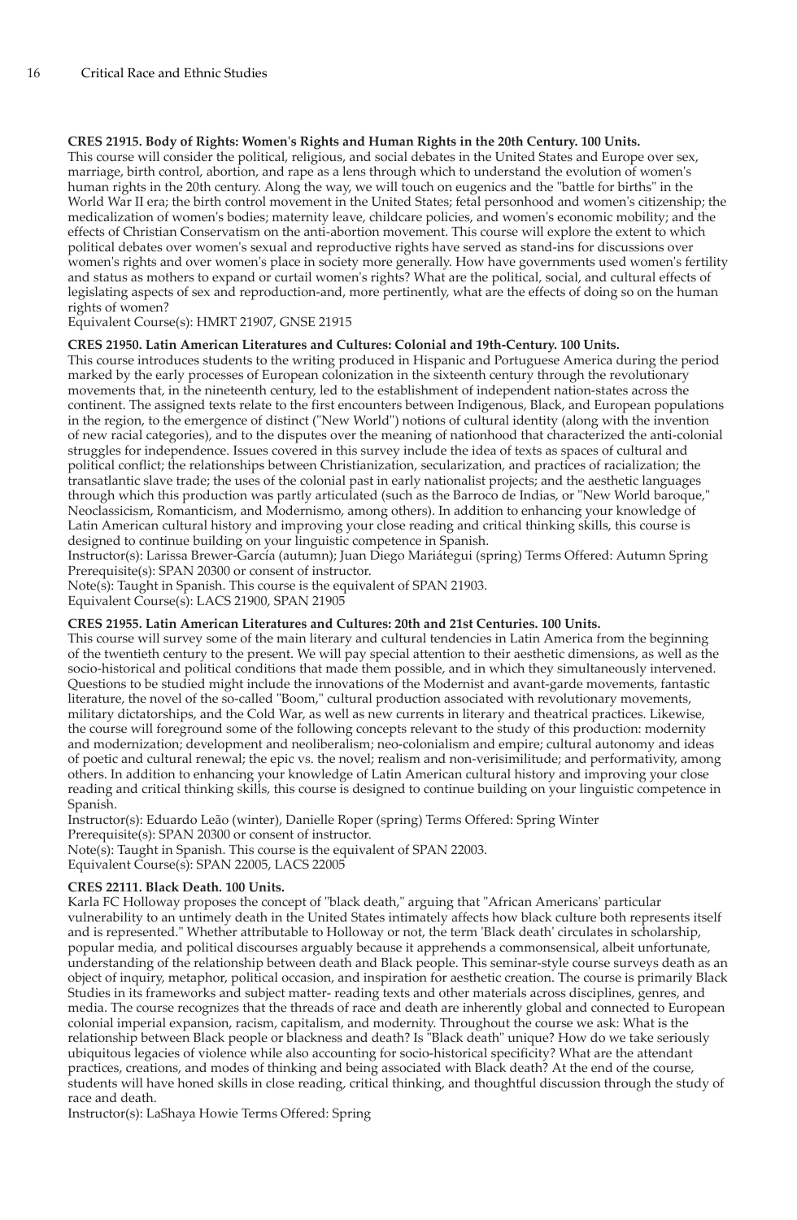**CRES 21915. Body of Rights: Women's Rights and Human Rights in the 20th Century. 100 Units.**
This course will consider the political, religious, and social debates in the United States and Europe over sex, marriage, birth control, abortion, and rape as a lens through which to understand the evolution of women's human rights in the 20th century. Along the way, we will touch on eugenics and the "battle for births" in the World War II era; the birth control movement in the United States; fetal personhood and women's citizenship; the medicalization of women's bodies; maternity leave, childcare policies, and women's economic mobility; and the effects of Christian Conservatism on the anti-abortion movement. This course will explore the extent to which political debates over women's sexual and reproductive rights have served as stand-ins for discussions over women's rights and over women's place in society more generally. How have governments used women's fertility and status as mothers to expand or curtail women's rights? What are the political, social, and cultural effects of legislating aspects of sex and reproduction-and, more pertinently, what are the effects of doing so on the human rights of women?
Equivalent Course(s): HMRT 21907, GNSE 21915

**CRES 21950. Latin American Literatures and Cultures: Colonial and 19th-Century. 100 Units.**
This course introduces students to the writing produced in Hispanic and Portuguese America during the period marked by the early processes of European colonization in the sixteenth century through the revolutionary movements that, in the nineteenth century, led to the establishment of independent nation-states across the continent. The assigned texts relate to the first encounters between Indigenous, Black, and European populations in the region, to the emergence of distinct ("New World") notions of cultural identity (along with the invention of new racial categories), and to the disputes over the meaning of nationhood that characterized the anti-colonial struggles for independence. Issues covered in this survey include the idea of texts as spaces of cultural and political conflict; the relationships between Christianization, secularization, and practices of racialization; the transatlantic slave trade; the uses of the colonial past in early nationalist projects; and the aesthetic languages through which this production was partly articulated (such as the Barroco de Indias, or "New World baroque," Neoclassicism, Romanticism, and Modernismo, among others). In addition to enhancing your knowledge of Latin American cultural history and improving your close reading and critical thinking skills, this course is designed to continue building on your linguistic competence in Spanish.
Instructor(s): Larissa Brewer-García (autumn); Juan Diego Mariátegui (spring) Terms Offered: Autumn Spring
Prerequisite(s): SPAN 20300 or consent of instructor.
Note(s): Taught in Spanish. This course is the equivalent of SPAN 21903.
Equivalent Course(s): LACS 21900, SPAN 21905

**CRES 21955. Latin American Literatures and Cultures: 20th and 21st Centuries. 100 Units.**
This course will survey some of the main literary and cultural tendencies in Latin America from the beginning of the twentieth century to the present. We will pay special attention to their aesthetic dimensions, as well as the socio-historical and political conditions that made them possible, and in which they simultaneously intervened. Questions to be studied might include the innovations of the Modernist and avant-garde movements, fantastic literature, the novel of the so-called "Boom," cultural production associated with revolutionary movements, military dictatorships, and the Cold War, as well as new currents in literary and theatrical practices. Likewise, the course will foreground some of the following concepts relevant to the study of this production: modernity and modernization; development and neoliberalism; neo-colonialism and empire; cultural autonomy and ideas of poetic and cultural renewal; the epic vs. the novel; realism and non-verisimilitude; and performativity, among others. In addition to enhancing your knowledge of Latin American cultural history and improving your close reading and critical thinking skills, this course is designed to continue building on your linguistic competence in Spanish.
Instructor(s): Eduardo Leão (winter), Danielle Roper (spring) Terms Offered: Spring Winter
Prerequisite(s): SPAN 20300 or consent of instructor.
Note(s): Taught in Spanish. This course is the equivalent of SPAN 22003.
Equivalent Course(s): SPAN 22005, LACS 22005

**CRES 22111. Black Death. 100 Units.**
Karla FC Holloway proposes the concept of "black death," arguing that "African Americans' particular vulnerability to an untimely death in the United States intimately affects how black culture both represents itself and is represented." Whether attributable to Holloway or not, the term 'Black death' circulates in scholarship, popular media, and political discourses arguably because it apprehends a commonsensical, albeit unfortunate, understanding of the relationship between death and Black people. This seminar-style course surveys death as an object of inquiry, metaphor, political occasion, and inspiration for aesthetic creation. The course is primarily Black Studies in its frameworks and subject matter- reading texts and other materials across disciplines, genres, and media. The course recognizes that the threads of race and death are inherently global and connected to European colonial imperial expansion, racism, capitalism, and modernity. Throughout the course we ask: What is the relationship between Black people or blackness and death? Is "Black death" unique? How do we take seriously ubiquitous legacies of violence while also accounting for socio-historical specificity? What are the attendant practices, creations, and modes of thinking and being associated with Black death? At the end of the course, students will have honed skills in close reading, critical thinking, and thoughtful discussion through the study of race and death.
Instructor(s): LaShaya Howie Terms Offered: Spring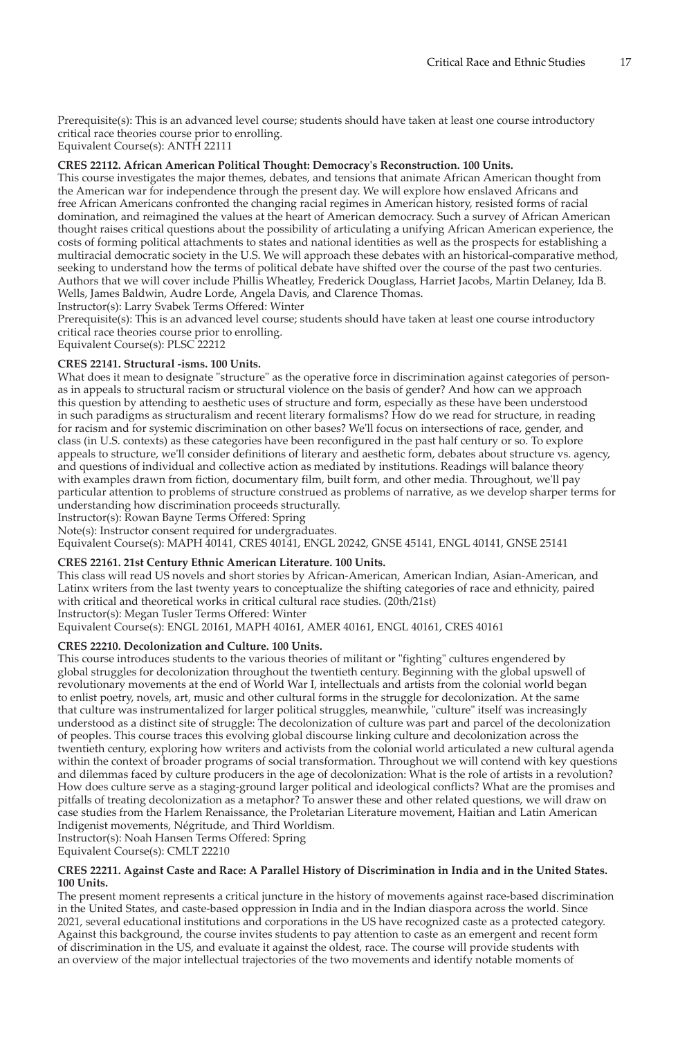Prerequisite(s): This is an advanced level course; students should have taken at least one course introductory critical race theories course prior to enrolling.
Equivalent Course(s): ANTH 22111

**CRES 22112. African American Political Thought: Democracy's Reconstruction. 100 Units.**

This course investigates the major themes, debates, and tensions that animate African American thought from the American war for independence through the present day. We will explore how enslaved Africans and free African Americans confronted the changing racial regimes in American history, resisted forms of racial domination, and reimagined the values at the heart of American democracy. Such a survey of African American thought raises critical questions about the possibility of articulating a unifying African American experience, the costs of forming political attachments to states and national identities as well as the prospects for establishing a multiracial democratic society in the U.S. We will approach these debates with an historical-comparative method, seeking to understand how the terms of political debate have shifted over the course of the past two centuries. Authors that we will cover include Phillis Wheatley, Frederick Douglass, Harriet Jacobs, Martin Delaney, Ida B. Wells, James Baldwin, Audre Lorde, Angela Davis, and Clarence Thomas.
Instructor(s): Larry Svabek Terms Offered: Winter
Prerequisite(s): This is an advanced level course; students should have taken at least one course introductory critical race theories course prior to enrolling.
Equivalent Course(s): PLSC 22212

**CRES 22141. Structural -isms. 100 Units.**

What does it mean to designate "structure" as the operative force in discrimination against categories of person-as in appeals to structural racism or structural violence on the basis of gender? And how can we approach this question by attending to aesthetic uses of structure and form, especially as these have been understood in such paradigms as structuralism and recent literary formalisms? How do we read for structure, in reading for racism and for systemic discrimination on other bases? We'll focus on intersections of race, gender, and class (in U.S. contexts) as these categories have been reconfigured in the past half century or so. To explore appeals to structure, we'll consider definitions of literary and aesthetic form, debates about structure vs. agency, and questions of individual and collective action as mediated by institutions. Readings will balance theory with examples drawn from fiction, documentary film, built form, and other media. Throughout, we'll pay particular attention to problems of structure construed as problems of narrative, as we develop sharper terms for understanding how discrimination proceeds structurally.
Instructor(s): Rowan Bayne Terms Offered: Spring
Note(s): Instructor consent required for undergraduates.
Equivalent Course(s): MAPH 40141, CRES 40141, ENGL 20242, GNSE 45141, ENGL 40141, GNSE 25141

**CRES 22161. 21st Century Ethnic American Literature. 100 Units.**

This class will read US novels and short stories by African-American, American Indian, Asian-American, and Latinx writers from the last twenty years to conceptualize the shifting categories of race and ethnicity, paired with critical and theoretical works in critical cultural race studies. (20th/21st)
Instructor(s): Megan Tusler Terms Offered: Winter
Equivalent Course(s): ENGL 20161, MAPH 40161, AMER 40161, ENGL 40161, CRES 40161

**CRES 22210. Decolonization and Culture. 100 Units.**

This course introduces students to the various theories of militant or "fighting" cultures engendered by global struggles for decolonization throughout the twentieth century. Beginning with the global upswell of revolutionary movements at the end of World War I, intellectuals and artists from the colonial world began to enlist poetry, novels, art, music and other cultural forms in the struggle for decolonization. At the same that culture was instrumentalized for larger political struggles, meanwhile, "culture" itself was increasingly understood as a distinct site of struggle: The decolonization of culture was part and parcel of the decolonization of peoples. This course traces this evolving global discourse linking culture and decolonization across the twentieth century, exploring how writers and activists from the colonial world articulated a new cultural agenda within the context of broader programs of social transformation. Throughout we will contend with key questions and dilemmas faced by culture producers in the age of decolonization: What is the role of artists in a revolution? How does culture serve as a staging-ground larger political and ideological conflicts? What are the promises and pitfalls of treating decolonization as a metaphor? To answer these and other related questions, we will draw on case studies from the Harlem Renaissance, the Proletarian Literature movement, Haitian and Latin American Indigenist movements, Négritude, and Third Worldism.
Instructor(s): Noah Hansen Terms Offered: Spring
Equivalent Course(s): CMLT 22210

**CRES 22211. Against Caste and Race: A Parallel History of Discrimination in India and in the United States. 100 Units.**

The present moment represents a critical juncture in the history of movements against race-based discrimination in the United States, and caste-based oppression in India and in the Indian diaspora across the world. Since 2021, several educational institutions and corporations in the US have recognized caste as a protected category. Against this background, the course invites students to pay attention to caste as an emergent and recent form of discrimination in the US, and evaluate it against the oldest, race. The course will provide students with an overview of the major intellectual trajectories of the two movements and identify notable moments of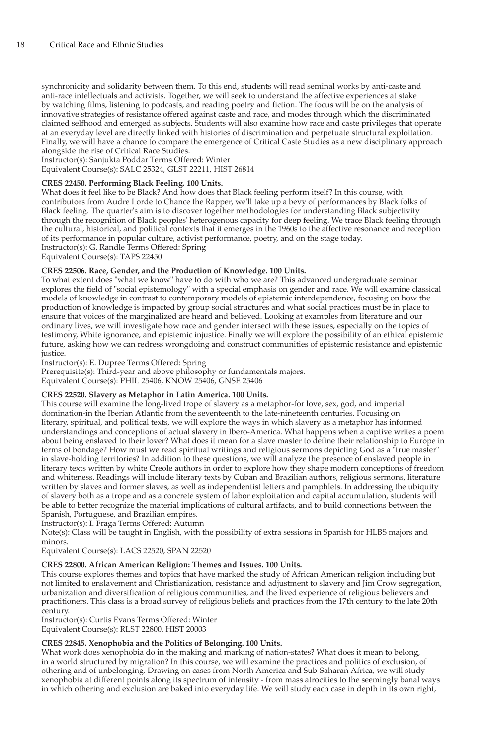synchronicity and solidarity between them. To this end, students will read seminal works by anti-caste and anti-race intellectuals and activists. Together, we will seek to understand the affective experiences at stake by watching films, listening to podcasts, and reading poetry and fiction. The focus will be on the analysis of innovative strategies of resistance offered against caste and race, and modes through which the discriminated claimed selfhood and emerged as subjects. Students will also examine how race and caste privileges that operate at an everyday level are directly linked with histories of discrimination and perpetuate structural exploitation. Finally, we will have a chance to compare the emergence of Critical Caste Studies as a new disciplinary approach alongside the rise of Critical Race Studies.
Instructor(s): Sanjukta Poddar Terms Offered: Winter
Equivalent Course(s): SALC 25324, GLST 22211, HIST 26814

**CRES 22450. Performing Black Feeling. 100 Units.**
What does it feel like to be Black? And how does that Black feeling perform itself? In this course, with contributors from Audre Lorde to Chance the Rapper, we'll take up a bevy of performances by Black folks of Black feeling. The quarter's aim is to discover together methodologies for understanding Black subjectivity through the recognition of Black peoples' heterogenous capacity for deep feeling. We trace Black feeling through the cultural, historical, and political contexts that it emerges in the 1960s to the affective resonance and reception of its performance in popular culture, activist performance, poetry, and on the stage today.
Instructor(s): G. Randle Terms Offered: Spring
Equivalent Course(s): TAPS 22450

**CRES 22506. Race, Gender, and the Production of Knowledge. 100 Units.**
To what extent does "what we know" have to do with who we are? This advanced undergraduate seminar explores the field of "social epistemology" with a special emphasis on gender and race. We will examine classical models of knowledge in contrast to contemporary models of epistemic interdependence, focusing on how the production of knowledge is impacted by group social structures and what social practices must be in place to ensure that voices of the marginalized are heard and believed. Looking at examples from literature and our ordinary lives, we will investigate how race and gender intersect with these issues, especially on the topics of testimony, White ignorance, and epistemic injustice. Finally we will explore the possibility of an ethical epistemic future, asking how we can redress wrongdoing and construct communities of epistemic resistance and epistemic justice.
Instructor(s): E. Dupree Terms Offered: Spring
Prerequisite(s): Third-year and above philosophy or fundamentals majors.
Equivalent Course(s): PHIL 25406, KNOW 25406, GNSE 25406

**CRES 22520. Slavery as Metaphor in Latin America. 100 Units.**
This course will examine the long-lived trope of slavery as a metaphor-for love, sex, god, and imperial domination-in the Iberian Atlantic from the seventeenth to the late-nineteenth centuries. Focusing on literary, spiritual, and political texts, we will explore the ways in which slavery as a metaphor has informed understandings and conceptions of actual slavery in Ibero-America. What happens when a captive writes a poem about being enslaved to their lover? What does it mean for a slave master to define their relationship to Europe in terms of bondage? How must we read spiritual writings and religious sermons depicting God as a "true master" in slave-holding territories? In addition to these questions, we will analyze the presence of enslaved people in literary texts written by white Creole authors in order to explore how they shape modern conceptions of freedom and whiteness. Readings will include literary texts by Cuban and Brazilian authors, religious sermons, literature written by slaves and former slaves, as well as independentist letters and pamphlets. In addressing the ubiquity of slavery both as a trope and as a concrete system of labor exploitation and capital accumulation, students will be able to better recognize the material implications of cultural artifacts, and to build connections between the Spanish, Portuguese, and Brazilian empires.
Instructor(s): I. Fraga Terms Offered: Autumn
Note(s): Class will be taught in English, with the possibility of extra sessions in Spanish for HLBS majors and minors.
Equivalent Course(s): LACS 22520, SPAN 22520

**CRES 22800. African American Religion: Themes and Issues. 100 Units.**
This course explores themes and topics that have marked the study of African American religion including but not limited to enslavement and Christianization, resistance and adjustment to slavery and Jim Crow segregation, urbanization and diversification of religious communities, and the lived experience of religious believers and practitioners. This class is a broad survey of religious beliefs and practices from the 17th century to the late 20th century.
Instructor(s): Curtis Evans Terms Offered: Winter
Equivalent Course(s): RLST 22800, HIST 20003

**CRES 22845. Xenophobia and the Politics of Belonging. 100 Units.**
What work does xenophobia do in the making and marking of nation-states? What does it mean to belong, in a world structured by migration? In this course, we will examine the practices and politics of exclusion, of othering and of unbelonging. Drawing on cases from North America and Sub-Saharan Africa, we will study xenophobia at different points along its spectrum of intensity - from mass atrocities to the seemingly banal ways in which othering and exclusion are baked into everyday life. We will study each case in depth in its own right,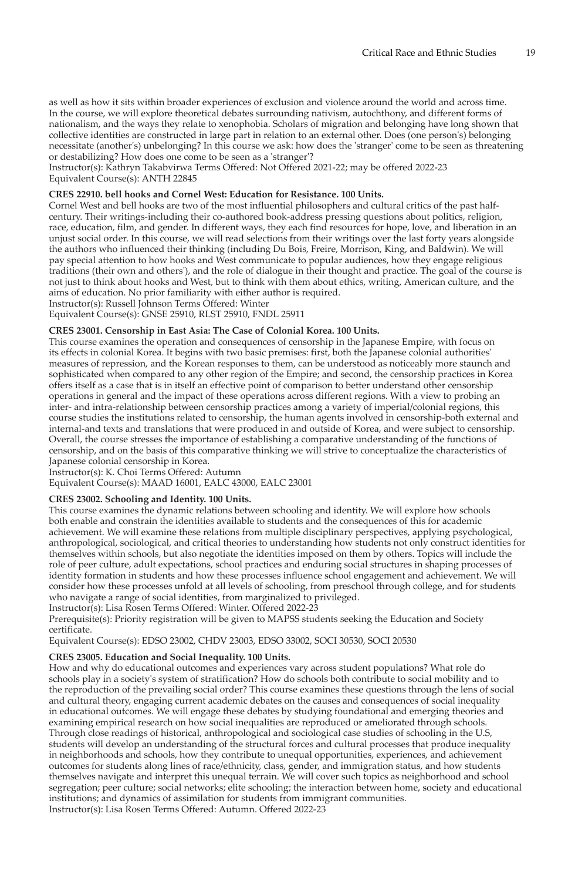as well as how it sits within broader experiences of exclusion and violence around the world and across time. In the course, we will explore theoretical debates surrounding nativism, autochthony, and different forms of nationalism, and the ways they relate to xenophobia. Scholars of migration and belonging have long shown that collective identities are constructed in large part in relation to an external other. Does (one person's) belonging necessitate (another's) unbelonging? In this course we ask: how does the 'stranger' come to be seen as threatening or destabilizing? How does one come to be seen as a 'stranger'?
Instructor(s): Kathryn Takabvirwa Terms Offered: Not Offered 2021-22; may be offered 2022-23
Equivalent Course(s): ANTH 22845

**CRES 22910. bell hooks and Cornel West: Education for Resistance. 100 Units.**
Cornel West and bell hooks are two of the most influential philosophers and cultural critics of the past half-century. Their writings-including their co-authored book-address pressing questions about politics, religion, race, education, film, and gender. In different ways, they each find resources for hope, love, and liberation in an unjust social order. In this course, we will read selections from their writings over the last forty years alongside the authors who influenced their thinking (including Du Bois, Freire, Morrison, King, and Baldwin). We will pay special attention to how hooks and West communicate to popular audiences, how they engage religious traditions (their own and others'), and the role of dialogue in their thought and practice. The goal of the course is not just to think about hooks and West, but to think with them about ethics, writing, American culture, and the aims of education. No prior familiarity with either author is required.
Instructor(s): Russell Johnson Terms Offered: Winter
Equivalent Course(s): GNSE 25910, RLST 25910, FNDL 25911

**CRES 23001. Censorship in East Asia: The Case of Colonial Korea. 100 Units.**
This course examines the operation and consequences of censorship in the Japanese Empire, with focus on its effects in colonial Korea. It begins with two basic premises: first, both the Japanese colonial authorities' measures of repression, and the Korean responses to them, can be understood as noticeably more staunch and sophisticated when compared to any other region of the Empire; and second, the censorship practices in Korea offers itself as a case that is in itself an effective point of comparison to better understand other censorship operations in general and the impact of these operations across different regions. With a view to probing an inter- and intra-relationship between censorship practices among a variety of imperial/colonial regions, this course studies the institutions related to censorship, the human agents involved in censorship-both external and internal-and texts and translations that were produced in and outside of Korea, and were subject to censorship. Overall, the course stresses the importance of establishing a comparative understanding of the functions of censorship, and on the basis of this comparative thinking we will strive to conceptualize the characteristics of Japanese colonial censorship in Korea.
Instructor(s): K. Choi Terms Offered: Autumn
Equivalent Course(s): MAAD 16001, EALC 43000, EALC 23001

**CRES 23002. Schooling and Identity. 100 Units.**
This course examines the dynamic relations between schooling and identity. We will explore how schools both enable and constrain the identities available to students and the consequences of this for academic achievement. We will examine these relations from multiple disciplinary perspectives, applying psychological, anthropological, sociological, and critical theories to understanding how students not only construct identities for themselves within schools, but also negotiate the identities imposed on them by others. Topics will include the role of peer culture, adult expectations, school practices and enduring social structures in shaping processes of identity formation in students and how these processes influence school engagement and achievement. We will consider how these processes unfold at all levels of schooling, from preschool through college, and for students who navigate a range of social identities, from marginalized to privileged.
Instructor(s): Lisa Rosen Terms Offered: Winter. Offered 2022-23
Prerequisite(s): Priority registration will be given to MAPSS students seeking the Education and Society certificate.
Equivalent Course(s): EDSO 23002, CHDV 23003, EDSO 33002, SOCI 30530, SOCI 20530

**CRES 23005. Education and Social Inequality. 100 Units.**
How and why do educational outcomes and experiences vary across student populations? What role do schools play in a society's system of stratification? How do schools both contribute to social mobility and to the reproduction of the prevailing social order? This course examines these questions through the lens of social and cultural theory, engaging current academic debates on the causes and consequences of social inequality in educational outcomes. We will engage these debates by studying foundational and emerging theories and examining empirical research on how social inequalities are reproduced or ameliorated through schools. Through close readings of historical, anthropological and sociological case studies of schooling in the U.S, students will develop an understanding of the structural forces and cultural processes that produce inequality in neighborhoods and schools, how they contribute to unequal opportunities, experiences, and achievement outcomes for students along lines of race/ethnicity, class, gender, and immigration status, and how students themselves navigate and interpret this unequal terrain. We will cover such topics as neighborhood and school segregation; peer culture; social networks; elite schooling; the interaction between home, society and educational institutions; and dynamics of assimilation for students from immigrant communities.
Instructor(s): Lisa Rosen Terms Offered: Autumn. Offered 2022-23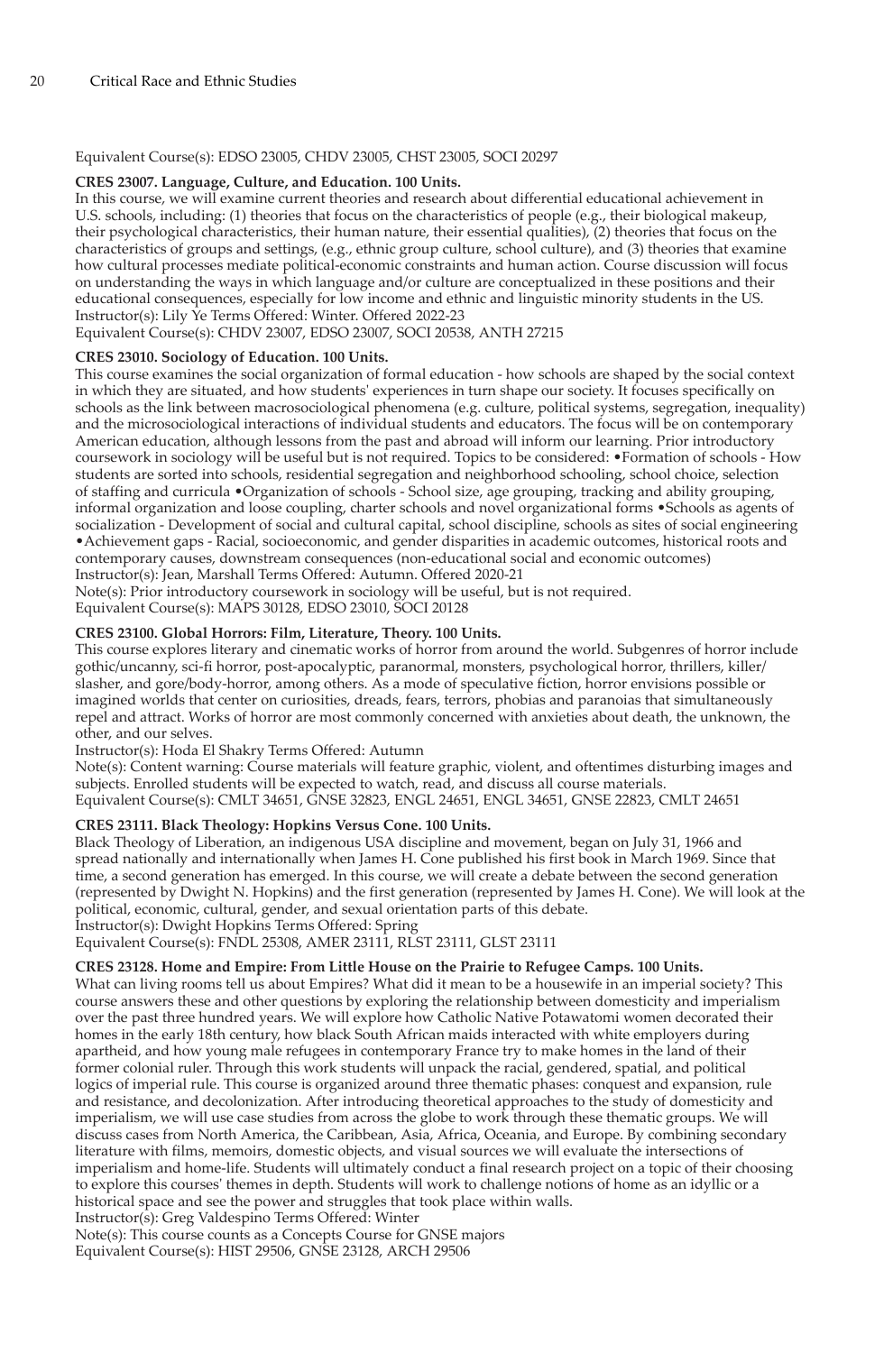Equivalent Course(s): EDSO 23005, CHDV 23005, CHST 23005, SOCI 20297

**CRES 23007. Language, Culture, and Education. 100 Units.**

In this course, we will examine current theories and research about differential educational achievement in U.S. schools, including: (1) theories that focus on the characteristics of people (e.g., their biological makeup, their psychological characteristics, their human nature, their essential qualities), (2) theories that focus on the characteristics of groups and settings, (e.g., ethnic group culture, school culture), and (3) theories that examine how cultural processes mediate political-economic constraints and human action. Course discussion will focus on understanding the ways in which language and/or culture are conceptualized in these positions and their educational consequences, especially for low income and ethnic and linguistic minority students in the US.
Instructor(s): Lily Ye Terms Offered: Winter. Offered 2022-23
Equivalent Course(s): CHDV 23007, EDSO 23007, SOCI 20538, ANTH 27215

**CRES 23010. Sociology of Education. 100 Units.**

This course examines the social organization of formal education - how schools are shaped by the social context in which they are situated, and how students' experiences in turn shape our society. It focuses specifically on schools as the link between macrosociological phenomena (e.g. culture, political systems, segregation, inequality) and the microsociological interactions of individual students and educators. The focus will be on contemporary American education, although lessons from the past and abroad will inform our learning. Prior introductory coursework in sociology will be useful but is not required. Topics to be considered: •Formation of schools - How students are sorted into schools, residential segregation and neighborhood schooling, school choice, selection of staffing and curricula •Organization of schools - School size, age grouping, tracking and ability grouping, informal organization and loose coupling, charter schools and novel organizational forms •Schools as agents of socialization - Development of social and cultural capital, school discipline, schools as sites of social engineering •Achievement gaps - Racial, socioeconomic, and gender disparities in academic outcomes, historical roots and contemporary causes, downstream consequences (non-educational social and economic outcomes)
Instructor(s): Jean, Marshall Terms Offered: Autumn. Offered 2020-21
Note(s): Prior introductory coursework in sociology will be useful, but is not required.
Equivalent Course(s): MAPS 30128, EDSO 23010, SOCI 20128

**CRES 23100. Global Horrors: Film, Literature, Theory. 100 Units.**

This course explores literary and cinematic works of horror from around the world. Subgenres of horror include gothic/uncanny, sci-fi horror, post-apocalyptic, paranormal, monsters, psychological horror, thrillers, killer/slasher, and gore/body-horror, among others. As a mode of speculative fiction, horror envisions possible or imagined worlds that center on curiosities, dreads, fears, terrors, phobias and paranoias that simultaneously repel and attract. Works of horror are most commonly concerned with anxieties about death, the unknown, the other, and our selves.
Instructor(s): Hoda El Shakry Terms Offered: Autumn
Note(s): Content warning: Course materials will feature graphic, violent, and oftentimes disturbing images and subjects. Enrolled students will be expected to watch, read, and discuss all course materials.
Equivalent Course(s): CMLT 34651, GNSE 32823, ENGL 24651, ENGL 34651, GNSE 22823, CMLT 24651

**CRES 23111. Black Theology: Hopkins Versus Cone. 100 Units.**

Black Theology of Liberation, an indigenous USA discipline and movement, began on July 31, 1966 and spread nationally and internationally when James H. Cone published his first book in March 1969. Since that time, a second generation has emerged. In this course, we will create a debate between the second generation (represented by Dwight N. Hopkins) and the first generation (represented by James H. Cone). We will look at the political, economic, cultural, gender, and sexual orientation parts of this debate.
Instructor(s): Dwight Hopkins Terms Offered: Spring
Equivalent Course(s): FNDL 25308, AMER 23111, RLST 23111, GLST 23111

**CRES 23128. Home and Empire: From Little House on the Prairie to Refugee Camps. 100 Units.**

What can living rooms tell us about Empires? What did it mean to be a housewife in an imperial society? This course answers these and other questions by exploring the relationship between domesticity and imperialism over the past three hundred years. We will explore how Catholic Native Potawatomi women decorated their homes in the early 18th century, how black South African maids interacted with white employers during apartheid, and how young male refugees in contemporary France try to make homes in the land of their former colonial ruler. Through this work students will unpack the racial, gendered, spatial, and political logics of imperial rule. This course is organized around three thematic phases: conquest and expansion, rule and resistance, and decolonization. After introducing theoretical approaches to the study of domesticity and imperialism, we will use case studies from across the globe to work through these thematic groups. We will discuss cases from North America, the Caribbean, Asia, Africa, Oceania, and Europe. By combining secondary literature with films, memoirs, domestic objects, and visual sources we will evaluate the intersections of imperialism and home-life. Students will ultimately conduct a final research project on a topic of their choosing to explore this courses' themes in depth. Students will work to challenge notions of home as an idyllic or a historical space and see the power and struggles that took place within walls.
Instructor(s): Greg Valdespino Terms Offered: Winter
Note(s): This course counts as a Concepts Course for GNSE majors
Equivalent Course(s): HIST 29506, GNSE 23128, ARCH 29506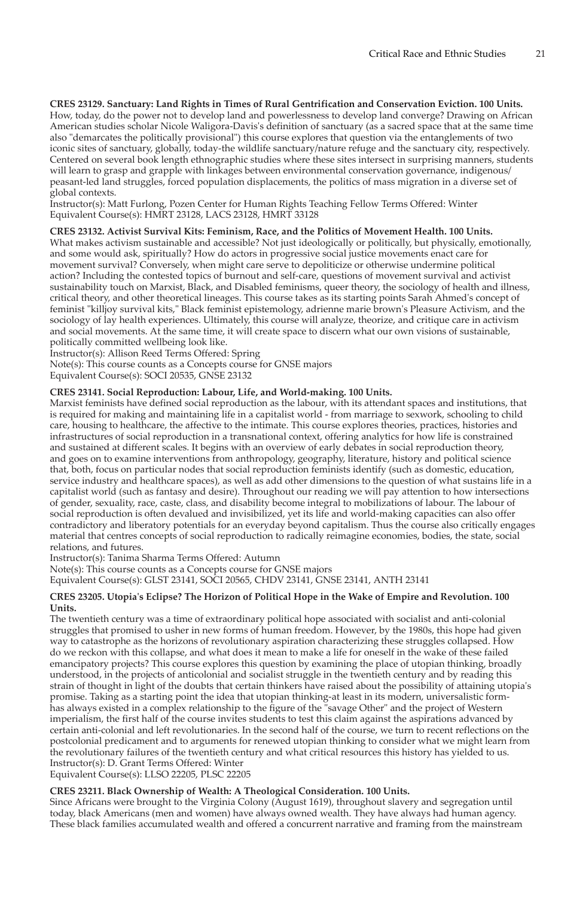**CRES 23129. Sanctuary: Land Rights in Times of Rural Gentrification and Conservation Eviction. 100 Units.**
How, today, do the power not to develop land and powerlessness to develop land converge? Drawing on African American studies scholar Nicole Waligora-Davis's definition of sanctuary (as a sacred space that at the same time also "demarcates the politically provisional") this course explores that question via the entanglements of two iconic sites of sanctuary, globally, today-the wildlife sanctuary/nature refuge and the sanctuary city, respectively. Centered on several book length ethnographic studies where these sites intersect in surprising manners, students will learn to grasp and grapple with linkages between environmental conservation governance, indigenous/peasant-led land struggles, forced population displacements, the politics of mass migration in a diverse set of global contexts.
Instructor(s): Matt Furlong, Pozen Center for Human Rights Teaching Fellow Terms Offered: Winter
Equivalent Course(s): HMRT 23128, LACS 23128, HMRT 33128

**CRES 23132. Activist Survival Kits: Feminism, Race, and the Politics of Movement Health. 100 Units.**
What makes activism sustainable and accessible? Not just ideologically or politically, but physically, emotionally, and some would ask, spiritually? How do actors in progressive social justice movements enact care for movement survival? Conversely, when might care serve to depoliticize or otherwise undermine political action? Including the contested topics of burnout and self-care, questions of movement survival and activist sustainability touch on Marxist, Black, and Disabled feminisms, queer theory, the sociology of health and illness, critical theory, and other theoretical lineages. This course takes as its starting points Sarah Ahmed's concept of feminist "killjoy survival kits," Black feminist epistemology, adrienne marie brown's Pleasure Activism, and the sociology of lay health experiences. Ultimately, this course will analyze, theorize, and critique care in activism and social movements. At the same time, it will create space to discern what our own visions of sustainable, politically committed wellbeing look like.
Instructor(s): Allison Reed Terms Offered: Spring
Note(s): This course counts as a Concepts course for GNSE majors
Equivalent Course(s): SOCI 20535, GNSE 23132

**CRES 23141. Social Reproduction: Labour, Life, and World-making. 100 Units.**
Marxist feminists have defined social reproduction as the labour, with its attendant spaces and institutions, that is required for making and maintaining life in a capitalist world - from marriage to sexwork, schooling to child care, housing to healthcare, the affective to the intimate. This course explores theories, practices, histories and infrastructures of social reproduction in a transnational context, offering analytics for how life is constrained and sustained at different scales. It begins with an overview of early debates in social reproduction theory, and goes on to examine interventions from anthropology, geography, literature, history and political science that, both, focus on particular nodes that social reproduction feminists identify (such as domestic, education, service industry and healthcare spaces), as well as add other dimensions to the question of what sustains life in a capitalist world (such as fantasy and desire). Throughout our reading we will pay attention to how intersections of gender, sexuality, race, caste, class, and disability become integral to mobilizations of labour. The labour of social reproduction is often devalued and invisibilized, yet its life and world-making capacities can also offer contradictory and liberatory potentials for an everyday beyond capitalism. Thus the course also critically engages material that centres concepts of social reproduction to radically reimagine economies, bodies, the state, social relations, and futures.
Instructor(s): Tanima Sharma Terms Offered: Autumn
Note(s): This course counts as a Concepts course for GNSE majors
Equivalent Course(s): GLST 23141, SOCI 20565, CHDV 23141, GNSE 23141, ANTH 23141

**CRES 23205. Utopia's Eclipse? The Horizon of Political Hope in the Wake of Empire and Revolution. 100 Units.**
The twentieth century was a time of extraordinary political hope associated with socialist and anti-colonial struggles that promised to usher in new forms of human freedom. However, by the 1980s, this hope had given way to catastrophe as the horizons of revolutionary aspiration characterizing these struggles collapsed. How do we reckon with this collapse, and what does it mean to make a life for oneself in the wake of these failed emancipatory projects? This course explores this question by examining the place of utopian thinking, broadly understood, in the projects of anticolonial and socialist struggle in the twentieth century and by reading this strain of thought in light of the doubts that certain thinkers have raised about the possibility of attaining utopia's promise. Taking as a starting point the idea that utopian thinking-at least in its modern, universalistic form-has always existed in a complex relationship to the figure of the "savage Other" and the project of Western imperialism, the first half of the course invites students to test this claim against the aspirations advanced by certain anti-colonial and left revolutionaries. In the second half of the course, we turn to recent reflections on the postcolonial predicament and to arguments for renewed utopian thinking to consider what we might learn from the revolutionary failures of the twentieth century and what critical resources this history has yielded to us.
Instructor(s): D. Grant Terms Offered: Winter
Equivalent Course(s): LLSO 22205, PLSC 22205

**CRES 23211. Black Ownership of Wealth: A Theological Consideration. 100 Units.**
Since Africans were brought to the Virginia Colony (August 1619), throughout slavery and segregation until today, black Americans (men and women) have always owned wealth. They have always had human agency. These black families accumulated wealth and offered a concurrent narrative and framing from the mainstream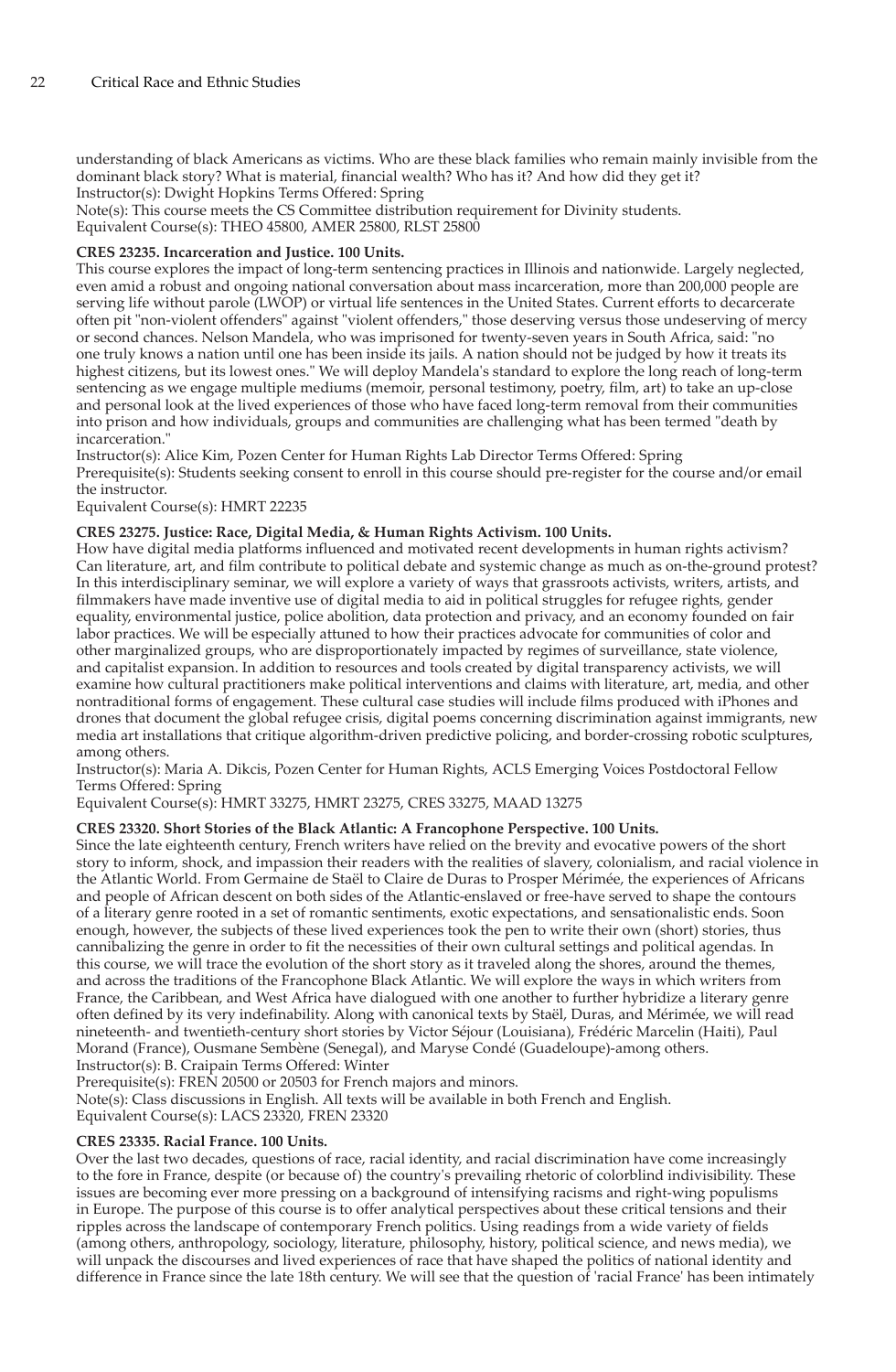understanding of black Americans as victims. Who are these black families who remain mainly invisible from the dominant black story? What is material, financial wealth? Who has it? And how did they get it?
Instructor(s): Dwight Hopkins Terms Offered: Spring
Note(s): This course meets the CS Committee distribution requirement for Divinity students.
Equivalent Course(s): THEO 45800, AMER 25800, RLST 25800

**CRES 23235. Incarceration and Justice. 100 Units.**
This course explores the impact of long-term sentencing practices in Illinois and nationwide. Largely neglected, even amid a robust and ongoing national conversation about mass incarceration, more than 200,000 people are serving life without parole (LWOP) or virtual life sentences in the United States. Current efforts to decarcerate often pit "non-violent offenders" against "violent offenders," those deserving versus those undeserving of mercy or second chances. Nelson Mandela, who was imprisoned for twenty-seven years in South Africa, said: "no one truly knows a nation until one has been inside its jails. A nation should not be judged by how it treats its highest citizens, but its lowest ones." We will deploy Mandela's standard to explore the long reach of long-term sentencing as we engage multiple mediums (memoir, personal testimony, poetry, film, art) to take an up-close and personal look at the lived experiences of those who have faced long-term removal from their communities into prison and how individuals, groups and communities are challenging what has been termed "death by incarceration."
Instructor(s): Alice Kim, Pozen Center for Human Rights Lab Director Terms Offered: Spring
Prerequisite(s): Students seeking consent to enroll in this course should pre-register for the course and/or email the instructor.
Equivalent Course(s): HMRT 22235

**CRES 23275. Justice: Race, Digital Media, & Human Rights Activism. 100 Units.**
How have digital media platforms influenced and motivated recent developments in human rights activism? Can literature, art, and film contribute to political debate and systemic change as much as on-the-ground protest? In this interdisciplinary seminar, we will explore a variety of ways that grassroots activists, writers, artists, and filmmakers have made inventive use of digital media to aid in political struggles for refugee rights, gender equality, environmental justice, police abolition, data protection and privacy, and an economy founded on fair labor practices. We will be especially attuned to how their practices advocate for communities of color and other marginalized groups, who are disproportionately impacted by regimes of surveillance, state violence, and capitalist expansion. In addition to resources and tools created by digital transparency activists, we will examine how cultural practitioners make political interventions and claims with literature, art, media, and other nontraditional forms of engagement. These cultural case studies will include films produced with iPhones and drones that document the global refugee crisis, digital poems concerning discrimination against immigrants, new media art installations that critique algorithm-driven predictive policing, and border-crossing robotic sculptures, among others.
Instructor(s): Maria A. Dikcis, Pozen Center for Human Rights, ACLS Emerging Voices Postdoctoral Fellow Terms Offered: Spring
Equivalent Course(s): HMRT 33275, HMRT 23275, CRES 33275, MAAD 13275

**CRES 23320. Short Stories of the Black Atlantic: A Francophone Perspective. 100 Units.**
Since the late eighteenth century, French writers have relied on the brevity and evocative powers of the short story to inform, shock, and impassion their readers with the realities of slavery, colonialism, and racial violence in the Atlantic World. From Germaine de Staël to Claire de Duras to Prosper Mérimée, the experiences of Africans and people of African descent on both sides of the Atlantic-enslaved or free-have served to shape the contours of a literary genre rooted in a set of romantic sentiments, exotic expectations, and sensationalistic ends. Soon enough, however, the subjects of these lived experiences took the pen to write their own (short) stories, thus cannibalizing the genre in order to fit the necessities of their own cultural settings and political agendas. In this course, we will trace the evolution of the short story as it traveled along the shores, around the themes, and across the traditions of the Francophone Black Atlantic. We will explore the ways in which writers from France, the Caribbean, and West Africa have dialogued with one another to further hybridize a literary genre often defined by its very indefinability. Along with canonical texts by Staël, Duras, and Mérimée, we will read nineteenth- and twentieth-century short stories by Victor Séjour (Louisiana), Frédéric Marcelin (Haiti), Paul Morand (France), Ousmane Sembène (Senegal), and Maryse Condé (Guadeloupe)-among others.
Instructor(s): B. Craipain Terms Offered: Winter
Prerequisite(s): FREN 20500 or 20503 for French majors and minors.
Note(s): Class discussions in English. All texts will be available in both French and English.
Equivalent Course(s): LACS 23320, FREN 23320

**CRES 23335. Racial France. 100 Units.**
Over the last two decades, questions of race, racial identity, and racial discrimination have come increasingly to the fore in France, despite (or because of) the country's prevailing rhetoric of colorblind indivisibility. These issues are becoming ever more pressing on a background of intensifying racisms and right-wing populisms in Europe. The purpose of this course is to offer analytical perspectives about these critical tensions and their ripples across the landscape of contemporary French politics. Using readings from a wide variety of fields (among others, anthropology, sociology, literature, philosophy, history, political science, and news media), we will unpack the discourses and lived experiences of race that have shaped the politics of national identity and difference in France since the late 18th century. We will see that the question of 'racial France' has been intimately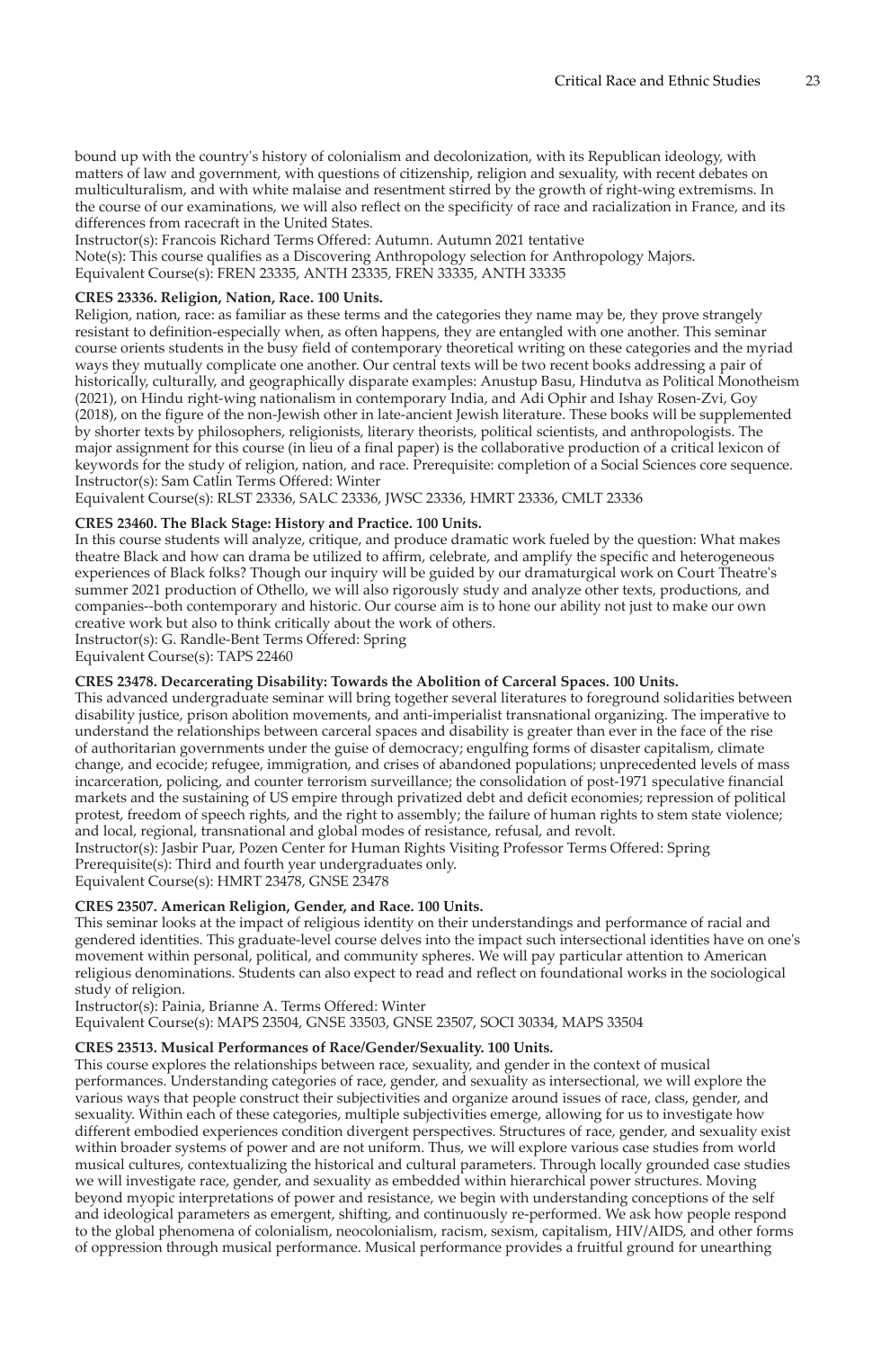bound up with the country's history of colonialism and decolonization, with its Republican ideology, with matters of law and government, with questions of citizenship, religion and sexuality, with recent debates on multiculturalism, and with white malaise and resentment stirred by the growth of right-wing extremisms. In the course of our examinations, we will also reflect on the specificity of race and racialization in France, and its differences from racecraft in the United States.
Instructor(s): Francois Richard Terms Offered: Autumn. Autumn 2021 tentative
Note(s): This course qualifies as a Discovering Anthropology selection for Anthropology Majors.
Equivalent Course(s): FREN 23335, ANTH 23335, FREN 33335, ANTH 33335

**CRES 23336. Religion, Nation, Race. 100 Units.**
Religion, nation, race: as familiar as these terms and the categories they name may be, they prove strangely resistant to definition-especially when, as often happens, they are entangled with one another. This seminar course orients students in the busy field of contemporary theoretical writing on these categories and the myriad ways they mutually complicate one another. Our central texts will be two recent books addressing a pair of historically, culturally, and geographically disparate examples: Anustup Basu, Hindutva as Political Monotheism (2021), on Hindu right-wing nationalism in contemporary India, and Adi Ophir and Ishay Rosen-Zvi, Goy (2018), on the figure of the non-Jewish other in late-ancient Jewish literature. These books will be supplemented by shorter texts by philosophers, religionists, literary theorists, political scientists, and anthropologists. The major assignment for this course (in lieu of a final paper) is the collaborative production of a critical lexicon of keywords for the study of religion, nation, and race. Prerequisite: completion of a Social Sciences core sequence.
Instructor(s): Sam Catlin Terms Offered: Winter
Equivalent Course(s): RLST 23336, SALC 23336, JWSC 23336, HMRT 23336, CMLT 23336

**CRES 23460. The Black Stage: History and Practice. 100 Units.**
In this course students will analyze, critique, and produce dramatic work fueled by the question: What makes theatre Black and how can drama be utilized to affirm, celebrate, and amplify the specific and heterogeneous experiences of Black folks? Though our inquiry will be guided by our dramaturgical work on Court Theatre's summer 2021 production of Othello, we will also rigorously study and analyze other texts, productions, and companies--both contemporary and historic. Our course aim is to hone our ability not just to make our own creative work but also to think critically about the work of others.
Instructor(s): G. Randle-Bent Terms Offered: Spring
Equivalent Course(s): TAPS 22460

**CRES 23478. Decarcerating Disability: Towards the Abolition of Carceral Spaces. 100 Units.**
This advanced undergraduate seminar will bring together several literatures to foreground solidarities between disability justice, prison abolition movements, and anti-imperialist transnational organizing. The imperative to understand the relationships between carceral spaces and disability is greater than ever in the face of the rise of authoritarian governments under the guise of democracy; engulfing forms of disaster capitalism, climate change, and ecocide; refugee, immigration, and crises of abandoned populations; unprecedented levels of mass incarceration, policing, and counter terrorism surveillance; the consolidation of post-1971 speculative financial markets and the sustaining of US empire through privatized debt and deficit economies; repression of political protest, freedom of speech rights, and the right to assembly; the failure of human rights to stem state violence; and local, regional, transnational and global modes of resistance, refusal, and revolt.
Instructor(s): Jasbir Puar, Pozen Center for Human Rights Visiting Professor Terms Offered: Spring
Prerequisite(s): Third and fourth year undergraduates only.
Equivalent Course(s): HMRT 23478, GNSE 23478

**CRES 23507. American Religion, Gender, and Race. 100 Units.**
This seminar looks at the impact of religious identity on their understandings and performance of racial and gendered identities. This graduate-level course delves into the impact such intersectional identities have on one's movement within personal, political, and community spheres. We will pay particular attention to American religious denominations. Students can also expect to read and reflect on foundational works in the sociological study of religion.
Instructor(s): Painia, Brianne A. Terms Offered: Winter
Equivalent Course(s): MAPS 23504, GNSE 33503, GNSE 23507, SOCI 30334, MAPS 33504

**CRES 23513. Musical Performances of Race/Gender/Sexuality. 100 Units.**
This course explores the relationships between race, sexuality, and gender in the context of musical performances. Understanding categories of race, gender, and sexuality as intersectional, we will explore the various ways that people construct their subjectivities and organize around issues of race, class, gender, and sexuality. Within each of these categories, multiple subjectivities emerge, allowing for us to investigate how different embodied experiences condition divergent perspectives. Structures of race, gender, and sexuality exist within broader systems of power and are not uniform. Thus, we will explore various case studies from world musical cultures, contextualizing the historical and cultural parameters. Through locally grounded case studies we will investigate race, gender, and sexuality as embedded within hierarchical power structures. Moving beyond myopic interpretations of power and resistance, we begin with understanding conceptions of the self and ideological parameters as emergent, shifting, and continuously re-performed. We ask how people respond to the global phenomena of colonialism, neocolonialism, racism, sexism, capitalism, HIV/AIDS, and other forms of oppression through musical performance. Musical performance provides a fruitful ground for unearthing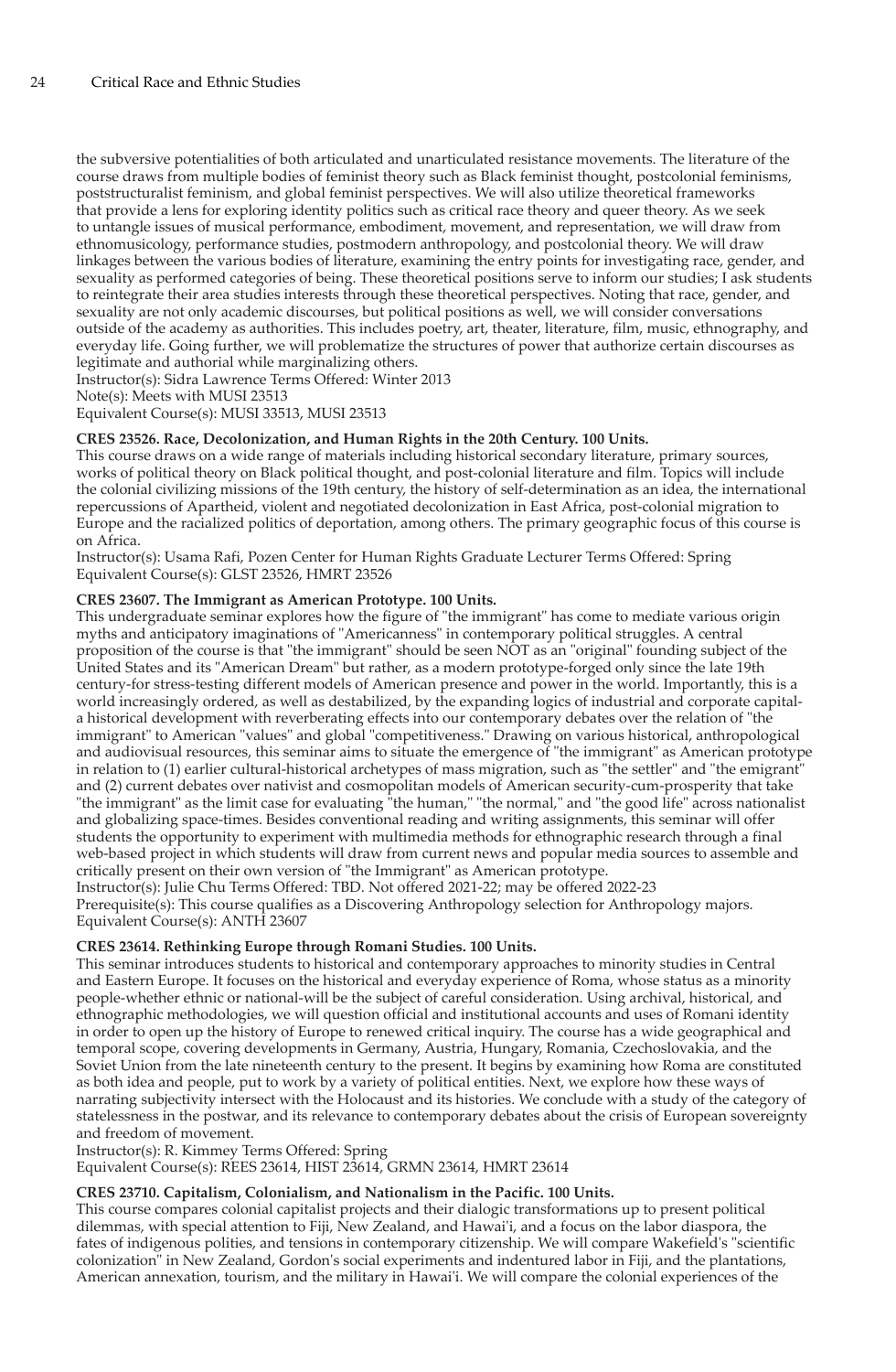the subversive potentialities of both articulated and unarticulated resistance movements. The literature of the course draws from multiple bodies of feminist theory such as Black feminist thought, postcolonial feminisms, poststructuralist feminism, and global feminist perspectives. We will also utilize theoretical frameworks that provide a lens for exploring identity politics such as critical race theory and queer theory. As we seek to untangle issues of musical performance, embodiment, movement, and representation, we will draw from ethnomusicology, performance studies, postmodern anthropology, and postcolonial theory. We will draw linkages between the various bodies of literature, examining the entry points for investigating race, gender, and sexuality as performed categories of being. These theoretical positions serve to inform our studies; I ask students to reintegrate their area studies interests through these theoretical perspectives. Noting that race, gender, and sexuality are not only academic discourses, but political positions as well, we will consider conversations outside of the academy as authorities. This includes poetry, art, theater, literature, film, music, ethnography, and everyday life. Going further, we will problematize the structures of power that authorize certain discourses as legitimate and authorial while marginalizing others.
Instructor(s): Sidra Lawrence Terms Offered: Winter 2013
Note(s): Meets with MUSI 23513
Equivalent Course(s): MUSI 33513, MUSI 23513

**CRES 23526. Race, Decolonization, and Human Rights in the 20th Century. 100 Units.**
This course draws on a wide range of materials including historical secondary literature, primary sources, works of political theory on Black political thought, and post-colonial literature and film. Topics will include the colonial civilizing missions of the 19th century, the history of self-determination as an idea, the international repercussions of Apartheid, violent and negotiated decolonization in East Africa, post-colonial migration to Europe and the racialized politics of deportation, among others. The primary geographic focus of this course is on Africa.
Instructor(s): Usama Rafi, Pozen Center for Human Rights Graduate Lecturer Terms Offered: Spring
Equivalent Course(s): GLST 23526, HMRT 23526

**CRES 23607. The Immigrant as American Prototype. 100 Units.**
This undergraduate seminar explores how the figure of "the immigrant" has come to mediate various origin myths and anticipatory imaginations of "Americanness" in contemporary political struggles. A central proposition of the course is that "the immigrant" should be seen NOT as an "original" founding subject of the United States and its "American Dream" but rather, as a modern prototype-forged only since the late 19th century-for stress-testing different models of American presence and power in the world. Importantly, this is a world increasingly ordered, as well as destabilized, by the expanding logics of industrial and corporate capital-a historical development with reverberating effects into our contemporary debates over the relation of "the immigrant" to American "values" and global "competitiveness." Drawing on various historical, anthropological and audiovisual resources, this seminar aims to situate the emergence of "the immigrant" as American prototype in relation to (1) earlier cultural-historical archetypes of mass migration, such as "the settler" and "the emigrant" and (2) current debates over nativist and cosmopolitan models of American security-cum-prosperity that take "the immigrant" as the limit case for evaluating "the human," "the normal," and "the good life" across nationalist and globalizing space-times. Besides conventional reading and writing assignments, this seminar will offer students the opportunity to experiment with multimedia methods for ethnographic research through a final web-based project in which students will draw from current news and popular media sources to assemble and critically present on their own version of "the Immigrant" as American prototype.
Instructor(s): Julie Chu Terms Offered: TBD. Not offered 2021-22; may be offered 2022-23
Prerequisite(s): This course qualifies as a Discovering Anthropology selection for Anthropology majors.
Equivalent Course(s): ANTH 23607

**CRES 23614. Rethinking Europe through Romani Studies. 100 Units.**
This seminar introduces students to historical and contemporary approaches to minority studies in Central and Eastern Europe. It focuses on the historical and everyday experience of Roma, whose status as a minority people-whether ethnic or national-will be the subject of careful consideration. Using archival, historical, and ethnographic methodologies, we will question official and institutional accounts and uses of Romani identity in order to open up the history of Europe to renewed critical inquiry. The course has a wide geographical and temporal scope, covering developments in Germany, Austria, Hungary, Romania, Czechoslovakia, and the Soviet Union from the late nineteenth century to the present. It begins by examining how Roma are constituted as both idea and people, put to work by a variety of political entities. Next, we explore how these ways of narrating subjectivity intersect with the Holocaust and its histories. We conclude with a study of the category of statelessness in the postwar, and its relevance to contemporary debates about the crisis of European sovereignty and freedom of movement.
Instructor(s): R. Kimmey Terms Offered: Spring
Equivalent Course(s): REES 23614, HIST 23614, GRMN 23614, HMRT 23614

**CRES 23710. Capitalism, Colonialism, and Nationalism in the Pacific. 100 Units.**
This course compares colonial capitalist projects and their dialogic transformations up to present political dilemmas, with special attention to Fiji, New Zealand, and Hawai'i, and a focus on the labor diaspora, the fates of indigenous polities, and tensions in contemporary citizenship. We will compare Wakefield's "scientific colonization" in New Zealand, Gordon's social experiments and indentured labor in Fiji, and the plantations, American annexation, tourism, and the military in Hawai'i. We will compare the colonial experiences of the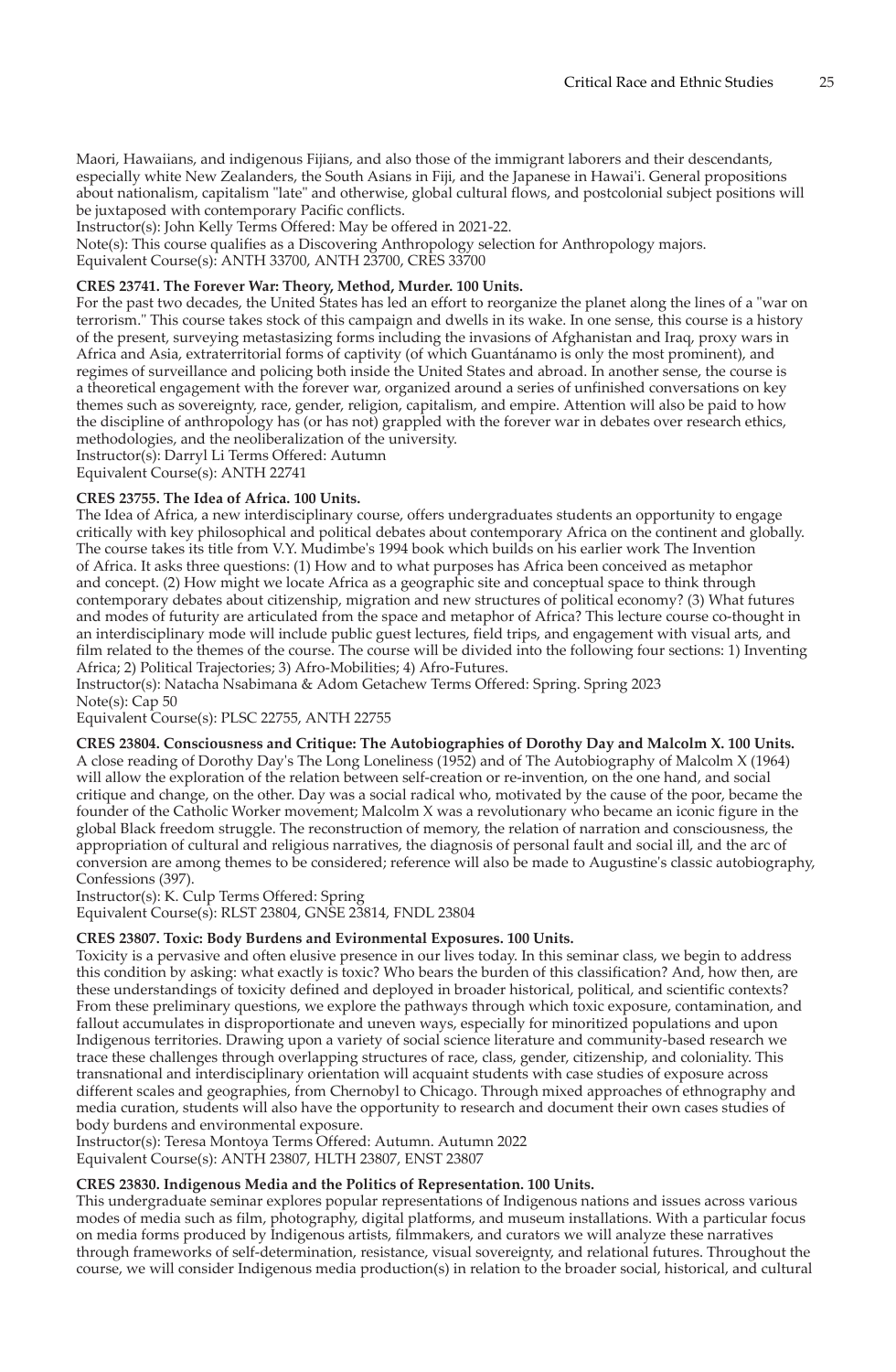Maori, Hawaiians, and indigenous Fijians, and also those of the immigrant laborers and their descendants, especially white New Zealanders, the South Asians in Fiji, and the Japanese in Hawai'i. General propositions about nationalism, capitalism "late" and otherwise, global cultural flows, and postcolonial subject positions will be juxtaposed with contemporary Pacific conflicts.
Instructor(s): John Kelly Terms Offered: May be offered in 2021-22.
Note(s): This course qualifies as a Discovering Anthropology selection for Anthropology majors.
Equivalent Course(s): ANTH 33700, ANTH 23700, CRES 33700

**CRES 23741. The Forever War: Theory, Method, Murder. 100 Units.**
For the past two decades, the United States has led an effort to reorganize the planet along the lines of a "war on terrorism." This course takes stock of this campaign and dwells in its wake. In one sense, this course is a history of the present, surveying metastasizing forms including the invasions of Afghanistan and Iraq, proxy wars in Africa and Asia, extraterritorial forms of captivity (of which Guantánamo is only the most prominent), and regimes of surveillance and policing both inside the United States and abroad. In another sense, the course is a theoretical engagement with the forever war, organized around a series of unfinished conversations on key themes such as sovereignty, race, gender, religion, capitalism, and empire. Attention will also be paid to how the discipline of anthropology has (or has not) grappled with the forever war in debates over research ethics, methodologies, and the neoliberalization of the university.
Instructor(s): Darryl Li Terms Offered: Autumn
Equivalent Course(s): ANTH 22741

**CRES 23755. The Idea of Africa. 100 Units.**
The Idea of Africa, a new interdisciplinary course, offers undergraduates students an opportunity to engage critically with key philosophical and political debates about contemporary Africa on the continent and globally. The course takes its title from V.Y. Mudimbe's 1994 book which builds on his earlier work The Invention of Africa. It asks three questions: (1) How and to what purposes has Africa been conceived as metaphor and concept. (2) How might we locate Africa as a geographic site and conceptual space to think through contemporary debates about citizenship, migration and new structures of political economy? (3) What futures and modes of futurity are articulated from the space and metaphor of Africa? This lecture course co-thought in an interdisciplinary mode will include public guest lectures, field trips, and engagement with visual arts, and film related to the themes of the course. The course will be divided into the following four sections: 1) Inventing Africa; 2) Political Trajectories; 3) Afro-Mobilities; 4) Afro-Futures.
Instructor(s): Natacha Nsabimana & Adom Getachew Terms Offered: Spring. Spring 2023
Note(s): Cap 50
Equivalent Course(s): PLSC 22755, ANTH 22755

**CRES 23804. Consciousness and Critique: The Autobiographies of Dorothy Day and Malcolm X. 100 Units.**
A close reading of Dorothy Day's The Long Loneliness (1952) and of The Autobiography of Malcolm X (1964) will allow the exploration of the relation between self-creation or re-invention, on the one hand, and social critique and change, on the other. Day was a social radical who, motivated by the cause of the poor, became the founder of the Catholic Worker movement; Malcolm X was a revolutionary who became an iconic figure in the global Black freedom struggle. The reconstruction of memory, the relation of narration and consciousness, the appropriation of cultural and religious narratives, the diagnosis of personal fault and social ill, and the arc of conversion are among themes to be considered; reference will also be made to Augustine's classic autobiography, Confessions (397).
Instructor(s): K. Culp Terms Offered: Spring
Equivalent Course(s): RLST 23804, GNSE 23814, FNDL 23804

**CRES 23807. Toxic: Body Burdens and Evironmental Exposures. 100 Units.**
Toxicity is a pervasive and often elusive presence in our lives today. In this seminar class, we begin to address this condition by asking: what exactly is toxic? Who bears the burden of this classification? And, how then, are these understandings of toxicity defined and deployed in broader historical, political, and scientific contexts? From these preliminary questions, we explore the pathways through which toxic exposure, contamination, and fallout accumulates in disproportionate and uneven ways, especially for minoritized populations and upon Indigenous territories. Drawing upon a variety of social science literature and community-based research we trace these challenges through overlapping structures of race, class, gender, citizenship, and coloniality. This transnational and interdisciplinary orientation will acquaint students with case studies of exposure across different scales and geographies, from Chernobyl to Chicago. Through mixed approaches of ethnography and media curation, students will also have the opportunity to research and document their own cases studies of body burdens and environmental exposure.
Instructor(s): Teresa Montoya Terms Offered: Autumn. Autumn 2022
Equivalent Course(s): ANTH 23807, HLTH 23807, ENST 23807

**CRES 23830. Indigenous Media and the Politics of Representation. 100 Units.**
This undergraduate seminar explores popular representations of Indigenous nations and issues across various modes of media such as film, photography, digital platforms, and museum installations. With a particular focus on media forms produced by Indigenous artists, filmmakers, and curators we will analyze these narratives through frameworks of self-determination, resistance, visual sovereignty, and relational futures. Throughout the course, we will consider Indigenous media production(s) in relation to the broader social, historical, and cultural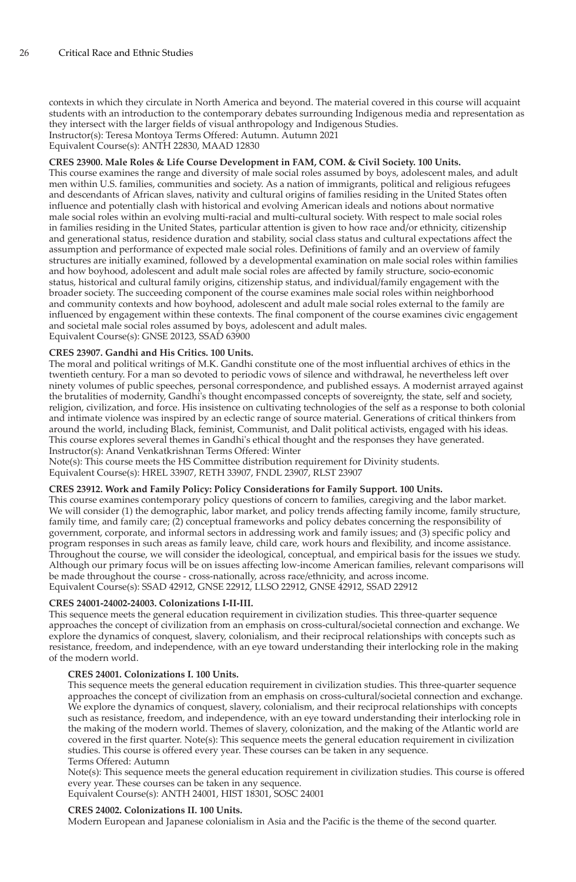contexts in which they circulate in North America and beyond. The material covered in this course will acquaint students with an introduction to the contemporary debates surrounding Indigenous media and representation as they intersect with the larger fields of visual anthropology and Indigenous Studies.
Instructor(s): Teresa Montoya Terms Offered: Autumn. Autumn 2021
Equivalent Course(s): ANTH 22830, MAAD 12830

**CRES 23900. Male Roles & Life Course Development in FAM, COM. & Civil Society. 100 Units.**
This course examines the range and diversity of male social roles assumed by boys, adolescent males, and adult men within U.S. families, communities and society. As a nation of immigrants, political and religious refugees and descendants of African slaves, nativity and cultural origins of families residing in the United States often influence and potentially clash with historical and evolving American ideals and notions about normative male social roles within an evolving multi-racial and multi-cultural society. With respect to male social roles in families residing in the United States, particular attention is given to how race and/or ethnicity, citizenship and generational status, residence duration and stability, social class status and cultural expectations affect the assumption and performance of expected male social roles. Definitions of family and an overview of family structures are initially examined, followed by a developmental examination on male social roles within families and how boyhood, adolescent and adult male social roles are affected by family structure, socio-economic status, historical and cultural family origins, citizenship status, and individual/family engagement with the broader society. The succeeding component of the course examines male social roles within neighborhood and community contexts and how boyhood, adolescent and adult male social roles external to the family are influenced by engagement within these contexts. The final component of the course examines civic engagement and societal male social roles assumed by boys, adolescent and adult males.
Equivalent Course(s): GNSE 20123, SSAD 63900

**CRES 23907. Gandhi and His Critics. 100 Units.**
The moral and political writings of M.K. Gandhi constitute one of the most influential archives of ethics in the twentieth century. For a man so devoted to periodic vows of silence and withdrawal, he nevertheless left over ninety volumes of public speeches, personal correspondence, and published essays. A modernist arrayed against the brutalities of modernity, Gandhi's thought encompassed concepts of sovereignty, the state, self and society, religion, civilization, and force. His insistence on cultivating technologies of the self as a response to both colonial and intimate violence was inspired by an eclectic range of source material. Generations of critical thinkers from around the world, including Black, feminist, Communist, and Dalit political activists, engaged with his ideas. This course explores several themes in Gandhi's ethical thought and the responses they have generated.
Instructor(s): Anand Venkatkrishnan Terms Offered: Winter
Note(s): This course meets the HS Committee distribution requirement for Divinity students.
Equivalent Course(s): HREL 33907, RETH 33907, FNDL 23907, RLST 23907

**CRES 23912. Work and Family Policy: Policy Considerations for Family Support. 100 Units.**
This course examines contemporary policy questions of concern to families, caregiving and the labor market. We will consider (1) the demographic, labor market, and policy trends affecting family income, family structure, family time, and family care; (2) conceptual frameworks and policy debates concerning the responsibility of government, corporate, and informal sectors in addressing work and family issues; and (3) specific policy and program responses in such areas as family leave, child care, work hours and flexibility, and income assistance. Throughout the course, we will consider the ideological, conceptual, and empirical basis for the issues we study. Although our primary focus will be on issues affecting low-income American families, relevant comparisons will be made throughout the course - cross-nationally, across race/ethnicity, and across income.
Equivalent Course(s): SSAD 42912, GNSE 22912, LLSO 22912, GNSE 42912, SSAD 22912

**CRES 24001-24002-24003. Colonizations I-II-III.**
This sequence meets the general education requirement in civilization studies. This three-quarter sequence approaches the concept of civilization from an emphasis on cross-cultural/societal connection and exchange. We explore the dynamics of conquest, slavery, colonialism, and their reciprocal relationships with concepts such as resistance, freedom, and independence, with an eye toward understanding their interlocking role in the making of the modern world.

**CRES 24001. Colonizations I. 100 Units.**
This sequence meets the general education requirement in civilization studies. This three-quarter sequence approaches the concept of civilization from an emphasis on cross-cultural/societal connection and exchange. We explore the dynamics of conquest, slavery, colonialism, and their reciprocal relationships with concepts such as resistance, freedom, and independence, with an eye toward understanding their interlocking role in the making of the modern world. Themes of slavery, colonization, and the making of the Atlantic world are covered in the first quarter. Note(s): This sequence meets the general education requirement in civilization studies. This course is offered every year. These courses can be taken in any sequence.
Terms Offered: Autumn
Note(s): This sequence meets the general education requirement in civilization studies. This course is offered every year. These courses can be taken in any sequence.
Equivalent Course(s): ANTH 24001, HIST 18301, SOSC 24001

**CRES 24002. Colonizations II. 100 Units.**
Modern European and Japanese colonialism in Asia and the Pacific is the theme of the second quarter.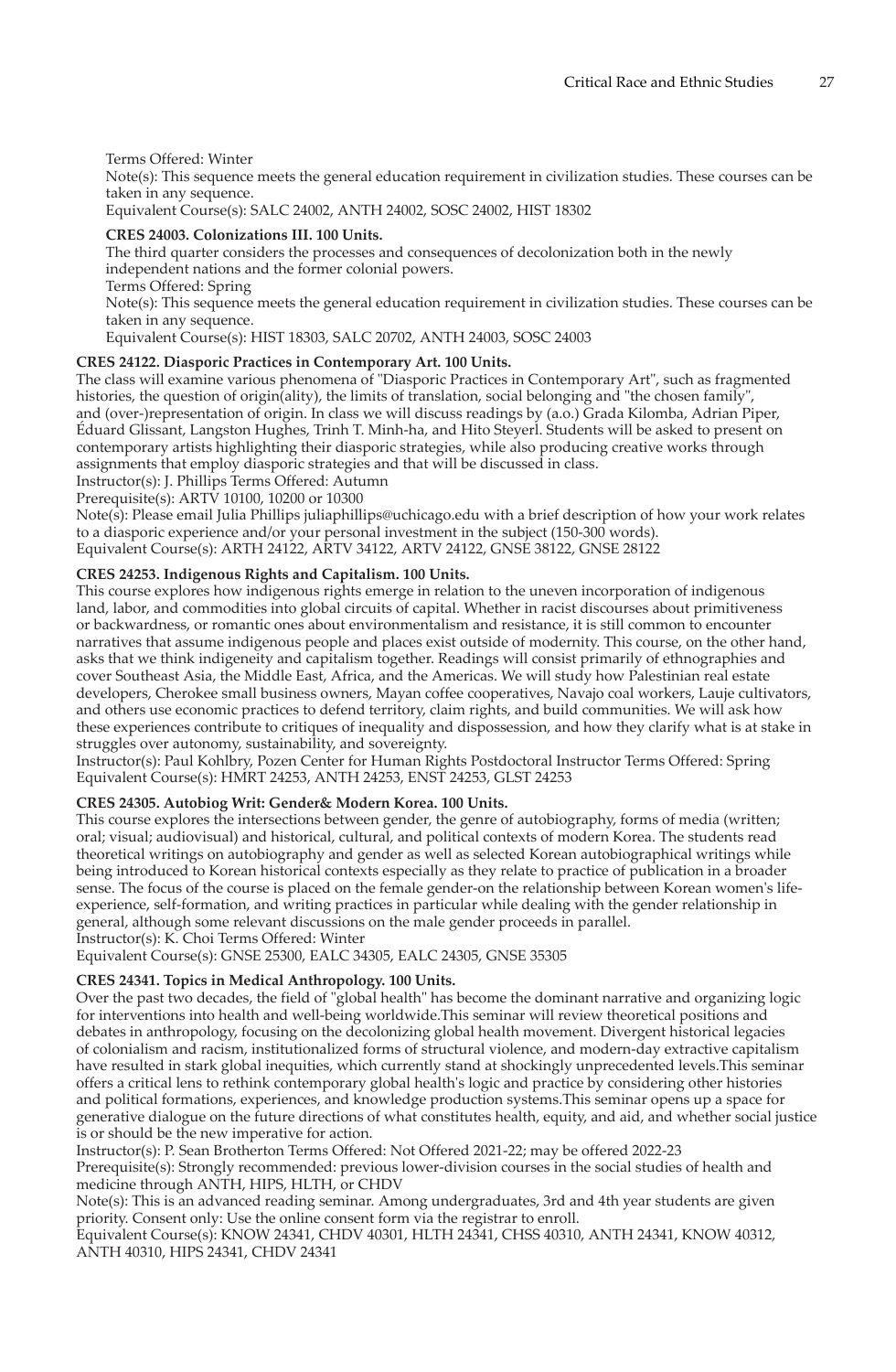Terms Offered: Winter
Note(s): This sequence meets the general education requirement in civilization studies. These courses can be taken in any sequence.
Equivalent Course(s): SALC 24002, ANTH 24002, SOSC 24002, HIST 18302

**CRES 24003. Colonizations III. 100 Units.**
The third quarter considers the processes and consequences of decolonization both in the newly independent nations and the former colonial powers.
Terms Offered: Spring
Note(s): This sequence meets the general education requirement in civilization studies. These courses can be taken in any sequence.
Equivalent Course(s): HIST 18303, SALC 20702, ANTH 24003, SOSC 24003

**CRES 24122. Diasporic Practices in Contemporary Art. 100 Units.**
The class will examine various phenomena of "Diasporic Practices in Contemporary Art", such as fragmented histories, the question of origin(ality), the limits of translation, social belonging and "the chosen family", and (over-)representation of origin. In class we will discuss readings by (a.o.) Grada Kilomba, Adrian Piper, Éduard Glissant, Langston Hughes, Trinh T. Minh-ha, and Hito Steyerl. Students will be asked to present on contemporary artists highlighting their diasporic strategies, while also producing creative works through assignments that employ diasporic strategies and that will be discussed in class.
Instructor(s): J. Phillips Terms Offered: Autumn
Prerequisite(s): ARTV 10100, 10200 or 10300
Note(s): Please email Julia Phillips juliaphillips@uchicago.edu with a brief description of how your work relates to a diasporic experience and/or your personal investment in the subject (150-300 words).
Equivalent Course(s): ARTH 24122, ARTV 34122, ARTV 24122, GNSE 38122, GNSE 28122

**CRES 24253. Indigenous Rights and Capitalism. 100 Units.**
This course explores how indigenous rights emerge in relation to the uneven incorporation of indigenous land, labor, and commodities into global circuits of capital. Whether in racist discourses about primitiveness or backwardness, or romantic ones about environmentalism and resistance, it is still common to encounter narratives that assume indigenous people and places exist outside of modernity. This course, on the other hand, asks that we think indigeneity and capitalism together. Readings will consist primarily of ethnographies and cover Southeast Asia, the Middle East, Africa, and the Americas. We will study how Palestinian real estate developers, Cherokee small business owners, Mayan coffee cooperatives, Navajo coal workers, Lauje cultivators, and others use economic practices to defend territory, claim rights, and build communities. We will ask how these experiences contribute to critiques of inequality and dispossession, and how they clarify what is at stake in struggles over autonomy, sustainability, and sovereignty.
Instructor(s): Paul Kohlbry, Pozen Center for Human Rights Postdoctoral Instructor Terms Offered: Spring
Equivalent Course(s): HMRT 24253, ANTH 24253, ENST 24253, GLST 24253

**CRES 24305. Autobiog Writ: Gender& Modern Korea. 100 Units.**
This course explores the intersections between gender, the genre of autobiography, forms of media (written; oral; visual; audiovisual) and historical, cultural, and political contexts of modern Korea. The students read theoretical writings on autobiography and gender as well as selected Korean autobiographical writings while being introduced to Korean historical contexts especially as they relate to practice of publication in a broader sense. The focus of the course is placed on the female gender-on the relationship between Korean women's life-experience, self-formation, and writing practices in particular while dealing with the gender relationship in general, although some relevant discussions on the male gender proceeds in parallel.
Instructor(s): K. Choi Terms Offered: Winter
Equivalent Course(s): GNSE 25300, EALC 34305, EALC 24305, GNSE 35305

**CRES 24341. Topics in Medical Anthropology. 100 Units.**
Over the past two decades, the field of "global health" has become the dominant narrative and organizing logic for interventions into health and well-being worldwide.This seminar will review theoretical positions and debates in anthropology, focusing on the decolonizing global health movement. Divergent historical legacies of colonialism and racism, institutionalized forms of structural violence, and modern-day extractive capitalism have resulted in stark global inequities, which currently stand at shockingly unprecedented levels.This seminar offers a critical lens to rethink contemporary global health's logic and practice by considering other histories and political formations, experiences, and knowledge production systems.This seminar opens up a space for generative dialogue on the future directions of what constitutes health, equity, and aid, and whether social justice is or should be the new imperative for action.
Instructor(s): P. Sean Brotherton Terms Offered: Not Offered 2021-22; may be offered 2022-23
Prerequisite(s): Strongly recommended: previous lower-division courses in the social studies of health and medicine through ANTH, HIPS, HLTH, or CHDV
Note(s): This is an advanced reading seminar. Among undergraduates, 3rd and 4th year students are given priority. Consent only: Use the online consent form via the registrar to enroll.
Equivalent Course(s): KNOW 24341, CHDV 40301, HLTH 24341, CHSS 40310, ANTH 24341, KNOW 40312, ANTH 40310, HIPS 24341, CHDV 24341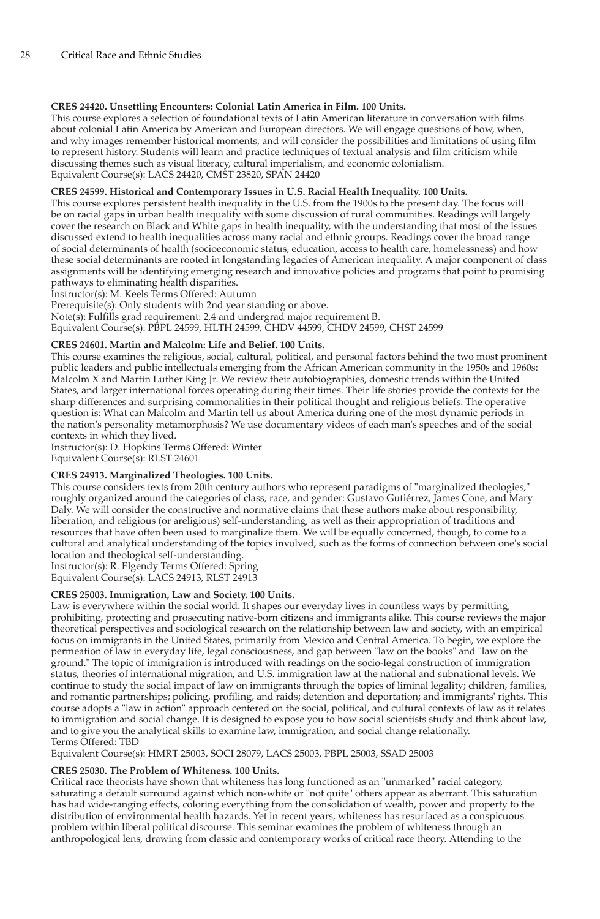**CRES 24420. Unsettling Encounters: Colonial Latin America in Film. 100 Units.**
This course explores a selection of foundational texts of Latin American literature in conversation with films about colonial Latin America by American and European directors. We will engage questions of how, when, and why images remember historical moments, and will consider the possibilities and limitations of using film to represent history. Students will learn and practice techniques of textual analysis and film criticism while discussing themes such as visual literacy, cultural imperialism, and economic colonialism.
Equivalent Course(s): LACS 24420, CMST 23820, SPAN 24420

**CRES 24599. Historical and Contemporary Issues in U.S. Racial Health Inequality. 100 Units.**
This course explores persistent health inequality in the U.S. from the 1900s to the present day. The focus will be on racial gaps in urban health inequality with some discussion of rural communities. Readings will largely cover the research on Black and White gaps in health inequality, with the understanding that most of the issues discussed extend to health inequalities across many racial and ethnic groups. Readings cover the broad range of social determinants of health (socioeconomic status, education, access to health care, homelessness) and how these social determinants are rooted in longstanding legacies of American inequality. A major component of class assignments will be identifying emerging research and innovative policies and programs that point to promising pathways to eliminating health disparities.
Instructor(s): M. Keels Terms Offered: Autumn
Prerequisite(s): Only students with 2nd year standing or above.
Note(s): Fulfills grad requirement: 2,4 and undergrad major requirement B.
Equivalent Course(s): PBPL 24599, HLTH 24599, CHDV 44599, CHDV 24599, CHST 24599

**CRES 24601. Martin and Malcolm: Life and Belief. 100 Units.**
This course examines the religious, social, cultural, political, and personal factors behind the two most prominent public leaders and public intellectuals emerging from the African American community in the 1950s and 1960s: Malcolm X and Martin Luther King Jr. We review their autobiographies, domestic trends within the United States, and larger international forces operating during their times. Their life stories provide the contexts for the sharp differences and surprising commonalities in their political thought and religious beliefs. The operative question is: What can Malcolm and Martin tell us about America during one of the most dynamic periods in the nation's personality metamorphosis? We use documentary videos of each man's speeches and of the social contexts in which they lived.
Instructor(s): D. Hopkins Terms Offered: Winter
Equivalent Course(s): RLST 24601

**CRES 24913. Marginalized Theologies. 100 Units.**
This course considers texts from 20th century authors who represent paradigms of "marginalized theologies," roughly organized around the categories of class, race, and gender: Gustavo Gutiérrez, James Cone, and Mary Daly. We will consider the constructive and normative claims that these authors make about responsibility, liberation, and religious (or areligious) self-understanding, as well as their appropriation of traditions and resources that have often been used to marginalize them. We will be equally concerned, though, to come to a cultural and analytical understanding of the topics involved, such as the forms of connection between one's social location and theological self-understanding.
Instructor(s): R. Elgendy Terms Offered: Spring
Equivalent Course(s): LACS 24913, RLST 24913

**CRES 25003. Immigration, Law and Society. 100 Units.**
Law is everywhere within the social world. It shapes our everyday lives in countless ways by permitting, prohibiting, protecting and prosecuting native-born citizens and immigrants alike. This course reviews the major theoretical perspectives and sociological research on the relationship between law and society, with an empirical focus on immigrants in the United States, primarily from Mexico and Central America. To begin, we explore the permeation of law in everyday life, legal consciousness, and gap between "law on the books" and "law on the ground." The topic of immigration is introduced with readings on the socio-legal construction of immigration status, theories of international migration, and U.S. immigration law at the national and subnational levels. We continue to study the social impact of law on immigrants through the topics of liminal legality; children, families, and romantic partnerships; policing, profiling, and raids; detention and deportation; and immigrants' rights. This course adopts a "law in action" approach centered on the social, political, and cultural contexts of law as it relates to immigration and social change. It is designed to expose you to how social scientists study and think about law, and to give you the analytical skills to examine law, immigration, and social change relationally.
Terms Offered: TBD
Equivalent Course(s): HMRT 25003, SOCI 28079, LACS 25003, PBPL 25003, SSAD 25003

**CRES 25030. The Problem of Whiteness. 100 Units.**
Critical race theorists have shown that whiteness has long functioned as an "unmarked" racial category, saturating a default surround against which non-white or "not quite" others appear as aberrant. This saturation has had wide-ranging effects, coloring everything from the consolidation of wealth, power and property to the distribution of environmental health hazards. Yet in recent years, whiteness has resurfaced as a conspicuous problem within liberal political discourse. This seminar examines the problem of whiteness through an anthropological lens, drawing from classic and contemporary works of critical race theory. Attending to the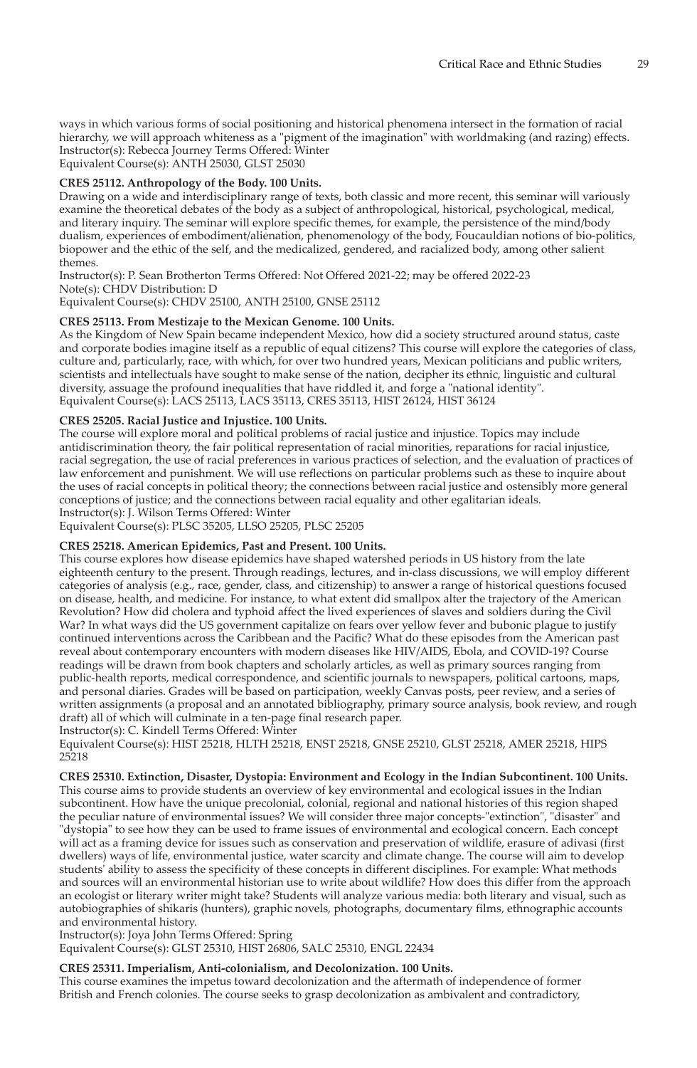ways in which various forms of social positioning and historical phenomena intersect in the formation of racial hierarchy, we will approach whiteness as a "pigment of the imagination" with worldmaking (and razing) effects.
Instructor(s): Rebecca Journey Terms Offered: Winter
Equivalent Course(s): ANTH 25030, GLST 25030

**CRES 25112. Anthropology of the Body. 100 Units.**
Drawing on a wide and interdisciplinary range of texts, both classic and more recent, this seminar will variously examine the theoretical debates of the body as a subject of anthropological, historical, psychological, medical, and literary inquiry. The seminar will explore specific themes, for example, the persistence of the mind/body dualism, experiences of embodiment/alienation, phenomenology of the body, Foucauldian notions of bio-politics, biopower and the ethic of the self, and the medicalized, gendered, and racialized body, among other salient themes.
Instructor(s): P. Sean Brotherton Terms Offered: Not Offered 2021-22; may be offered 2022-23
Note(s): CHDV Distribution: D
Equivalent Course(s): CHDV 25100, ANTH 25100, GNSE 25112

**CRES 25113. From Mestizaje to the Mexican Genome. 100 Units.**
As the Kingdom of New Spain became independent Mexico, how did a society structured around status, caste and corporate bodies imagine itself as a republic of equal citizens? This course will explore the categories of class, culture and, particularly, race, with which, for over two hundred years, Mexican politicians and public writers, scientists and intellectuals have sought to make sense of the nation, decipher its ethnic, linguistic and cultural diversity, assuage the profound inequalities that have riddled it, and forge a "national identity".
Equivalent Course(s): LACS 25113, LACS 35113, CRES 35113, HIST 26124, HIST 36124

**CRES 25205. Racial Justice and Injustice. 100 Units.**
The course will explore moral and political problems of racial justice and injustice. Topics may include antidiscrimination theory, the fair political representation of racial minorities, reparations for racial injustice, racial segregation, the use of racial preferences in various practices of selection, and the evaluation of practices of law enforcement and punishment. We will use reflections on particular problems such as these to inquire about the uses of racial concepts in political theory; the connections between racial justice and ostensibly more general conceptions of justice; and the connections between racial equality and other egalitarian ideals.
Instructor(s): J. Wilson Terms Offered: Winter
Equivalent Course(s): PLSC 35205, LLSO 25205, PLSC 25205

**CRES 25218. American Epidemics, Past and Present. 100 Units.**
This course explores how disease epidemics have shaped watershed periods in US history from the late eighteenth century to the present. Through readings, lectures, and in-class discussions, we will employ different categories of analysis (e.g., race, gender, class, and citizenship) to answer a range of historical questions focused on disease, health, and medicine. For instance, to what extent did smallpox alter the trajectory of the American Revolution? How did cholera and typhoid affect the lived experiences of slaves and soldiers during the Civil War? In what ways did the US government capitalize on fears over yellow fever and bubonic plague to justify continued interventions across the Caribbean and the Pacific? What do these episodes from the American past reveal about contemporary encounters with modern diseases like HIV/AIDS, Ebola, and COVID-19? Course readings will be drawn from book chapters and scholarly articles, as well as primary sources ranging from public-health reports, medical correspondence, and scientific journals to newspapers, political cartoons, maps, and personal diaries. Grades will be based on participation, weekly Canvas posts, peer review, and a series of written assignments (a proposal and an annotated bibliography, primary source analysis, book review, and rough draft) all of which will culminate in a ten-page final research paper.
Instructor(s): C. Kindell Terms Offered: Winter
Equivalent Course(s): HIST 25218, HLTH 25218, ENST 25218, GNSE 25210, GLST 25218, AMER 25218, HIPS 25218

**CRES 25310. Extinction, Disaster, Dystopia: Environment and Ecology in the Indian Subcontinent. 100 Units.**
This course aims to provide students an overview of key environmental and ecological issues in the Indian subcontinent. How have the unique precolonial, colonial, regional and national histories of this region shaped the peculiar nature of environmental issues? We will consider three major concepts-"extinction", "disaster" and "dystopia" to see how they can be used to frame issues of environmental and ecological concern. Each concept will act as a framing device for issues such as conservation and preservation of wildlife, erasure of adivasi (first dwellers) ways of life, environmental justice, water scarcity and climate change. The course will aim to develop students' ability to assess the specificity of these concepts in different disciplines. For example: What methods and sources will an environmental historian use to write about wildlife? How does this differ from the approach an ecologist or literary writer might take? Students will analyze various media: both literary and visual, such as autobiographies of shikaris (hunters), graphic novels, photographs, documentary films, ethnographic accounts and environmental history.
Instructor(s): Joya John Terms Offered: Spring
Equivalent Course(s): GLST 25310, HIST 26806, SALC 25310, ENGL 22434

**CRES 25311. Imperialism, Anti-colonialism, and Decolonization. 100 Units.**
This course examines the impetus toward decolonization and the aftermath of independence of former British and French colonies. The course seeks to grasp decolonization as ambivalent and contradictory,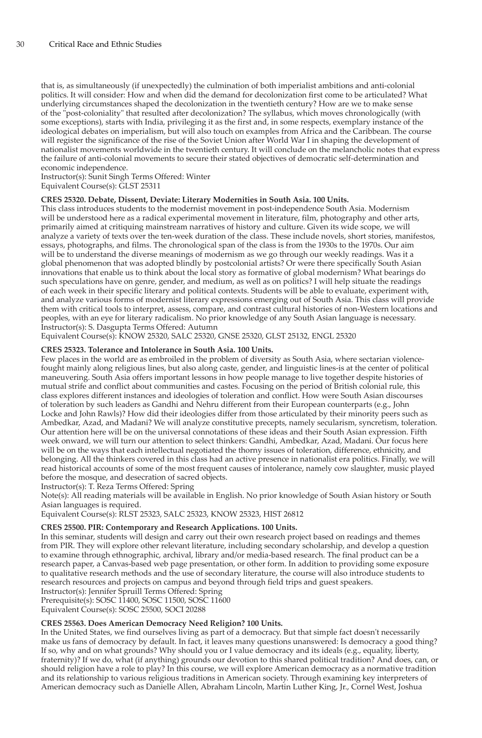that is, as simultaneously (if unexpectedly) the culmination of both imperialist ambitions and anti-colonial politics. It will consider: How and when did the demand for decolonization first come to be articulated? What underlying circumstances shaped the decolonization in the twentieth century? How are we to make sense of the "post-coloniality" that resulted after decolonization? The syllabus, which moves chronologically (with some exceptions), starts with India, privileging it as the first and, in some respects, exemplary instance of the ideological debates on imperialism, but will also touch on examples from Africa and the Caribbean. The course will register the significance of the rise of the Soviet Union after World War I in shaping the development of nationalist movements worldwide in the twentieth century. It will conclude on the melancholic notes that express the failure of anti-colonial movements to secure their stated objectives of democratic self-determination and economic independence.
Instructor(s): Sunit Singh Terms Offered: Winter
Equivalent Course(s): GLST 25311

**CRES 25320. Debate, Dissent, Deviate: Literary Modernities in South Asia. 100 Units.**
This class introduces students to the modernist movement in post-independence South Asia. Modernism will be understood here as a radical experimental movement in literature, film, photography and other arts, primarily aimed at critiquing mainstream narratives of history and culture. Given its wide scope, we will analyze a variety of texts over the ten-week duration of the class. These include novels, short stories, manifestos, essays, photographs, and films. The chronological span of the class is from the 1930s to the 1970s. Our aim will be to understand the diverse meanings of modernism as we go through our weekly readings. Was it a global phenomenon that was adopted blindly by postcolonial artists? Or were there specifically South Asian innovations that enable us to think about the local story as formative of global modernism? What bearings do such speculations have on genre, gender, and medium, as well as on politics? I will help situate the readings of each week in their specific literary and political contexts. Students will be able to evaluate, experiment with, and analyze various forms of modernist literary expressions emerging out of South Asia. This class will provide them with critical tools to interpret, assess, compare, and contrast cultural histories of non-Western locations and peoples, with an eye for literary radicalism. No prior knowledge of any South Asian language is necessary.
Instructor(s): S. Dasgupta Terms Offered: Autumn
Equivalent Course(s): KNOW 25320, SALC 25320, GNSE 25320, GLST 25132, ENGL 25320

**CRES 25323. Tolerance and Intolerance in South Asia. 100 Units.**
Few places in the world are as embroiled in the problem of diversity as South Asia, where sectarian violence-fought mainly along religious lines, but also along caste, gender, and linguistic lines-is at the center of political maneuvering. South Asia offers important lessons in how people manage to live together despite histories of mutual strife and conflict about communities and castes. Focusing on the period of British colonial rule, this class explores different instances and ideologies of toleration and conflict. How were South Asian discourses of toleration by such leaders as Gandhi and Nehru different from their European counterparts (e.g., John Locke and John Rawls)? How did their ideologies differ from those articulated by their minority peers such as Ambedkar, Azad, and Madani? We will analyze constitutive precepts, namely secularism, syncretism, toleration. Our attention here will be on the universal connotations of these ideas and their South Asian expression. Fifth week onward, we will turn our attention to select thinkers: Gandhi, Ambedkar, Azad, Madani. Our focus here will be on the ways that each intellectual negotiated the thorny issues of toleration, difference, ethnicity, and belonging. All the thinkers covered in this class had an active presence in nationalist era politics. Finally, we will read historical accounts of some of the most frequent causes of intolerance, namely cow slaughter, music played before the mosque, and desecration of sacred objects.
Instructor(s): T. Reza Terms Offered: Spring
Note(s): All reading materials will be available in English. No prior knowledge of South Asian history or South Asian languages is required.
Equivalent Course(s): RLST 25323, SALC 25323, KNOW 25323, HIST 26812

**CRES 25500. PIR: Contemporary and Research Applications. 100 Units.**
In this seminar, students will design and carry out their own research project based on readings and themes from PIR. They will explore other relevant literature, including secondary scholarship, and develop a question to examine through ethnographic, archival, library and/or media-based research. The final product can be a research paper, a Canvas-based web page presentation, or other form. In addition to providing some exposure to qualitative research methods and the use of secondary literature, the course will also introduce students to research resources and projects on campus and beyond through field trips and guest speakers.
Instructor(s): Jennifer Spruill Terms Offered: Spring
Prerequisite(s): SOSC 11400, SOSC 11500, SOSC 11600
Equivalent Course(s): SOSC 25500, SOCI 20288

**CRES 25563. Does American Democracy Need Religion? 100 Units.**
In the United States, we find ourselves living as part of a democracy. But that simple fact doesn't necessarily make us fans of democracy by default. In fact, it leaves many questions unanswered: Is democracy a good thing? If so, why and on what grounds? Why should you or I value democracy and its ideals (e.g., equality, liberty, fraternity)? If we do, what (if anything) grounds our devotion to this shared political tradition? And does, can, or should religion have a role to play? In this course, we will explore American democracy as a normative tradition and its relationship to various religious traditions in American society. Through examining key interpreters of American democracy such as Danielle Allen, Abraham Lincoln, Martin Luther King, Jr., Cornel West, Joshua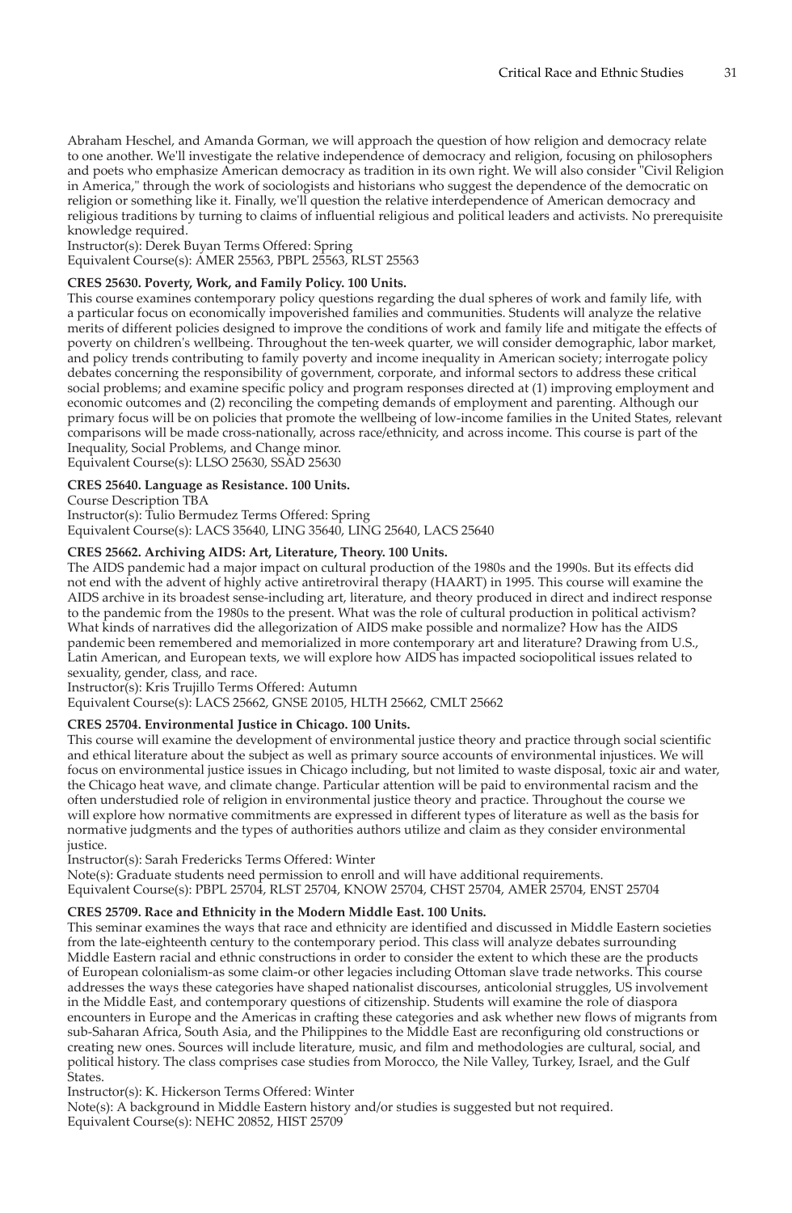Abraham Heschel, and Amanda Gorman, we will approach the question of how religion and democracy relate to one another. We'll investigate the relative independence of democracy and religion, focusing on philosophers and poets who emphasize American democracy as tradition in its own right. We will also consider "Civil Religion in America," through the work of sociologists and historians who suggest the dependence of the democratic on religion or something like it. Finally, we'll question the relative interdependence of American democracy and religious traditions by turning to claims of influential religious and political leaders and activists. No prerequisite knowledge required.
Instructor(s): Derek Buyan Terms Offered: Spring
Equivalent Course(s): AMER 25563, PBPL 25563, RLST 25563

**CRES 25630. Poverty, Work, and Family Policy. 100 Units.**
This course examines contemporary policy questions regarding the dual spheres of work and family life, with a particular focus on economically impoverished families and communities. Students will analyze the relative merits of different policies designed to improve the conditions of work and family life and mitigate the effects of poverty on children's wellbeing. Throughout the ten-week quarter, we will consider demographic, labor market, and policy trends contributing to family poverty and income inequality in American society; interrogate policy debates concerning the responsibility of government, corporate, and informal sectors to address these critical social problems; and examine specific policy and program responses directed at (1) improving employment and economic outcomes and (2) reconciling the competing demands of employment and parenting. Although our primary focus will be on policies that promote the wellbeing of low-income families in the United States, relevant comparisons will be made cross-nationally, across race/ethnicity, and across income. This course is part of the Inequality, Social Problems, and Change minor.
Equivalent Course(s): LLSO 25630, SSAD 25630

**CRES 25640. Language as Resistance. 100 Units.**
Course Description TBA
Instructor(s): Tulio Bermudez Terms Offered: Spring
Equivalent Course(s): LACS 35640, LING 35640, LING 25640, LACS 25640

**CRES 25662. Archiving AIDS: Art, Literature, Theory. 100 Units.**
The AIDS pandemic had a major impact on cultural production of the 1980s and the 1990s. But its effects did not end with the advent of highly active antiretroviral therapy (HAART) in 1995. This course will examine the AIDS archive in its broadest sense-including art, literature, and theory produced in direct and indirect response to the pandemic from the 1980s to the present. What was the role of cultural production in political activism? What kinds of narratives did the allegorization of AIDS make possible and normalize? How has the AIDS pandemic been remembered and memorialized in more contemporary art and literature? Drawing from U.S., Latin American, and European texts, we will explore how AIDS has impacted sociopolitical issues related to sexuality, gender, class, and race.
Instructor(s): Kris Trujillo Terms Offered: Autumn
Equivalent Course(s): LACS 25662, GNSE 20105, HLTH 25662, CMLT 25662

**CRES 25704. Environmental Justice in Chicago. 100 Units.**
This course will examine the development of environmental justice theory and practice through social scientific and ethical literature about the subject as well as primary source accounts of environmental injustices. We will focus on environmental justice issues in Chicago including, but not limited to waste disposal, toxic air and water, the Chicago heat wave, and climate change. Particular attention will be paid to environmental racism and the often understudied role of religion in environmental justice theory and practice. Throughout the course we will explore how normative commitments are expressed in different types of literature as well as the basis for normative judgments and the types of authorities authors utilize and claim as they consider environmental justice.
Instructor(s): Sarah Fredericks Terms Offered: Winter
Note(s): Graduate students need permission to enroll and will have additional requirements.
Equivalent Course(s): PBPL 25704, RLST 25704, KNOW 25704, CHST 25704, AMER 25704, ENST 25704

**CRES 25709. Race and Ethnicity in the Modern Middle East. 100 Units.**
This seminar examines the ways that race and ethnicity are identified and discussed in Middle Eastern societies from the late-eighteenth century to the contemporary period. This class will analyze debates surrounding Middle Eastern racial and ethnic constructions in order to consider the extent to which these are the products of European colonialism-as some claim-or other legacies including Ottoman slave trade networks. This course addresses the ways these categories have shaped nationalist discourses, anticolonial struggles, US involvement in the Middle East, and contemporary questions of citizenship. Students will examine the role of diaspora encounters in Europe and the Americas in crafting these categories and ask whether new flows of migrants from sub-Saharan Africa, South Asia, and the Philippines to the Middle East are reconfiguring old constructions or creating new ones. Sources will include literature, music, and film and methodologies are cultural, social, and political history. The class comprises case studies from Morocco, the Nile Valley, Turkey, Israel, and the Gulf States.
Instructor(s): K. Hickerson Terms Offered: Winter
Note(s): A background in Middle Eastern history and/or studies is suggested but not required.
Equivalent Course(s): NEHC 20852, HIST 25709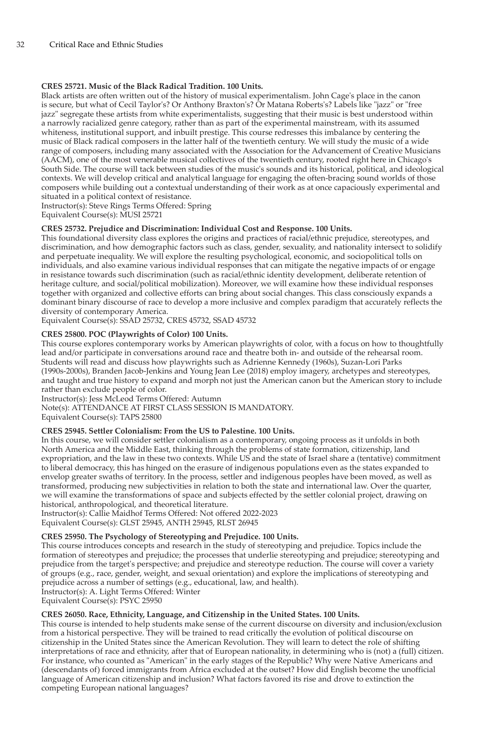**CRES 25721. Music of the Black Radical Tradition. 100 Units.**

Black artists are often written out of the history of musical experimentalism. John Cage's place in the canon is secure, but what of Cecil Taylor's? Or Anthony Braxton's? Or Matana Roberts's? Labels like "jazz" or "free jazz" segregate these artists from white experimentalists, suggesting that their music is best understood within a narrowly racialized genre category, rather than as part of the experimental mainstream, with its assumed whiteness, institutional support, and inbuilt prestige. This course redresses this imbalance by centering the music of Black radical composers in the latter half of the twentieth century. We will study the music of a wide range of composers, including many associated with the Association for the Advancement of Creative Musicians (AACM), one of the most venerable musical collectives of the twentieth century, rooted right here in Chicago's South Side. The course will tack between studies of the music's sounds and its historical, political, and ideological contexts. We will develop critical and analytical language for engaging the often-bracing sound worlds of those composers while building out a contextual understanding of their work as at once capaciously experimental and situated in a political context of resistance.

Instructor(s): Steve Rings Terms Offered: Spring

Equivalent Course(s): MUSI 25721

**CRES 25732. Prejudice and Discrimination: Individual Cost and Response. 100 Units.**

This foundational diversity class explores the origins and practices of racial/ethnic prejudice, stereotypes, and discrimination, and how demographic factors such as class, gender, sexuality, and nationality intersect to solidify and perpetuate inequality. We will explore the resulting psychological, economic, and sociopolitical tolls on individuals, and also examine various individual responses that can mitigate the negative impacts of or engage in resistance towards such discrimination (such as racial/ethnic identity development, deliberate retention of heritage culture, and social/political mobilization). Moreover, we will examine how these individual responses together with organized and collective efforts can bring about social changes. This class consciously expands a dominant binary discourse of race to develop a more inclusive and complex paradigm that accurately reflects the diversity of contemporary America.

Equivalent Course(s): SSAD 25732, CRES 45732, SSAD 45732

**CRES 25800. POC (Playwrights of Color) 100 Units.**

This course explores contemporary works by American playwrights of color, with a focus on how to thoughtfully lead and/or participate in conversations around race and theatre both in- and outside of the rehearsal room. Students will read and discuss how playwrights such as Adrienne Kennedy (1960s), Suzan-Lori Parks (1990s-2000s), Branden Jacob-Jenkins and Young Jean Lee (2018) employ imagery, archetypes and stereotypes, and taught and true history to expand and morph not just the American canon but the American story to include rather than exclude people of color.

Instructor(s): Jess McLeod Terms Offered: Autumn

Note(s): ATTENDANCE AT FIRST CLASS SESSION IS MANDATORY.

Equivalent Course(s): TAPS 25800

**CRES 25945. Settler Colonialism: From the US to Palestine. 100 Units.**

In this course, we will consider settler colonialism as a contemporary, ongoing process as it unfolds in both North America and the Middle East, thinking through the problems of state formation, citizenship, land expropriation, and the law in these two contexts. While US and the state of Israel share a (tentative) commitment to liberal democracy, this has hinged on the erasure of indigenous populations even as the states expanded to envelop greater swaths of territory. In the process, settler and indigenous peoples have been moved, as well as transformed, producing new subjectivities in relation to both the state and international law. Over the quarter, we will examine the transformations of space and subjects effected by the settler colonial project, drawing on historical, anthropological, and theoretical literature.

Instructor(s): Callie Maidhof Terms Offered: Not offered 2022-2023

Equivalent Course(s): GLST 25945, ANTH 25945, RLST 26945

**CRES 25950. The Psychology of Stereotyping and Prejudice. 100 Units.**

This course introduces concepts and research in the study of stereotyping and prejudice. Topics include the formation of stereotypes and prejudice; the processes that underlie stereotyping and prejudice; stereotyping and prejudice from the target's perspective; and prejudice and stereotype reduction. The course will cover a variety of groups (e.g., race, gender, weight, and sexual orientation) and explore the implications of stereotyping and prejudice across a number of settings (e.g., educational, law, and health).

Instructor(s): A. Light Terms Offered: Winter

Equivalent Course(s): PSYC 25950

**CRES 26050. Race, Ethnicity, Language, and Citizenship in the United States. 100 Units.**

This course is intended to help students make sense of the current discourse on diversity and inclusion/exclusion from a historical perspective. They will be trained to read critically the evolution of political discourse on citizenship in the United States since the American Revolution. They will learn to detect the role of shifting interpretations of race and ethnicity, after that of European nationality, in determining who is (not) a (full) citizen. For instance, who counted as "American" in the early stages of the Republic? Why were Native Americans and (descendants of) forced immigrants from Africa excluded at the outset? How did English become the unofficial language of American citizenship and inclusion? What factors favored its rise and drove to extinction the competing European national languages?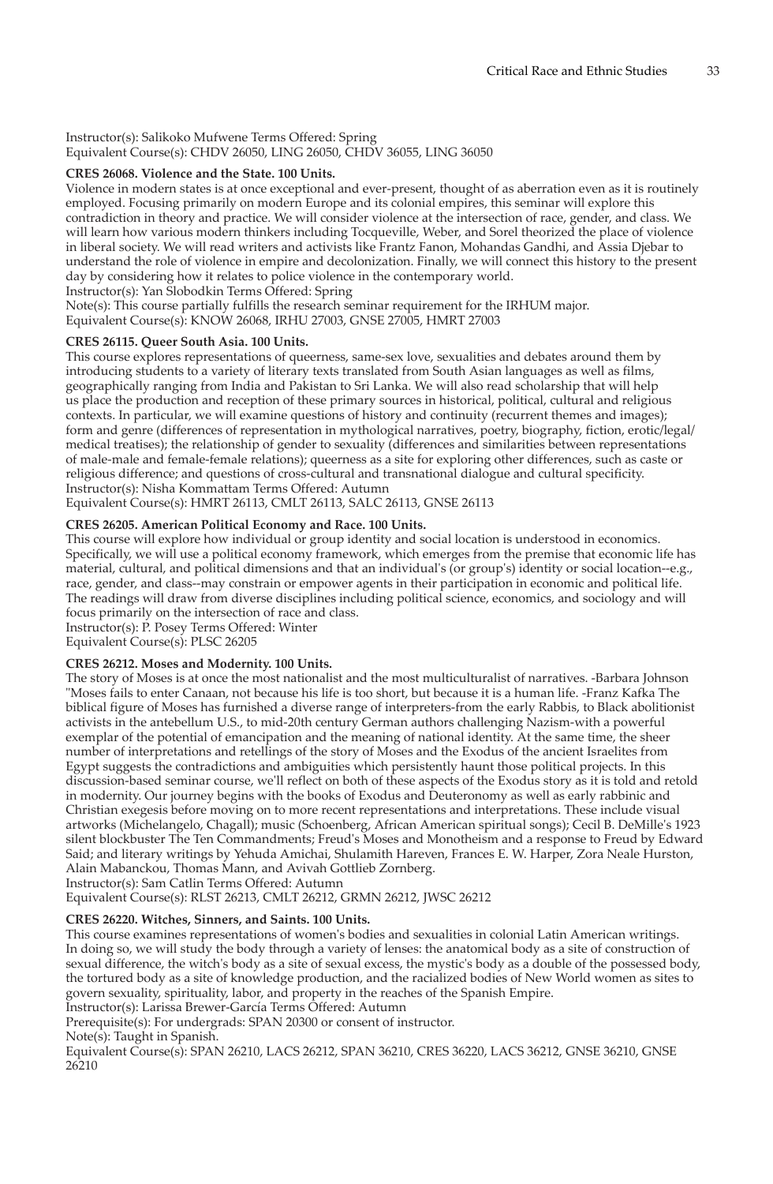Instructor(s): Salikoko Mufwene Terms Offered: Spring
Equivalent Course(s): CHDV 26050, LING 26050, CHDV 36055, LING 36050

**CRES 26068. Violence and the State. 100 Units.**
Violence in modern states is at once exceptional and ever-present, thought of as aberration even as it is routinely employed. Focusing primarily on modern Europe and its colonial empires, this seminar will explore this contradiction in theory and practice. We will consider violence at the intersection of race, gender, and class. We will learn how various modern thinkers including Tocqueville, Weber, and Sorel theorized the place of violence in liberal society. We will read writers and activists like Frantz Fanon, Mohandas Gandhi, and Assia Djebar to understand the role of violence in empire and decolonization. Finally, we will connect this history to the present day by considering how it relates to police violence in the contemporary world.
Instructor(s): Yan Slobodkin Terms Offered: Spring
Note(s): This course partially fulfills the research seminar requirement for the IRHUM major.
Equivalent Course(s): KNOW 26068, IRHU 27003, GNSE 27005, HMRT 27003

**CRES 26115. Queer South Asia. 100 Units.**
This course explores representations of queerness, same-sex love, sexualities and debates around them by introducing students to a variety of literary texts translated from South Asian languages as well as films, geographically ranging from India and Pakistan to Sri Lanka. We will also read scholarship that will help us place the production and reception of these primary sources in historical, political, cultural and religious contexts. In particular, we will examine questions of history and continuity (recurrent themes and images); form and genre (differences of representation in mythological narratives, poetry, biography, fiction, erotic/legal/medical treatises); the relationship of gender to sexuality (differences and similarities between representations of male-male and female-female relations); queerness as a site for exploring other differences, such as caste or religious difference; and questions of cross-cultural and transnational dialogue and cultural specificity.
Instructor(s): Nisha Kommattam Terms Offered: Autumn
Equivalent Course(s): HMRT 26113, CMLT 26113, SALC 26113, GNSE 26113

**CRES 26205. American Political Economy and Race. 100 Units.**
This course will explore how individual or group identity and social location is understood in economics. Specifically, we will use a political economy framework, which emerges from the premise that economic life has material, cultural, and political dimensions and that an individual's (or group's) identity or social location--e.g., race, gender, and class--may constrain or empower agents in their participation in economic and political life. The readings will draw from diverse disciplines including political science, economics, and sociology and will focus primarily on the intersection of race and class.
Instructor(s): P. Posey Terms Offered: Winter
Equivalent Course(s): PLSC 26205

**CRES 26212. Moses and Modernity. 100 Units.**
The story of Moses is at once the most nationalist and the most multiculturalist of narratives. -Barbara Johnson "Moses fails to enter Canaan, not because his life is too short, but because it is a human life. -Franz Kafka The biblical figure of Moses has furnished a diverse range of interpreters-from the early Rabbis, to Black abolitionist activists in the antebellum U.S., to mid-20th century German authors challenging Nazism-with a powerful exemplar of the potential of emancipation and the meaning of national identity. At the same time, the sheer number of interpretations and retellings of the story of Moses and the Exodus of the ancient Israelites from Egypt suggests the contradictions and ambiguities which persistently haunt those political projects. In this discussion-based seminar course, we'll reflect on both of these aspects of the Exodus story as it is told and retold in modernity. Our journey begins with the books of Exodus and Deuteronomy as well as early rabbinic and Christian exegesis before moving on to more recent representations and interpretations. These include visual artworks (Michelangelo, Chagall); music (Schoenberg, African American spiritual songs); Cecil B. DeMille's 1923 silent blockbuster The Ten Commandments; Freud's Moses and Monotheism and a response to Freud by Edward Said; and literary writings by Yehuda Amichai, Shulamith Hareven, Frances E. W. Harper, Zora Neale Hurston, Alain Mabanckou, Thomas Mann, and Avivah Gottlieb Zornberg.
Instructor(s): Sam Catlin Terms Offered: Autumn
Equivalent Course(s): RLST 26213, CMLT 26212, GRMN 26212, JWSC 26212

**CRES 26220. Witches, Sinners, and Saints. 100 Units.**
This course examines representations of women's bodies and sexualities in colonial Latin American writings. In doing so, we will study the body through a variety of lenses: the anatomical body as a site of construction of sexual difference, the witch's body as a site of sexual excess, the mystic's body as a double of the possessed body, the tortured body as a site of knowledge production, and the racialized bodies of New World women as sites to govern sexuality, spirituality, labor, and property in the reaches of the Spanish Empire.
Instructor(s): Larissa Brewer-García Terms Offered: Autumn
Prerequisite(s): For undergrads: SPAN 20300 or consent of instructor.
Note(s): Taught in Spanish.
Equivalent Course(s): SPAN 26210, LACS 26212, SPAN 36210, CRES 36220, LACS 36212, GNSE 36210, GNSE 26210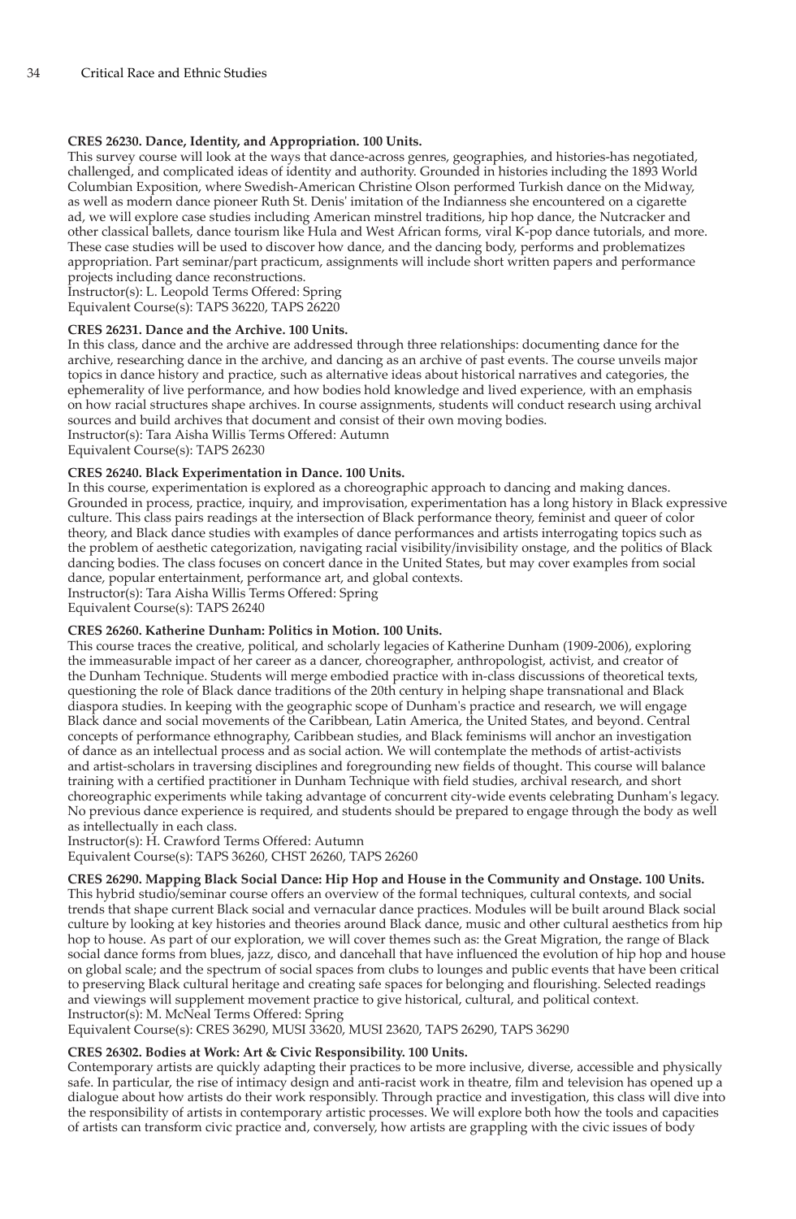**CRES 26230. Dance, Identity, and Appropriation. 100 Units.**

This survey course will look at the ways that dance-across genres, geographies, and histories-has negotiated, challenged, and complicated ideas of identity and authority. Grounded in histories including the 1893 World Columbian Exposition, where Swedish-American Christine Olson performed Turkish dance on the Midway, as well as modern dance pioneer Ruth St. Denis' imitation of the Indianness she encountered on a cigarette ad, we will explore case studies including American minstrel traditions, hip hop dance, the Nutcracker and other classical ballets, dance tourism like Hula and West African forms, viral K-pop dance tutorials, and more. These case studies will be used to discover how dance, and the dancing body, performs and problematizes appropriation. Part seminar/part practicum, assignments will include short written papers and performance projects including dance reconstructions.

Instructor(s): L. Leopold Terms Offered: Spring

Equivalent Course(s): TAPS 36220, TAPS 26220

**CRES 26231. Dance and the Archive. 100 Units.**

In this class, dance and the archive are addressed through three relationships: documenting dance for the archive, researching dance in the archive, and dancing as an archive of past events. The course unveils major topics in dance history and practice, such as alternative ideas about historical narratives and categories, the ephemerality of live performance, and how bodies hold knowledge and lived experience, with an emphasis on how racial structures shape archives. In course assignments, students will conduct research using archival sources and build archives that document and consist of their own moving bodies.

Instructor(s): Tara Aisha Willis Terms Offered: Autumn

Equivalent Course(s): TAPS 26230

**CRES 26240. Black Experimentation in Dance. 100 Units.**

In this course, experimentation is explored as a choreographic approach to dancing and making dances. Grounded in process, practice, inquiry, and improvisation, experimentation has a long history in Black expressive culture. This class pairs readings at the intersection of Black performance theory, feminist and queer of color theory, and Black dance studies with examples of dance performances and artists interrogating topics such as the problem of aesthetic categorization, navigating racial visibility/invisibility onstage, and the politics of Black dancing bodies. The class focuses on concert dance in the United States, but may cover examples from social dance, popular entertainment, performance art, and global contexts.

Instructor(s): Tara Aisha Willis Terms Offered: Spring

Equivalent Course(s): TAPS 26240

**CRES 26260. Katherine Dunham: Politics in Motion. 100 Units.**

This course traces the creative, political, and scholarly legacies of Katherine Dunham (1909-2006), exploring the immeasurable impact of her career as a dancer, choreographer, anthropologist, activist, and creator of the Dunham Technique. Students will merge embodied practice with in-class discussions of theoretical texts, questioning the role of Black dance traditions of the 20th century in helping shape transnational and Black diaspora studies. In keeping with the geographic scope of Dunham's practice and research, we will engage Black dance and social movements of the Caribbean, Latin America, the United States, and beyond. Central concepts of performance ethnography, Caribbean studies, and Black feminisms will anchor an investigation of dance as an intellectual process and as social action. We will contemplate the methods of artist-activists and artist-scholars in traversing disciplines and foregrounding new fields of thought. This course will balance training with a certified practitioner in Dunham Technique with field studies, archival research, and short choreographic experiments while taking advantage of concurrent city-wide events celebrating Dunham's legacy. No previous dance experience is required, and students should be prepared to engage through the body as well as intellectually in each class.

Instructor(s): H. Crawford Terms Offered: Autumn

Equivalent Course(s): TAPS 36260, CHST 26260, TAPS 26260

**CRES 26290. Mapping Black Social Dance: Hip Hop and House in the Community and Onstage. 100 Units.**

This hybrid studio/seminar course offers an overview of the formal techniques, cultural contexts, and social trends that shape current Black social and vernacular dance practices. Modules will be built around Black social culture by looking at key histories and theories around Black dance, music and other cultural aesthetics from hip hop to house. As part of our exploration, we will cover themes such as: the Great Migration, the range of Black social dance forms from blues, jazz, disco, and dancehall that have influenced the evolution of hip hop and house on global scale; and the spectrum of social spaces from clubs to lounges and public events that have been critical to preserving Black cultural heritage and creating safe spaces for belonging and flourishing. Selected readings and viewings will supplement movement practice to give historical, cultural, and political context.

Instructor(s): M. McNeal Terms Offered: Spring

Equivalent Course(s): CRES 36290, MUSI 33620, MUSI 23620, TAPS 26290, TAPS 36290

**CRES 26302. Bodies at Work: Art & Civic Responsibility. 100 Units.**

Contemporary artists are quickly adapting their practices to be more inclusive, diverse, accessible and physically safe. In particular, the rise of intimacy design and anti-racist work in theatre, film and television has opened up a dialogue about how artists do their work responsibly. Through practice and investigation, this class will dive into the responsibility of artists in contemporary artistic processes. We will explore both how the tools and capacities of artists can transform civic practice and, conversely, how artists are grappling with the civic issues of body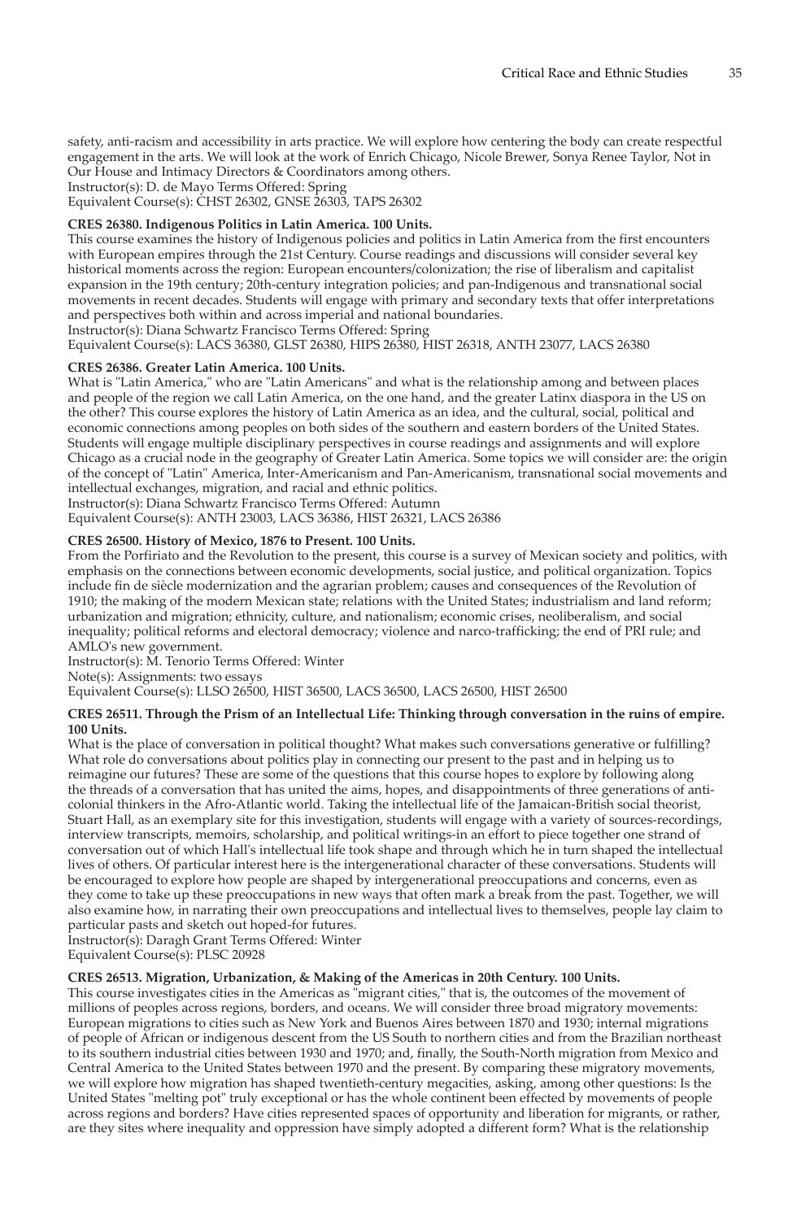safety, anti-racism and accessibility in arts practice. We will explore how centering the body can create respectful engagement in the arts. We will look at the work of Enrich Chicago, Nicole Brewer, Sonya Renee Taylor, Not in Our House and Intimacy Directors & Coordinators among others.
Instructor(s): D. de Mayo Terms Offered: Spring
Equivalent Course(s): CHST 26302, GNSE 26303, TAPS 26302

**CRES 26380. Indigenous Politics in Latin America. 100 Units.**
This course examines the history of Indigenous policies and politics in Latin America from the first encounters with European empires through the 21st Century. Course readings and discussions will consider several key historical moments across the region: European encounters/colonization; the rise of liberalism and capitalist expansion in the 19th century; 20th-century integration policies; and pan-Indigenous and transnational social movements in recent decades. Students will engage with primary and secondary texts that offer interpretations and perspectives both within and across imperial and national boundaries.
Instructor(s): Diana Schwartz Francisco Terms Offered: Spring
Equivalent Course(s): LACS 36380, GLST 26380, HIPS 26380, HIST 26318, ANTH 23077, LACS 26380

**CRES 26386. Greater Latin America. 100 Units.**
What is "Latin America," who are "Latin Americans" and what is the relationship among and between places and people of the region we call Latin America, on the one hand, and the greater Latinx diaspora in the US on the other? This course explores the history of Latin America as an idea, and the cultural, social, political and economic connections among peoples on both sides of the southern and eastern borders of the United States. Students will engage multiple disciplinary perspectives in course readings and assignments and will explore Chicago as a crucial node in the geography of Greater Latin America. Some topics we will consider are: the origin of the concept of "Latin" America, Inter-Americanism and Pan-Americanism, transnational social movements and intellectual exchanges, migration, and racial and ethnic politics.
Instructor(s): Diana Schwartz Francisco Terms Offered: Autumn
Equivalent Course(s): ANTH 23003, LACS 36386, HIST 26321, LACS 26386

**CRES 26500. History of Mexico, 1876 to Present. 100 Units.**
From the Porfiriato and the Revolution to the present, this course is a survey of Mexican society and politics, with emphasis on the connections between economic developments, social justice, and political organization. Topics include fin de siècle modernization and the agrarian problem; causes and consequences of the Revolution of 1910; the making of the modern Mexican state; relations with the United States; industrialism and land reform; urbanization and migration; ethnicity, culture, and nationalism; economic crises, neoliberalism, and social inequality; political reforms and electoral democracy; violence and narco-trafficking; the end of PRI rule; and AMLO's new government.
Instructor(s): M. Tenorio Terms Offered: Winter
Note(s): Assignments: two essays
Equivalent Course(s): LLSO 26500, HIST 36500, LACS 36500, LACS 26500, HIST 26500

**CRES 26511. Through the Prism of an Intellectual Life: Thinking through conversation in the ruins of empire. 100 Units.**
What is the place of conversation in political thought? What makes such conversations generative or fulfilling? What role do conversations about politics play in connecting our present to the past and in helping us to reimagine our futures? These are some of the questions that this course hopes to explore by following along the threads of a conversation that has united the aims, hopes, and disappointments of three generations of anti-colonial thinkers in the Afro-Atlantic world. Taking the intellectual life of the Jamaican-British social theorist, Stuart Hall, as an exemplary site for this investigation, students will engage with a variety of sources-recordings, interview transcripts, memoirs, scholarship, and political writings-in an effort to piece together one strand of conversation out of which Hall's intellectual life took shape and through which he in turn shaped the intellectual lives of others. Of particular interest here is the intergenerational character of these conversations. Students will be encouraged to explore how people are shaped by intergenerational preoccupations and concerns, even as they come to take up these preoccupations in new ways that often mark a break from the past. Together, we will also examine how, in narrating their own preoccupations and intellectual lives to themselves, people lay claim to particular pasts and sketch out hoped-for futures.
Instructor(s): Daragh Grant Terms Offered: Winter
Equivalent Course(s): PLSC 20928

**CRES 26513. Migration, Urbanization, & Making of the Americas in 20th Century. 100 Units.**
This course investigates cities in the Americas as "migrant cities," that is, the outcomes of the movement of millions of peoples across regions, borders, and oceans. We will consider three broad migratory movements: European migrations to cities such as New York and Buenos Aires between 1870 and 1930; internal migrations of people of African or indigenous descent from the US South to northern cities and from the Brazilian northeast to its southern industrial cities between 1930 and 1970; and, finally, the South-North migration from Mexico and Central America to the United States between 1970 and the present. By comparing these migratory movements, we will explore how migration has shaped twentieth-century megacities, asking, among other questions: Is the United States "melting pot" truly exceptional or has the whole continent been effected by movements of people across regions and borders? Have cities represented spaces of opportunity and liberation for migrants, or rather, are they sites where inequality and oppression have simply adopted a different form? What is the relationship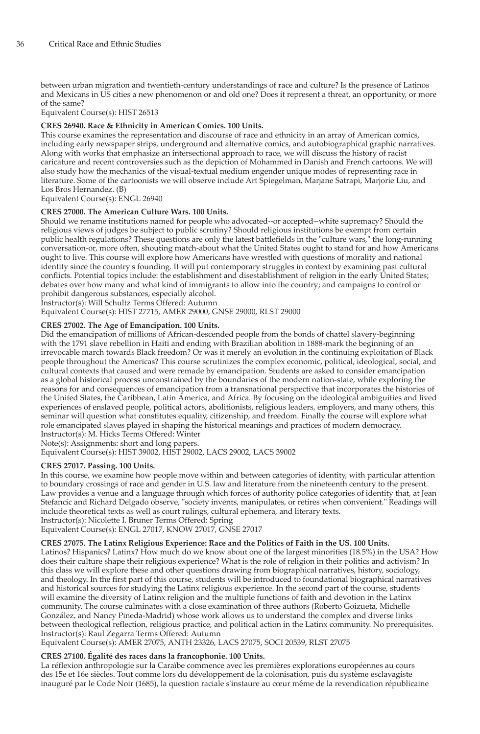between urban migration and twentieth-century understandings of race and culture? Is the presence of Latinos and Mexicans in US cities a new phenomenon or and old one? Does it represent a threat, an opportunity, or more of the same?
Equivalent Course(s): HIST 26513

**CRES 26940. Race & Ethnicity in American Comics. 100 Units.**
This course examines the representation and discourse of race and ethnicity in an array of American comics, including early newspaper strips, underground and alternative comics, and autobiographical graphic narratives. Along with works that emphasize an intersectional approach to race, we will discuss the history of racist caricature and recent controversies such as the depiction of Mohammed in Danish and French cartoons. We will also study how the mechanics of the visual-textual medium engender unique modes of representing race in literature. Some of the cartoonists we will observe include Art Spiegelman, Marjane Satrapi, Marjorie Liu, and Los Bros Hernandez. (B)
Equivalent Course(s): ENGL 26940

**CRES 27000. The American Culture Wars. 100 Units.**
Should we rename institutions named for people who advocated--or accepted--white supremacy? Should the religious views of judges be subject to public scrutiny? Should religious institutions be exempt from certain public health regulations? These questions are only the latest battlefields in the "culture wars," the long-running conversation-or, more often, shouting match-about what the United States ought to stand for and how Americans ought to live. This course will explore how Americans have wrestled with questions of morality and national identity since the country's founding. It will put contemporary struggles in context by examining past cultural conflicts. Potential topics include: the establishment and disestablishment of religion in the early United States; debates over how many and what kind of immigrants to allow into the country; and campaigns to control or prohibit dangerous substances, especially alcohol.
Instructor(s): Will Schultz Terms Offered: Autumn
Equivalent Course(s): HIST 27715, AMER 29000, GNSE 29000, RLST 29000

**CRES 27002. The Age of Emancipation. 100 Units.**
Did the emancipation of millions of African-descended people from the bonds of chattel slavery-beginning with the 1791 slave rebellion in Haiti and ending with Brazilian abolition in 1888-mark the beginning of an irrevocable march towards Black freedom? Or was it merely an evolution in the continuing exploitation of Black people throughout the Americas? This course scrutinizes the complex economic, political, ideological, social, and cultural contexts that caused and were remade by emancipation. Students are asked to consider emancipation as a global historical process unconstrained by the boundaries of the modern nation-state, while exploring the reasons for and consequences of emancipation from a transnational perspective that incorporates the histories of the United States, the Caribbean, Latin America, and Africa. By focusing on the ideological ambiguities and lived experiences of enslaved people, political actors, abolitionists, religious leaders, employers, and many others, this seminar will question what constitutes equality, citizenship, and freedom. Finally the course will explore what role emancipated slaves played in shaping the historical meanings and practices of modern democracy.
Instructor(s): M. Hicks Terms Offered: Winter
Note(s): Assignments: short and long papers.
Equivalent Course(s): HIST 39002, HIST 29002, LACS 29002, LACS 39002

**CRES 27017. Passing. 100 Units.**
In this course, we examine how people move within and between categories of identity, with particular attention to boundary crossings of race and gender in U.S. law and literature from the nineteenth century to the present. Law provides a venue and a language through which forces of authority police categories of identity that, at Jean Stefancic and Richard Delgado observe, "society invents, manipulates, or retires when convenient." Readings will include theoretical texts as well as court rulings, cultural ephemera, and literary texts.
Instructor(s): Nicolette I. Bruner Terms Offered: Spring
Equivalent Course(s): ENGL 27017, KNOW 27017, GNSE 27017

**CRES 27075. The Latinx Religious Experience: Race and the Politics of Faith in the US. 100 Units.**
Latinos? Hispanics? Latinx? How much do we know about one of the largest minorities (18.5%) in the USA? How does their culture shape their religious experience? What is the role of religion in their politics and activism? In this class we will explore these and other questions drawing from biographical narratives, history, sociology, and theology. In the first part of this course, students will be introduced to foundational biographical narratives and historical sources for studying the Latinx religious experience. In the second part of the course, students will examine the diversity of Latinx religion and the multiple functions of faith and devotion in the Latinx community. The course culminates with a close examination of three authors (Roberto Goizueta, Michelle González, and Nancy Pineda-Madrid) whose work allows us to understand the complex and diverse links between theological reflection, religious practice, and political action in the Latinx community. No prerequisites.
Instructor(s): Raul Zegarra Terms Offered: Autumn
Equivalent Course(s): AMER 27075, ANTH 23326, LACS 27075, SOCI 20539, RLST 27075

**CRES 27100. Égalité des races dans la francophonie. 100 Units.**
La réflexion anthropologie sur la Caraïbe commence avec les premières explorations européennes au cours des 15e et 16e siècles. Tout comme lors du développement de la colonisation, puis du système esclavagiste inauguré par le Code Noir (1685), la question raciale s'instaure au cœur même de la revendication républicaine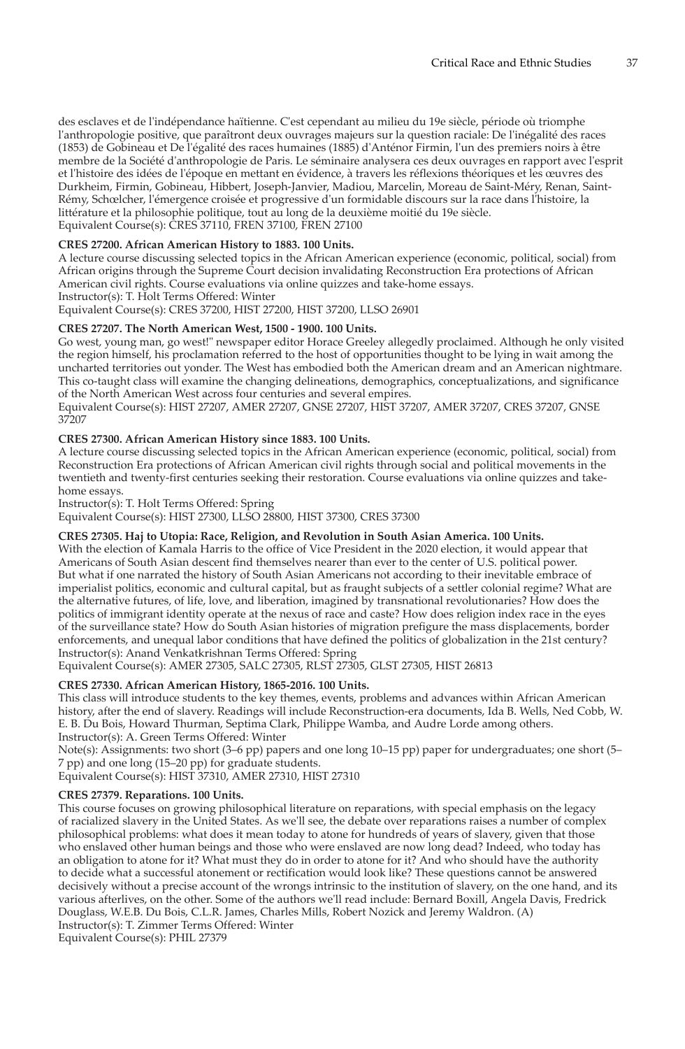des esclaves et de l'indépendance haïtienne. C'est cependant au milieu du 19e siècle, période où triomphe l'anthropologie positive, que paraîtront deux ouvrages majeurs sur la question raciale: De l'inégalité des races (1853) de Gobineau et De l'égalité des races humaines (1885) d'Anténor Firmin, l'un des premiers noirs à être membre de la Société d'anthropologie de Paris. Le séminaire analysera ces deux ouvrages en rapport avec l'esprit et l'histoire des idées de l'époque en mettant en évidence, à travers les réflexions théoriques et les œuvres des Durkheim, Firmin, Gobineau, Hibbert, Joseph-Janvier, Madiou, Marcelin, Moreau de Saint-Méry, Renan, Saint-Rémy, Schœlcher, l'émergence croisée et progressive d'un formidable discours sur la race dans l'histoire, la littérature et la philosophie politique, tout au long de la deuxième moitié du 19e siècle.
Equivalent Course(s): CRES 37110, FREN 37100, FREN 27100

**CRES 27200. African American History to 1883. 100 Units.**
A lecture course discussing selected topics in the African American experience (economic, political, social) from African origins through the Supreme Court decision invalidating Reconstruction Era protections of African American civil rights. Course evaluations via online quizzes and take-home essays.
Instructor(s): T. Holt Terms Offered: Winter
Equivalent Course(s): CRES 37200, HIST 27200, HIST 37200, LLSO 26901

**CRES 27207. The North American West, 1500 - 1900. 100 Units.**
Go west, young man, go west!" newspaper editor Horace Greeley allegedly proclaimed. Although he only visited the region himself, his proclamation referred to the host of opportunities thought to be lying in wait among the uncharted territories out yonder. The West has embodied both the American dream and an American nightmare. This co-taught class will examine the changing delineations, demographics, conceptualizations, and significance of the North American West across four centuries and several empires.
Equivalent Course(s): HIST 27207, AMER 27207, GNSE 27207, HIST 37207, AMER 37207, CRES 37207, GNSE 37207

**CRES 27300. African American History since 1883. 100 Units.**
A lecture course discussing selected topics in the African American experience (economic, political, social) from Reconstruction Era protections of African American civil rights through social and political movements in the twentieth and twenty-first centuries seeking their restoration. Course evaluations via online quizzes and take-home essays.
Instructor(s): T. Holt Terms Offered: Spring
Equivalent Course(s): HIST 27300, LLSO 28800, HIST 37300, CRES 37300

**CRES 27305. Haj to Utopia: Race, Religion, and Revolution in South Asian America. 100 Units.**
With the election of Kamala Harris to the office of Vice President in the 2020 election, it would appear that Americans of South Asian descent find themselves nearer than ever to the center of U.S. political power. But what if one narrated the history of South Asian Americans not according to their inevitable embrace of imperialist politics, economic and cultural capital, but as fraught subjects of a settler colonial regime? What are the alternative futures, of life, love, and liberation, imagined by transnational revolutionaries? How does the politics of immigrant identity operate at the nexus of race and caste? How does religion index race in the eyes of the surveillance state? How do South Asian histories of migration prefigure the mass displacements, border enforcements, and unequal labor conditions that have defined the politics of globalization in the 21st century?
Instructor(s): Anand Venkatkrishnan Terms Offered: Spring
Equivalent Course(s): AMER 27305, SALC 27305, RLST 27305, GLST 27305, HIST 26813

**CRES 27330. African American History, 1865-2016. 100 Units.**
This class will introduce students to the key themes, events, problems and advances within African American history, after the end of slavery. Readings will include Reconstruction-era documents, Ida B. Wells, Ned Cobb, W. E. B. Du Bois, Howard Thurman, Septima Clark, Philippe Wamba, and Audre Lorde among others.
Instructor(s): A. Green Terms Offered: Winter
Note(s): Assignments: two short (3–6 pp) papers and one long 10–15 pp) paper for undergraduates; one short (5–7 pp) and one long (15–20 pp) for graduate students.
Equivalent Course(s): HIST 37310, AMER 27310, HIST 27310

**CRES 27379. Reparations. 100 Units.**
This course focuses on growing philosophical literature on reparations, with special emphasis on the legacy of racialized slavery in the United States. As we'll see, the debate over reparations raises a number of complex philosophical problems: what does it mean today to atone for hundreds of years of slavery, given that those who enslaved other human beings and those who were enslaved are now long dead? Indeed, who today has an obligation to atone for it? What must they do in order to atone for it? And who should have the authority to decide what a successful atonement or rectification would look like? These questions cannot be answered decisively without a precise account of the wrongs intrinsic to the institution of slavery, on the one hand, and its various afterlives, on the other. Some of the authors we'll read include: Bernard Boxill, Angela Davis, Fredrick Douglass, W.E.B. Du Bois, C.L.R. James, Charles Mills, Robert Nozick and Jeremy Waldron. (A)
Instructor(s): T. Zimmer Terms Offered: Winter
Equivalent Course(s): PHIL 27379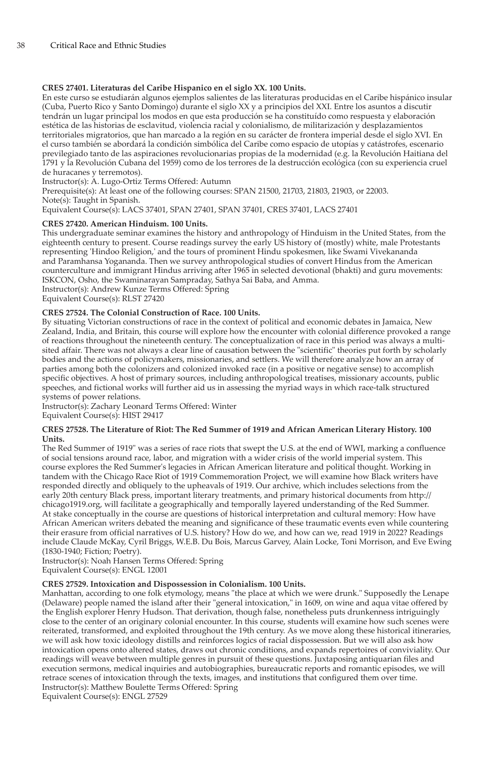**CRES 27401. Literaturas del Caribe Hispanico en el siglo XX. 100 Units.**

En este curso se estudiarán algunos ejemplos salientes de las literaturas producidas en el Caribe hispánico insular (Cuba, Puerto Rico y Santo Domingo) durante el siglo XX y a principios del XXI. Entre los asuntos a discutir tendrán un lugar principal los modos en que esta producción se ha constituído como respuesta y elaboración estética de las historias de esclavitud, violencia racial y colonialismo, de militarización y desplazamientos territoriales migratorios, que han marcado a la región en su carácter de frontera imperial desde el siglo XVI. En el curso también se abordará la condición simbólica del Caribe como espacio de utopías y catástrofes, escenario previlegiado tanto de las aspiraciones revolucionarias propias de la modernidad (e.g. la Revolución Haitiana del 1791 y la Revolución Cubana del 1959) como de los terrores de la destrucción ecológica (con su experiencia cruel de huracanes y terremotos).

Instructor(s): A. Lugo-Ortiz Terms Offered: Autumn

Prerequisite(s): At least one of the following courses: SPAN 21500, 21703, 21803, 21903, or 22003.

Note(s): Taught in Spanish.

Equivalent Course(s): LACS 37401, SPAN 27401, SPAN 37401, CRES 37401, LACS 27401

**CRES 27420. American Hinduism. 100 Units.**

This undergraduate seminar examines the history and anthropology of Hinduism in the United States, from the eighteenth century to present. Course readings survey the early US history of (mostly) white, male Protestants representing 'Hindoo Religion,' and the tours of prominent Hindu spokesmen, like Swami Vivekananda and Paramhansa Yogananda. Then we survey anthropological studies of convert Hindus from the American counterculture and immigrant Hindus arriving after 1965 in selected devotional (bhakti) and guru movements: ISKCON, Osho, the Swaminarayan Sampraday, Sathya Sai Baba, and Amma.

Instructor(s): Andrew Kunze Terms Offered: Spring

Equivalent Course(s): RLST 27420

**CRES 27524. The Colonial Construction of Race. 100 Units.**

By situating Victorian constructions of race in the context of political and economic debates in Jamaica, New Zealand, India, and Britain, this course will explore how the encounter with colonial difference provoked a range of reactions throughout the nineteenth century. The conceptualization of race in this period was always a multi-sited affair. There was not always a clear line of causation between the "scientific" theories put forth by scholarly bodies and the actions of policymakers, missionaries, and settlers. We will therefore analyze how an array of parties among both the colonizers and colonized invoked race (in a positive or negative sense) to accomplish specific objectives. A host of primary sources, including anthropological treatises, missionary accounts, public speeches, and fictional works will further aid us in assessing the myriad ways in which race-talk structured systems of power relations.

Instructor(s): Zachary Leonard Terms Offered: Winter

Equivalent Course(s): HIST 29417

**CRES 27528. The Literature of Riot: The Red Summer of 1919 and African American Literary History. 100 Units.**

The Red Summer of 1919" was a series of race riots that swept the U.S. at the end of WWI, marking a confluence of social tensions around race, labor, and migration with a wider crisis of the world imperial system. This course explores the Red Summer's legacies in African American literature and political thought. Working in tandem with the Chicago Race Riot of 1919 Commemoration Project, we will examine how Black writers have responded directly and obliquely to the upheavals of 1919. Our archive, which includes selections from the early 20th century Black press, important literary treatments, and primary historical documents from http://chicago1919.org, will facilitate a geographically and temporally layered understanding of the Red Summer. At stake conceptually in the course are questions of historical interpretation and cultural memory: How have African American writers debated the meaning and significance of these traumatic events even while countering their erasure from official narratives of U.S. history? How do we, and how can we, read 1919 in 2022? Readings include Claude McKay, Cyril Briggs, W.E.B. Du Bois, Marcus Garvey, Alain Locke, Toni Morrison, and Eve Ewing (1830-1940; Fiction; Poetry).

Instructor(s): Noah Hansen Terms Offered: Spring

Equivalent Course(s): ENGL 12001

**CRES 27529. Intoxication and Dispossession in Colonialism. 100 Units.**

Manhattan, according to one folk etymology, means "the place at which we were drunk." Supposedly the Lenape (Delaware) people named the island after their "general intoxication," in 1609, on wine and aqua vitae offered by the English explorer Henry Hudson. That derivation, though false, nonetheless puts drunkenness intriguingly close to the center of an originary colonial encounter. In this course, students will examine how such scenes were reiterated, transformed, and exploited throughout the 19th century. As we move along these historical itineraries, we will ask how toxic ideology distills and reinforces logics of racial dispossession. But we will also ask how intoxication opens onto altered states, draws out chronic conditions, and expands repertoires of conviviality. Our readings will weave between multiple genres in pursuit of these questions. Juxtaposing antiquarian files and execution sermons, medical inquiries and autobiographies, bureaucratic reports and romantic episodes, we will retrace scenes of intoxication through the texts, images, and institutions that configured them over time.

Instructor(s): Matthew Boulette Terms Offered: Spring

Equivalent Course(s): ENGL 27529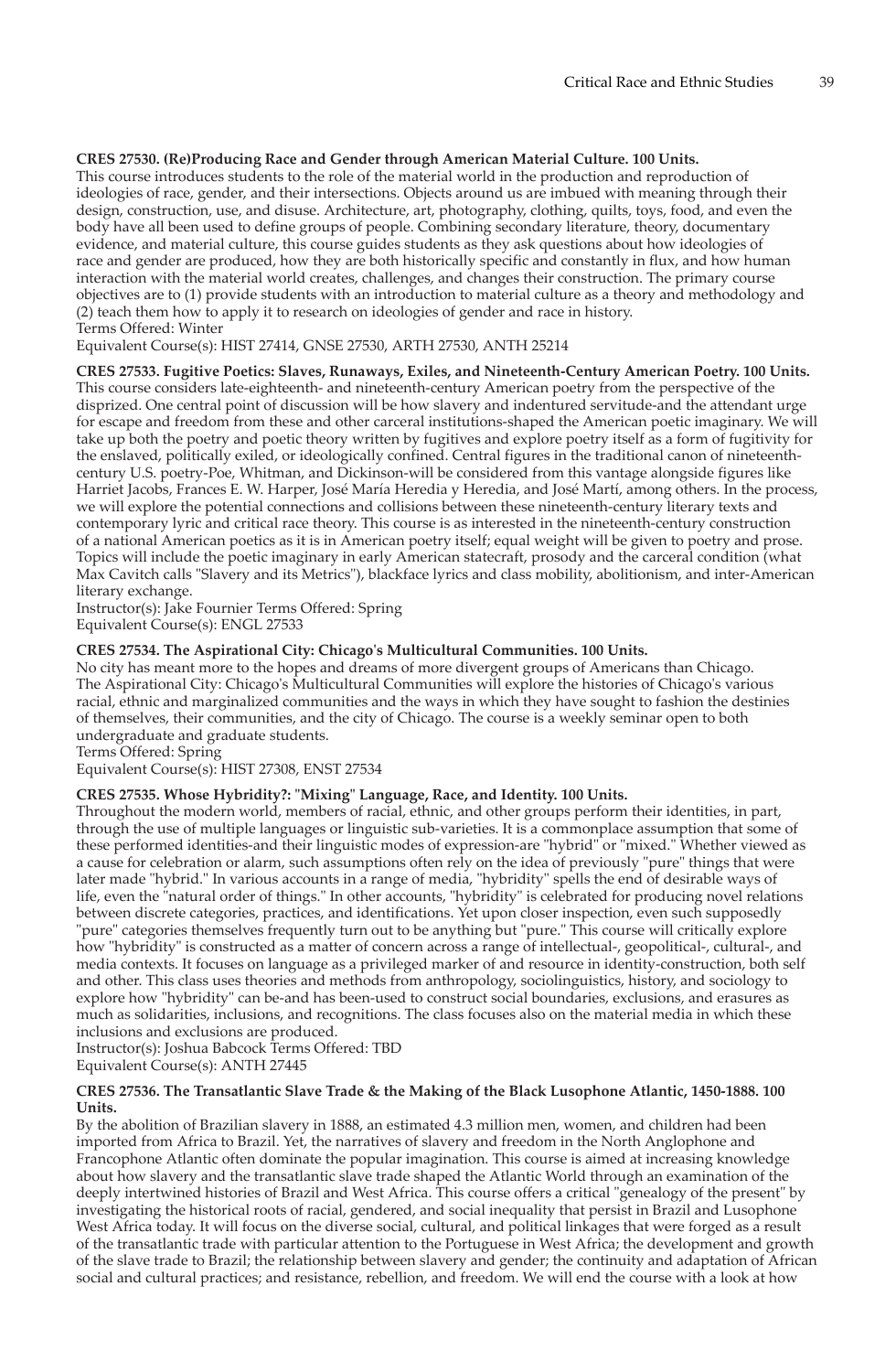**CRES 27530. (Re)Producing Race and Gender through American Material Culture. 100 Units.**
This course introduces students to the role of the material world in the production and reproduction of ideologies of race, gender, and their intersections. Objects around us are imbued with meaning through their design, construction, use, and disuse. Architecture, art, photography, clothing, quilts, toys, food, and even the body have all been used to define groups of people. Combining secondary literature, theory, documentary evidence, and material culture, this course guides students as they ask questions about how ideologies of race and gender are produced, how they are both historically specific and constantly in flux, and how human interaction with the material world creates, challenges, and changes their construction. The primary course objectives are to (1) provide students with an introduction to material culture as a theory and methodology and (2) teach them how to apply it to research on ideologies of gender and race in history.
Terms Offered: Winter
Equivalent Course(s): HIST 27414, GNSE 27530, ARTH 27530, ANTH 25214

**CRES 27533. Fugitive Poetics: Slaves, Runaways, Exiles, and Nineteenth-Century American Poetry. 100 Units.**
This course considers late-eighteenth- and nineteenth-century American poetry from the perspective of the disprized. One central point of discussion will be how slavery and indentured servitude-and the attendant urge for escape and freedom from these and other carceral institutions-shaped the American poetic imaginary. We will take up both the poetry and poetic theory written by fugitives and explore poetry itself as a form of fugitivity for the enslaved, politically exiled, or ideologically confined. Central figures in the traditional canon of nineteenth-century U.S. poetry-Poe, Whitman, and Dickinson-will be considered from this vantage alongside figures like Harriet Jacobs, Frances E. W. Harper, José María Heredia y Heredia, and José Martí, among others. In the process, we will explore the potential connections and collisions between these nineteenth-century literary texts and contemporary lyric and critical race theory. This course is as interested in the nineteenth-century construction of a national American poetics as it is in American poetry itself; equal weight will be given to poetry and prose. Topics will include the poetic imaginary in early American statecraft, prosody and the carceral condition (what Max Cavitch calls "Slavery and its Metrics"), blackface lyrics and class mobility, abolitionism, and inter-American literary exchange.
Instructor(s): Jake Fournier Terms Offered: Spring
Equivalent Course(s): ENGL 27533

**CRES 27534. The Aspirational City: Chicago's Multicultural Communities. 100 Units.**
No city has meant more to the hopes and dreams of more divergent groups of Americans than Chicago. The Aspirational City: Chicago's Multicultural Communities will explore the histories of Chicago's various racial, ethnic and marginalized communities and the ways in which they have sought to fashion the destinies of themselves, their communities, and the city of Chicago. The course is a weekly seminar open to both undergraduate and graduate students.
Terms Offered: Spring
Equivalent Course(s): HIST 27308, ENST 27534

**CRES 27535. Whose Hybridity?: "Mixing" Language, Race, and Identity. 100 Units.**
Throughout the modern world, members of racial, ethnic, and other groups perform their identities, in part, through the use of multiple languages or linguistic sub-varieties. It is a commonplace assumption that some of these performed identities-and their linguistic modes of expression-are "hybrid" or "mixed." Whether viewed as a cause for celebration or alarm, such assumptions often rely on the idea of previously "pure" things that were later made "hybrid." In various accounts in a range of media, "hybridity" spells the end of desirable ways of life, even the "natural order of things." In other accounts, "hybridity" is celebrated for producing novel relations between discrete categories, practices, and identifications. Yet upon closer inspection, even such supposedly "pure" categories themselves frequently turn out to be anything but "pure." This course will critically explore how "hybridity" is constructed as a matter of concern across a range of intellectual-, geopolitical-, cultural-, and media contexts. It focuses on language as a privileged marker of and resource in identity-construction, both self and other. This class uses theories and methods from anthropology, sociolinguistics, history, and sociology to explore how "hybridity" can be-and has been-used to construct social boundaries, exclusions, and erasures as much as solidarities, inclusions, and recognitions. The class focuses also on the material media in which these inclusions and exclusions are produced.
Instructor(s): Joshua Babcock Terms Offered: TBD
Equivalent Course(s): ANTH 27445

**CRES 27536. The Transatlantic Slave Trade & the Making of the Black Lusophone Atlantic, 1450-1888. 100 Units.**
By the abolition of Brazilian slavery in 1888, an estimated 4.3 million men, women, and children had been imported from Africa to Brazil. Yet, the narratives of slavery and freedom in the North Anglophone and Francophone Atlantic often dominate the popular imagination. This course is aimed at increasing knowledge about how slavery and the transatlantic slave trade shaped the Atlantic World through an examination of the deeply intertwined histories of Brazil and West Africa. This course offers a critical "genealogy of the present" by investigating the historical roots of racial, gendered, and social inequality that persist in Brazil and Lusophone West Africa today. It will focus on the diverse social, cultural, and political linkages that were forged as a result of the transatlantic trade with particular attention to the Portuguese in West Africa; the development and growth of the slave trade to Brazil; the relationship between slavery and gender; the continuity and adaptation of African social and cultural practices; and resistance, rebellion, and freedom. We will end the course with a look at how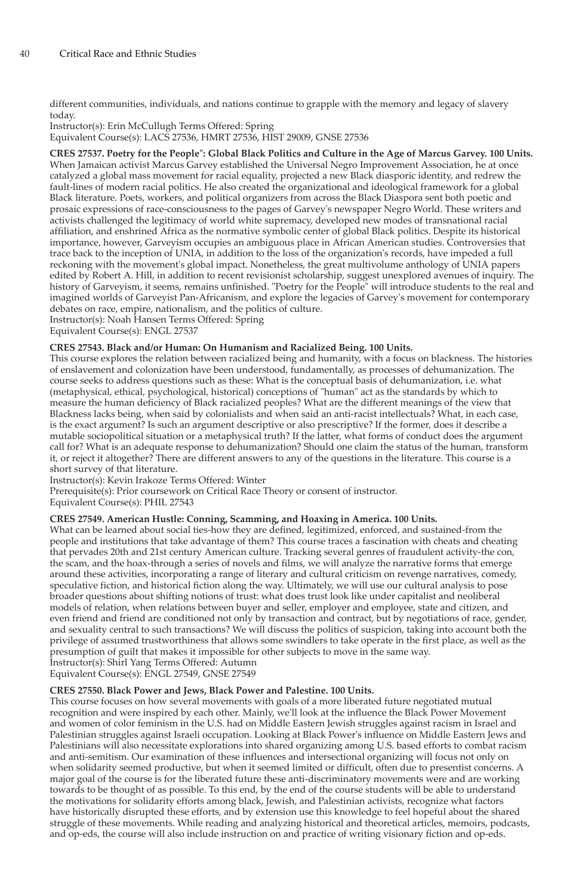different communities, individuals, and nations continue to grapple with the memory and legacy of slavery today.
Instructor(s): Erin McCullugh Terms Offered: Spring
Equivalent Course(s): LACS 27536, HMRT 27536, HIST 29009, GNSE 27536

**CRES 27537. Poetry for the People": Global Black Politics and Culture in the Age of Marcus Garvey. 100 Units.**
When Jamaican activist Marcus Garvey established the Universal Negro Improvement Association, he at once catalyzed a global mass movement for racial equality, projected a new Black diasporic identity, and redrew the fault-lines of modern racial politics. He also created the organizational and ideological framework for a global Black literature. Poets, workers, and political organizers from across the Black Diaspora sent both poetic and prosaic expressions of race-consciousness to the pages of Garvey's newspaper Negro World. These writers and activists challenged the legitimacy of world white supremacy, developed new modes of transnational racial affiliation, and enshrined Africa as the normative symbolic center of global Black politics. Despite its historical importance, however, Garveyism occupies an ambiguous place in African American studies. Controversies that trace back to the inception of UNIA, in addition to the loss of the organization's records, have impeded a full reckoning with the movement's global impact. Nonetheless, the great multivolume anthology of UNIA papers edited by Robert A. Hill, in addition to recent revisionist scholarship, suggest unexplored avenues of inquiry. The history of Garveyism, it seems, remains unfinished. "Poetry for the People" will introduce students to the real and imagined worlds of Garveyist Pan-Africanism, and explore the legacies of Garvey's movement for contemporary debates on race, empire, nationalism, and the politics of culture.
Instructor(s): Noah Hansen Terms Offered: Spring
Equivalent Course(s): ENGL 27537

**CRES 27543. Black and/or Human: On Humanism and Racialized Being. 100 Units.**
This course explores the relation between racialized being and humanity, with a focus on blackness. The histories of enslavement and colonization have been understood, fundamentally, as processes of dehumanization. The course seeks to address questions such as these: What is the conceptual basis of dehumanization, i.e. what (metaphysical, ethical, psychological, historical) conceptions of "human" act as the standards by which to measure the human deficiency of Black racialized peoples? What are the different meanings of the view that Blackness lacks being, when said by colonialists and when said an anti-racist intellectuals? What, in each case, is the exact argument? Is such an argument descriptive or also prescriptive? If the former, does it describe a mutable sociopolitical situation or a metaphysical truth? If the latter, what forms of conduct does the argument call for? What is an adequate response to dehumanization? Should one claim the status of the human, transform it, or reject it altogether? There are different answers to any of the questions in the literature. This course is a short survey of that literature.
Instructor(s): Kevin Irakoze Terms Offered: Winter
Prerequisite(s): Prior coursework on Critical Race Theory or consent of instructor.
Equivalent Course(s): PHIL 27543

**CRES 27549. American Hustle: Conning, Scamming, and Hoaxing in America. 100 Units.**
What can be learned about social ties-how they are defined, legitimized, enforced, and sustained-from the people and institutions that take advantage of them? This course traces a fascination with cheats and cheating that pervades 20th and 21st century American culture. Tracking several genres of fraudulent activity-the con, the scam, and the hoax-through a series of novels and films, we will analyze the narrative forms that emerge around these activities, incorporating a range of literary and cultural criticism on revenge narratives, comedy, speculative fiction, and historical fiction along the way. Ultimately, we will use our cultural analysis to pose broader questions about shifting notions of trust: what does trust look like under capitalist and neoliberal models of relation, when relations between buyer and seller, employer and employee, state and citizen, and even friend and friend are conditioned not only by transaction and contract, but by negotiations of race, gender, and sexuality central to such transactions? We will discuss the politics of suspicion, taking into account both the privilege of assumed trustworthiness that allows some swindlers to take operate in the first place, as well as the presumption of guilt that makes it impossible for other subjects to move in the same way.
Instructor(s): Shirl Yang Terms Offered: Autumn
Equivalent Course(s): ENGL 27549, GNSE 27549

**CRES 27550. Black Power and Jews, Black Power and Palestine. 100 Units.**
This course focuses on how several movements with goals of a more liberated future negotiated mutual recognition and were inspired by each other. Mainly, we'll look at the influence the Black Power Movement and women of color feminism in the U.S. had on Middle Eastern Jewish struggles against racism in Israel and Palestinian struggles against Israeli occupation. Looking at Black Power's influence on Middle Eastern Jews and Palestinians will also necessitate explorations into shared organizing among U.S. based efforts to combat racism and anti-semitism. Our examination of these influences and intersectional organizing will focus not only on when solidarity seemed productive, but when it seemed limited or difficult, often due to presentist concerns. A major goal of the course is for the liberated future these anti-discriminatory movements were and are working towards to be thought of as possible. To this end, by the end of the course students will be able to understand the motivations for solidarity efforts among black, Jewish, and Palestinian activists, recognize what factors have historically disrupted these efforts, and by extension use this knowledge to feel hopeful about the shared struggle of these movements. While reading and analyzing historical and theoretical articles, memoirs, podcasts, and op-eds, the course will also include instruction on and practice of writing visionary fiction and op-eds.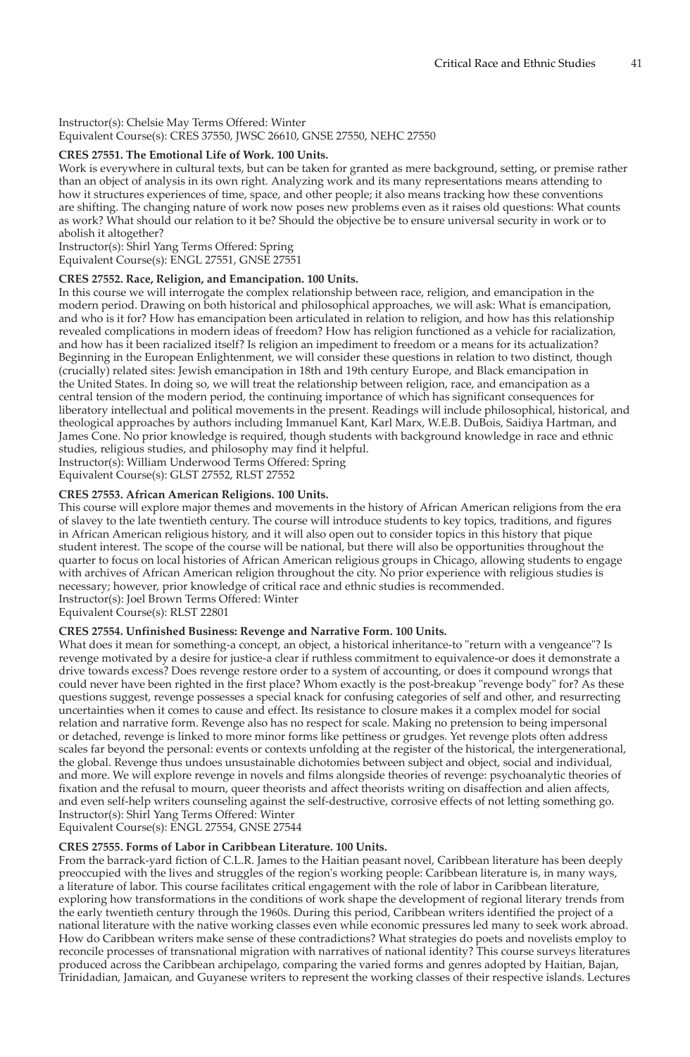Instructor(s): Chelsie May Terms Offered: Winter
Equivalent Course(s): CRES 37550, JWSC 26610, GNSE 27550, NEHC 27550

**CRES 27551. The Emotional Life of Work. 100 Units.**

Work is everywhere in cultural texts, but can be taken for granted as mere background, setting, or premise rather than an object of analysis in its own right. Analyzing work and its many representations means attending to how it structures experiences of time, space, and other people; it also means tracking how these conventions are shifting. The changing nature of work now poses new problems even as it raises old questions: What counts as work? What should our relation to it be? Should the objective be to ensure universal security in work or to abolish it altogether?
Instructor(s): Shirl Yang Terms Offered: Spring
Equivalent Course(s): ENGL 27551, GNSE 27551

**CRES 27552. Race, Religion, and Emancipation. 100 Units.**

In this course we will interrogate the complex relationship between race, religion, and emancipation in the modern period. Drawing on both historical and philosophical approaches, we will ask: What is emancipation, and who is it for? How has emancipation been articulated in relation to religion, and how has this relationship revealed complications in modern ideas of freedom? How has religion functioned as a vehicle for racialization, and how has it been racialized itself? Is religion an impediment to freedom or a means for its actualization? Beginning in the European Enlightenment, we will consider these questions in relation to two distinct, though (crucially) related sites: Jewish emancipation in 18th and 19th century Europe, and Black emancipation in the United States. In doing so, we will treat the relationship between religion, race, and emancipation as a central tension of the modern period, the continuing importance of which has significant consequences for liberatory intellectual and political movements in the present. Readings will include philosophical, historical, and theological approaches by authors including Immanuel Kant, Karl Marx, W.E.B. DuBois, Saidiya Hartman, and James Cone. No prior knowledge is required, though students with background knowledge in race and ethnic studies, religious studies, and philosophy may find it helpful.
Instructor(s): William Underwood Terms Offered: Spring
Equivalent Course(s): GLST 27552, RLST 27552

**CRES 27553. African American Religions. 100 Units.**

This course will explore major themes and movements in the history of African American religions from the era of slavey to the late twentieth century. The course will introduce students to key topics, traditions, and figures in African American religious history, and it will also open out to consider topics in this history that pique student interest. The scope of the course will be national, but there will also be opportunities throughout the quarter to focus on local histories of African American religious groups in Chicago, allowing students to engage with archives of African American religion throughout the city. No prior experience with religious studies is necessary; however, prior knowledge of critical race and ethnic studies is recommended.
Instructor(s): Joel Brown Terms Offered: Winter
Equivalent Course(s): RLST 22801

**CRES 27554. Unfinished Business: Revenge and Narrative Form. 100 Units.**

What does it mean for something-a concept, an object, a historical inheritance-to "return with a vengeance"? Is revenge motivated by a desire for justice-a clear if ruthless commitment to equivalence-or does it demonstrate a drive towards excess? Does revenge restore order to a system of accounting, or does it compound wrongs that could never have been righted in the first place? Whom exactly is the post-breakup "revenge body" for? As these questions suggest, revenge possesses a special knack for confusing categories of self and other, and resurrecting uncertainties when it comes to cause and effect. Its resistance to closure makes it a complex model for social relation and narrative form. Revenge also has no respect for scale. Making no pretension to being impersonal or detached, revenge is linked to more minor forms like pettiness or grudges. Yet revenge plots often address scales far beyond the personal: events or contexts unfolding at the register of the historical, the intergenerational, the global. Revenge thus undoes unsustainable dichotomies between subject and object, social and individual, and more. We will explore revenge in novels and films alongside theories of revenge: psychoanalytic theories of fixation and the refusal to mourn, queer theorists and affect theorists writing on disaffection and alien affects, and even self-help writers counseling against the self-destructive, corrosive effects of not letting something go.
Instructor(s): Shirl Yang Terms Offered: Winter
Equivalent Course(s): ENGL 27554, GNSE 27544

**CRES 27555. Forms of Labor in Caribbean Literature. 100 Units.**

From the barrack-yard fiction of C.L.R. James to the Haitian peasant novel, Caribbean literature has been deeply preoccupied with the lives and struggles of the region's working people: Caribbean literature is, in many ways, a literature of labor. This course facilitates critical engagement with the role of labor in Caribbean literature, exploring how transformations in the conditions of work shape the development of regional literary trends from the early twentieth century through the 1960s. During this period, Caribbean writers identified the project of a national literature with the native working classes even while economic pressures led many to seek work abroad. How do Caribbean writers make sense of these contradictions? What strategies do poets and novelists employ to reconcile processes of transnational migration with narratives of national identity? This course surveys literatures produced across the Caribbean archipelago, comparing the varied forms and genres adopted by Haitian, Bajan, Trinidadian, Jamaican, and Guyanese writers to represent the working classes of their respective islands. Lectures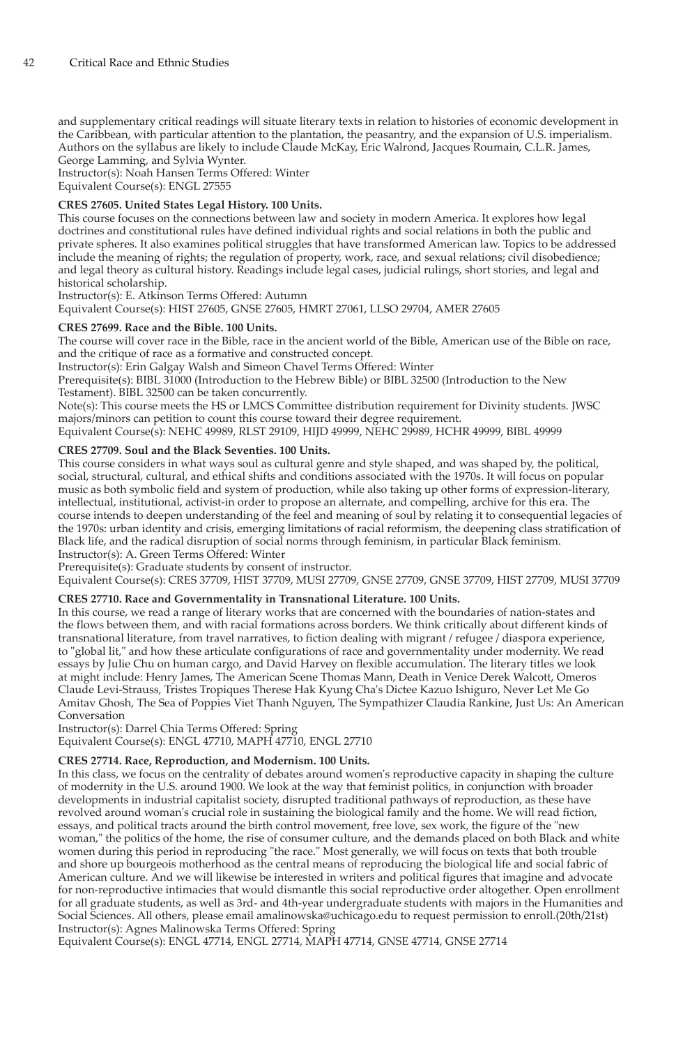and supplementary critical readings will situate literary texts in relation to histories of economic development in the Caribbean, with particular attention to the plantation, the peasantry, and the expansion of U.S. imperialism. Authors on the syllabus are likely to include Claude McKay, Eric Walrond, Jacques Roumain, C.L.R. James, George Lamming, and Sylvia Wynter.
Instructor(s): Noah Hansen Terms Offered: Winter
Equivalent Course(s): ENGL 27555

**CRES 27605. United States Legal History. 100 Units.**
This course focuses on the connections between law and society in modern America. It explores how legal doctrines and constitutional rules have defined individual rights and social relations in both the public and private spheres. It also examines political struggles that have transformed American law. Topics to be addressed include the meaning of rights; the regulation of property, work, race, and sexual relations; civil disobedience; and legal theory as cultural history. Readings include legal cases, judicial rulings, short stories, and legal and historical scholarship.
Instructor(s): E. Atkinson Terms Offered: Autumn
Equivalent Course(s): HIST 27605, GNSE 27605, HMRT 27061, LLSO 29704, AMER 27605

**CRES 27699. Race and the Bible. 100 Units.**
The course will cover race in the Bible, race in the ancient world of the Bible, American use of the Bible on race, and the critique of race as a formative and constructed concept.
Instructor(s): Erin Galgay Walsh and Simeon Chavel Terms Offered: Winter
Prerequisite(s): BIBL 31000 (Introduction to the Hebrew Bible) or BIBL 32500 (Introduction to the New Testament). BIBL 32500 can be taken concurrently.
Note(s): This course meets the HS or LMCS Committee distribution requirement for Divinity students. JWSC majors/minors can petition to count this course toward their degree requirement.
Equivalent Course(s): NEHC 49989, RLST 29109, HIJD 49999, NEHC 29989, HCHR 49999, BIBL 49999

**CRES 27709. Soul and the Black Seventies. 100 Units.**
This course considers in what ways soul as cultural genre and style shaped, and was shaped by, the political, social, structural, cultural, and ethical shifts and conditions associated with the 1970s. It will focus on popular music as both symbolic field and system of production, while also taking up other forms of expression-literary, intellectual, institutional, activist-in order to propose an alternate, and compelling, archive for this era. The course intends to deepen understanding of the feel and meaning of soul by relating it to consequential legacies of the 1970s: urban identity and crisis, emerging limitations of racial reformism, the deepening class stratification of Black life, and the radical disruption of social norms through feminism, in particular Black feminism.
Instructor(s): A. Green Terms Offered: Winter
Prerequisite(s): Graduate students by consent of instructor.
Equivalent Course(s): CRES 37709, HIST 37709, MUSI 27709, GNSE 27709, GNSE 37709, HIST 27709, MUSI 37709

**CRES 27710. Race and Governmentality in Transnational Literature. 100 Units.**
In this course, we read a range of literary works that are concerned with the boundaries of nation-states and the flows between them, and with racial formations across borders. We think critically about different kinds of transnational literature, from travel narratives, to fiction dealing with migrant / refugee / diaspora experience, to "global lit," and how these articulate configurations of race and governmentality under modernity. We read essays by Julie Chu on human cargo, and David Harvey on flexible accumulation. The literary titles we look at might include: Henry James, The American Scene Thomas Mann, Death in Venice Derek Walcott, Omeros Claude Levi-Strauss, Tristes Tropiques Therese Hak Kyung Cha's Dictee Kazuo Ishiguro, Never Let Me Go Amitav Ghosh, The Sea of Poppies Viet Thanh Nguyen, The Sympathizer Claudia Rankine, Just Us: An American Conversation
Instructor(s): Darrel Chia Terms Offered: Spring
Equivalent Course(s): ENGL 47710, MAPH 47710, ENGL 27710

**CRES 27714. Race, Reproduction, and Modernism. 100 Units.**
In this class, we focus on the centrality of debates around women's reproductive capacity in shaping the culture of modernity in the U.S. around 1900. We look at the way that feminist politics, in conjunction with broader developments in industrial capitalist society, disrupted traditional pathways of reproduction, as these have revolved around woman's crucial role in sustaining the biological family and the home. We will read fiction, essays, and political tracts around the birth control movement, free love, sex work, the figure of the "new woman," the politics of the home, the rise of consumer culture, and the demands placed on both Black and white women during this period in reproducing "the race." Most generally, we will focus on texts that both trouble and shore up bourgeois motherhood as the central means of reproducing the biological life and social fabric of American culture. And we will likewise be interested in writers and political figures that imagine and advocate for non-reproductive intimacies that would dismantle this social reproductive order altogether. Open enrollment for all graduate students, as well as 3rd- and 4th-year undergraduate students with majors in the Humanities and Social Sciences. All others, please email amalinowska@uchicago.edu to request permission to enroll.(20th/21st)
Instructor(s): Agnes Malinowska Terms Offered: Spring
Equivalent Course(s): ENGL 47714, ENGL 27714, MAPH 47714, GNSE 47714, GNSE 27714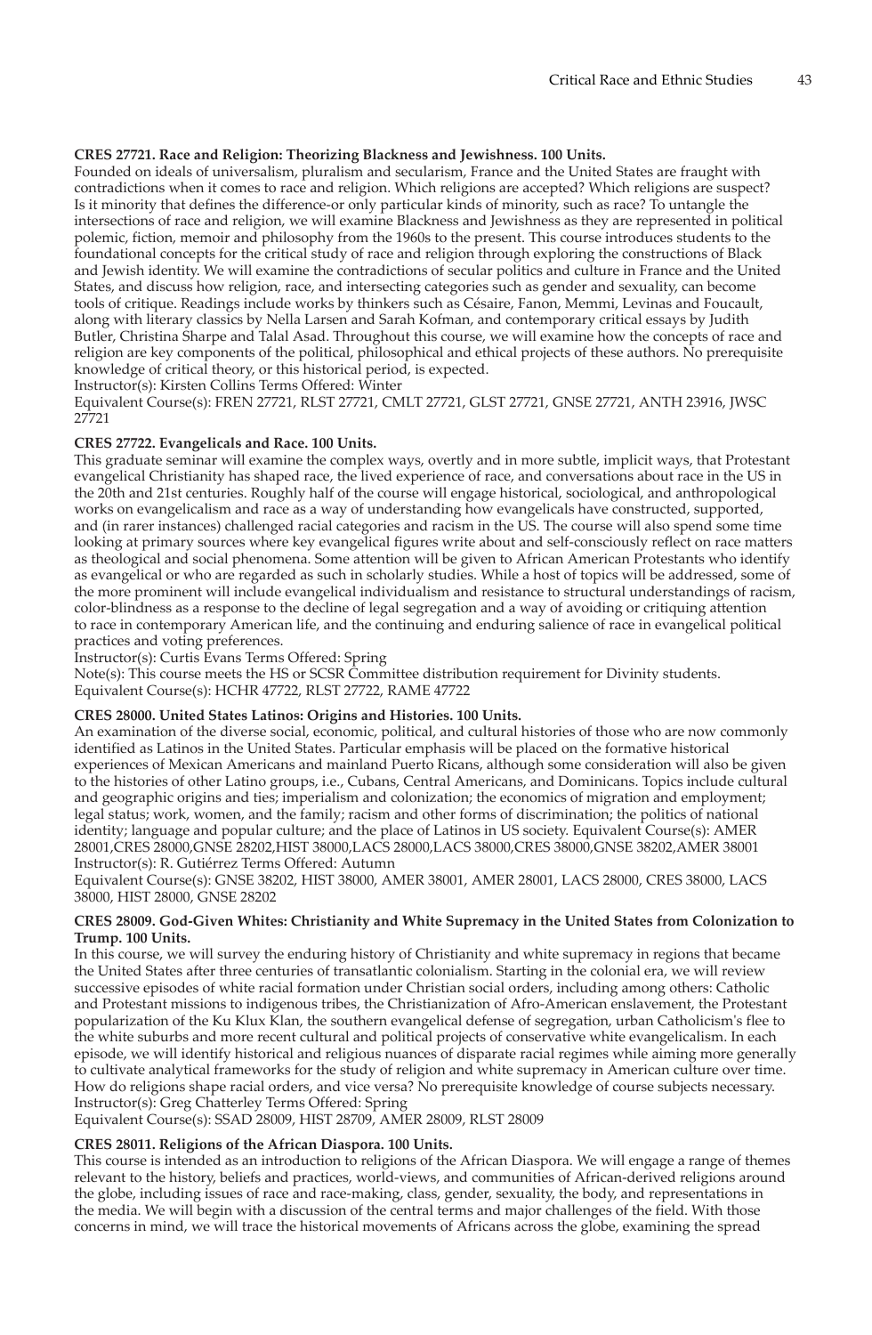**CRES 27721. Race and Religion: Theorizing Blackness and Jewishness. 100 Units.**

Founded on ideals of universalism, pluralism and secularism, France and the United States are fraught with contradictions when it comes to race and religion. Which religions are accepted? Which religions are suspect? Is it minority that defines the difference-or only particular kinds of minority, such as race? To untangle the intersections of race and religion, we will examine Blackness and Jewishness as they are represented in political polemic, fiction, memoir and philosophy from the 1960s to the present. This course introduces students to the foundational concepts for the critical study of race and religion through exploring the constructions of Black and Jewish identity. We will examine the contradictions of secular politics and culture in France and the United States, and discuss how religion, race, and intersecting categories such as gender and sexuality, can become tools of critique. Readings include works by thinkers such as Césaire, Fanon, Memmi, Levinas and Foucault, along with literary classics by Nella Larsen and Sarah Kofman, and contemporary critical essays by Judith Butler, Christina Sharpe and Talal Asad. Throughout this course, we will examine how the concepts of race and religion are key components of the political, philosophical and ethical projects of these authors. No prerequisite knowledge of critical theory, or this historical period, is expected.

Instructor(s): Kirsten Collins Terms Offered: Winter

Equivalent Course(s): FREN 27721, RLST 27721, CMLT 27721, GLST 27721, GNSE 27721, ANTH 23916, JWSC 27721

**CRES 27722. Evangelicals and Race. 100 Units.**

This graduate seminar will examine the complex ways, overtly and in more subtle, implicit ways, that Protestant evangelical Christianity has shaped race, the lived experience of race, and conversations about race in the US in the 20th and 21st centuries. Roughly half of the course will engage historical, sociological, and anthropological works on evangelicalism and race as a way of understanding how evangelicals have constructed, supported, and (in rarer instances) challenged racial categories and racism in the US. The course will also spend some time looking at primary sources where key evangelical figures write about and self-consciously reflect on race matters as theological and social phenomena. Some attention will be given to African American Protestants who identify as evangelical or who are regarded as such in scholarly studies. While a host of topics will be addressed, some of the more prominent will include evangelical individualism and resistance to structural understandings of racism, color-blindness as a response to the decline of legal segregation and a way of avoiding or critiquing attention to race in contemporary American life, and the continuing and enduring salience of race in evangelical political practices and voting preferences.

Instructor(s): Curtis Evans Terms Offered: Spring

Note(s): This course meets the HS or SCSR Committee distribution requirement for Divinity students.

Equivalent Course(s): HCHR 47722, RLST 27722, RAME 47722

**CRES 28000. United States Latinos: Origins and Histories. 100 Units.**

An examination of the diverse social, economic, political, and cultural histories of those who are now commonly identified as Latinos in the United States. Particular emphasis will be placed on the formative historical experiences of Mexican Americans and mainland Puerto Ricans, although some consideration will also be given to the histories of other Latino groups, i.e., Cubans, Central Americans, and Dominicans. Topics include cultural and geographic origins and ties; imperialism and colonization; the economics of migration and employment; legal status; work, women, and the family; racism and other forms of discrimination; the politics of national identity; language and popular culture; and the place of Latinos in US society. Equivalent Course(s): AMER 28001,CRES 28000,GNSE 28202,HIST 38000,LACS 28000,LACS 38000,CRES 38000,GNSE 38202,AMER 38001

Instructor(s): R. Gutiérrez Terms Offered: Autumn

Equivalent Course(s): GNSE 38202, HIST 38000, AMER 38001, AMER 28001, LACS 28000, CRES 38000, LACS 38000, HIST 28000, GNSE 28202

**CRES 28009. God-Given Whites: Christianity and White Supremacy in the United States from Colonization to Trump. 100 Units.**

In this course, we will survey the enduring history of Christianity and white supremacy in regions that became the United States after three centuries of transatlantic colonialism. Starting in the colonial era, we will review successive episodes of white racial formation under Christian social orders, including among others: Catholic and Protestant missions to indigenous tribes, the Christianization of Afro-American enslavement, the Protestant popularization of the Ku Klux Klan, the southern evangelical defense of segregation, urban Catholicism's flee to the white suburbs and more recent cultural and political projects of conservative white evangelicalism. In each episode, we will identify historical and religious nuances of disparate racial regimes while aiming more generally to cultivate analytical frameworks for the study of religion and white supremacy in American culture over time. How do religions shape racial orders, and vice versa? No prerequisite knowledge of course subjects necessary.

Instructor(s): Greg Chatterley Terms Offered: Spring

Equivalent Course(s): SSAD 28009, HIST 28709, AMER 28009, RLST 28009

**CRES 28011. Religions of the African Diaspora. 100 Units.**

This course is intended as an introduction to religions of the African Diaspora. We will engage a range of themes relevant to the history, beliefs and practices, world-views, and communities of African-derived religions around the globe, including issues of race and race-making, class, gender, sexuality, the body, and representations in the media. We will begin with a discussion of the central terms and major challenges of the field. With those concerns in mind, we will trace the historical movements of Africans across the globe, examining the spread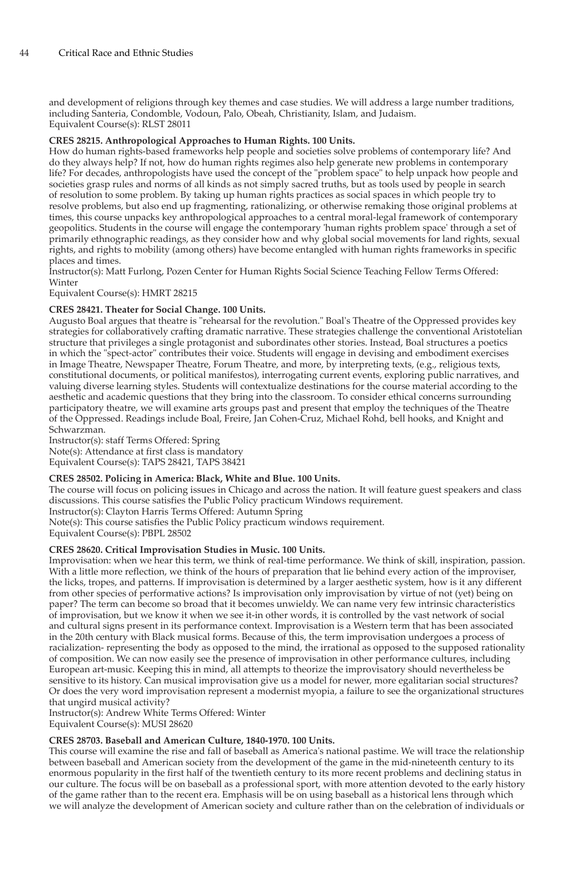and development of religions through key themes and case studies. We will address a large number traditions, including Santeria, Condomble, Vodoun, Palo, Obeah, Christianity, Islam, and Judaism.
Equivalent Course(s): RLST 28011

**CRES 28215. Anthropological Approaches to Human Rights. 100 Units.**
How do human rights-based frameworks help people and societies solve problems of contemporary life? And do they always help? If not, how do human rights regimes also help generate new problems in contemporary life? For decades, anthropologists have used the concept of the "problem space" to help unpack how people and societies grasp rules and norms of all kinds as not simply sacred truths, but as tools used by people in search of resolution to some problem. By taking up human rights practices as social spaces in which people try to resolve problems, but also end up fragmenting, rationalizing, or otherwise remaking those original problems at times, this course unpacks key anthropological approaches to a central moral-legal framework of contemporary geopolitics. Students in the course will engage the contemporary 'human rights problem space' through a set of primarily ethnographic readings, as they consider how and why global social movements for land rights, sexual rights, and rights to mobility (among others) have become entangled with human rights frameworks in specific places and times.
Instructor(s): Matt Furlong, Pozen Center for Human Rights Social Science Teaching Fellow Terms Offered: Winter
Equivalent Course(s): HMRT 28215

**CRES 28421. Theater for Social Change. 100 Units.**
Augusto Boal argues that theatre is "rehearsal for the revolution." Boal's Theatre of the Oppressed provides key strategies for collaboratively crafting dramatic narrative. These strategies challenge the conventional Aristotelian structure that privileges a single protagonist and subordinates other stories. Instead, Boal structures a poetics in which the "spect-actor" contributes their voice. Students will engage in devising and embodiment exercises in Image Theatre, Newspaper Theatre, Forum Theatre, and more, by interpreting texts, (e.g., religious texts, constitutional documents, or political manifestos), interrogating current events, exploring public narratives, and valuing diverse learning styles. Students will contextualize destinations for the course material according to the aesthetic and academic questions that they bring into the classroom. To consider ethical concerns surrounding participatory theatre, we will examine arts groups past and present that employ the techniques of the Theatre of the Oppressed. Readings include Boal, Freire, Jan Cohen-Cruz, Michael Rohd, bell hooks, and Knight and Schwarzman.
Instructor(s): staff Terms Offered: Spring
Note(s): Attendance at first class is mandatory
Equivalent Course(s): TAPS 28421, TAPS 38421

**CRES 28502. Policing in America: Black, White and Blue. 100 Units.**
The course will focus on policing issues in Chicago and across the nation. It will feature guest speakers and class discussions. This course satisfies the Public Policy practicum Windows requirement.
Instructor(s): Clayton Harris Terms Offered: Autumn Spring
Note(s): This course satisfies the Public Policy practicum windows requirement.
Equivalent Course(s): PBPL 28502

**CRES 28620. Critical Improvisation Studies in Music. 100 Units.**
Improvisation: when we hear this term, we think of real-time performance. We think of skill, inspiration, passion. With a little more reflection, we think of the hours of preparation that lie behind every action of the improviser, the licks, tropes, and patterns. If improvisation is determined by a larger aesthetic system, how is it any different from other species of performative actions? Is improvisation only improvisation by virtue of not (yet) being on paper? The term can become so broad that it becomes unwieldy. We can name very few intrinsic characteristics of improvisation, but we know it when we see it-in other words, it is controlled by the vast network of social and cultural signs present in its performance context. Improvisation is a Western term that has been associated in the 20th century with Black musical forms. Because of this, the term improvisation undergoes a process of racialization- representing the body as opposed to the mind, the irrational as opposed to the supposed rationality of composition. We can now easily see the presence of improvisation in other performance cultures, including European art-music. Keeping this in mind, all attempts to theorize the improvisatory should nevertheless be sensitive to its history. Can musical improvisation give us a model for newer, more egalitarian social structures? Or does the very word improvisation represent a modernist myopia, a failure to see the organizational structures that ungird musical activity?
Instructor(s): Andrew White Terms Offered: Winter
Equivalent Course(s): MUSI 28620

**CRES 28703. Baseball and American Culture, 1840-1970. 100 Units.**
This course will examine the rise and fall of baseball as America's national pastime. We will trace the relationship between baseball and American society from the development of the game in the mid-nineteenth century to its enormous popularity in the first half of the twentieth century to its more recent problems and declining status in our culture. The focus will be on baseball as a professional sport, with more attention devoted to the early history of the game rather than to the recent era. Emphasis will be on using baseball as a historical lens through which we will analyze the development of American society and culture rather than on the celebration of individuals or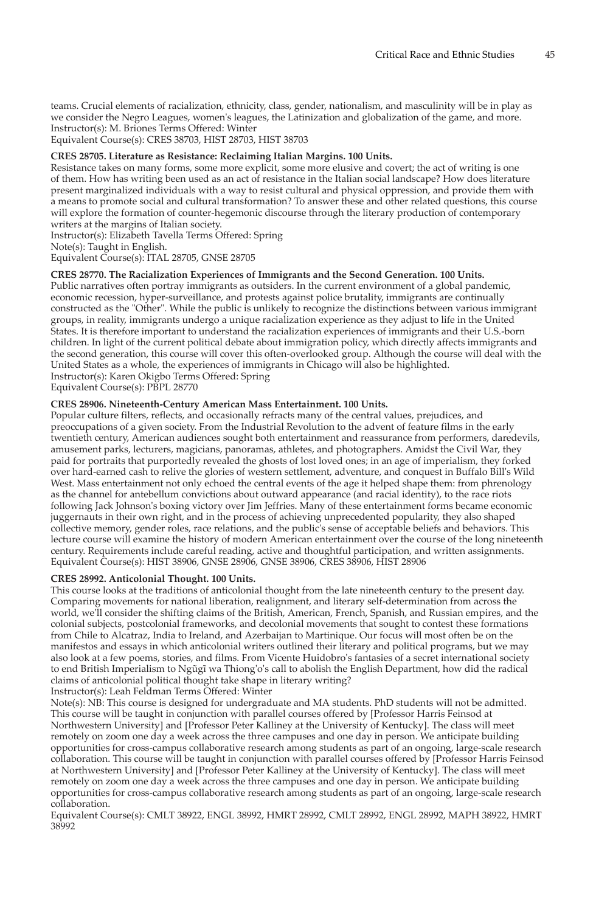teams. Crucial elements of racialization, ethnicity, class, gender, nationalism, and masculinity will be in play as we consider the Negro Leagues, women's leagues, the Latinization and globalization of the game, and more.
Instructor(s): M. Briones Terms Offered: Winter
Equivalent Course(s): CRES 38703, HIST 28703, HIST 38703

**CRES 28705. Literature as Resistance: Reclaiming Italian Margins. 100 Units.**
Resistance takes on many forms, some more explicit, some more elusive and covert; the act of writing is one of them. How has writing been used as an act of resistance in the Italian social landscape? How does literature present marginalized individuals with a way to resist cultural and physical oppression, and provide them with a means to promote social and cultural transformation? To answer these and other related questions, this course will explore the formation of counter-hegemonic discourse through the literary production of contemporary writers at the margins of Italian society.
Instructor(s): Elizabeth Tavella Terms Offered: Spring
Note(s): Taught in English.
Equivalent Course(s): ITAL 28705, GNSE 28705

**CRES 28770. The Racialization Experiences of Immigrants and the Second Generation. 100 Units.**
Public narratives often portray immigrants as outsiders. In the current environment of a global pandemic, economic recession, hyper-surveillance, and protests against police brutality, immigrants are continually constructed as the "Other". While the public is unlikely to recognize the distinctions between various immigrant groups, in reality, immigrants undergo a unique racialization experience as they adjust to life in the United States. It is therefore important to understand the racialization experiences of immigrants and their U.S.-born children. In light of the current political debate about immigration policy, which directly affects immigrants and the second generation, this course will cover this often-overlooked group. Although the course will deal with the United States as a whole, the experiences of immigrants in Chicago will also be highlighted.
Instructor(s): Karen Okigbo Terms Offered: Spring
Equivalent Course(s): PBPL 28770

**CRES 28906. Nineteenth-Century American Mass Entertainment. 100 Units.**
Popular culture filters, reflects, and occasionally refracts many of the central values, prejudices, and preoccupations of a given society. From the Industrial Revolution to the advent of feature films in the early twentieth century, American audiences sought both entertainment and reassurance from performers, daredevils, amusement parks, lecturers, magicians, panoramas, athletes, and photographers. Amidst the Civil War, they paid for portraits that purportedly revealed the ghosts of lost loved ones; in an age of imperialism, they forked over hard-earned cash to relive the glories of western settlement, adventure, and conquest in Buffalo Bill's Wild West. Mass entertainment not only echoed the central events of the age it helped shape them: from phrenology as the channel for antebellum convictions about outward appearance (and racial identity), to the race riots following Jack Johnson's boxing victory over Jim Jeffries. Many of these entertainment forms became economic juggernauts in their own right, and in the process of achieving unprecedented popularity, they also shaped collective memory, gender roles, race relations, and the public's sense of acceptable beliefs and behaviors. This lecture course will examine the history of modern American entertainment over the course of the long nineteenth century. Requirements include careful reading, active and thoughtful participation, and written assignments.
Equivalent Course(s): HIST 38906, GNSE 28906, GNSE 38906, CRES 38906, HIST 28906

**CRES 28992. Anticolonial Thought. 100 Units.**
This course looks at the traditions of anticolonial thought from the late nineteenth century to the present day. Comparing movements for national liberation, realignment, and literary self-determination from across the world, we'll consider the shifting claims of the British, American, French, Spanish, and Russian empires, and the colonial subjects, postcolonial frameworks, and decolonial movements that sought to contest these formations from Chile to Alcatraz, India to Ireland, and Azerbaijan to Martinique. Our focus will most often be on the manifestos and essays in which anticolonial writers outlined their literary and political programs, but we may also look at a few poems, stories, and films. From Vicente Huidobro's fantasies of a secret international society to end British Imperialism to Ngũgĩ wa Thiong'o's call to abolish the English Department, how did the radical claims of anticolonial political thought take shape in literary writing?
Instructor(s): Leah Feldman Terms Offered: Winter
Note(s): NB: This course is designed for undergraduate and MA students. PhD students will not be admitted. This course will be taught in conjunction with parallel courses offered by [Professor Harris Feinsod at Northwestern University] and [Professor Peter Kalliney at the University of Kentucky]. The class will meet remotely on zoom one day a week across the three campuses and one day in person. We anticipate building opportunities for cross-campus collaborative research among students as part of an ongoing, large-scale research collaboration. This course will be taught in conjunction with parallel courses offered by [Professor Harris Feinsod at Northwestern University] and [Professor Peter Kalliney at the University of Kentucky]. The class will meet remotely on zoom one day a week across the three campuses and one day in person. We anticipate building opportunities for cross-campus collaborative research among students as part of an ongoing, large-scale research collaboration.
Equivalent Course(s): CMLT 38922, ENGL 38992, HMRT 28992, CMLT 28992, ENGL 28992, MAPH 38922, HMRT 38992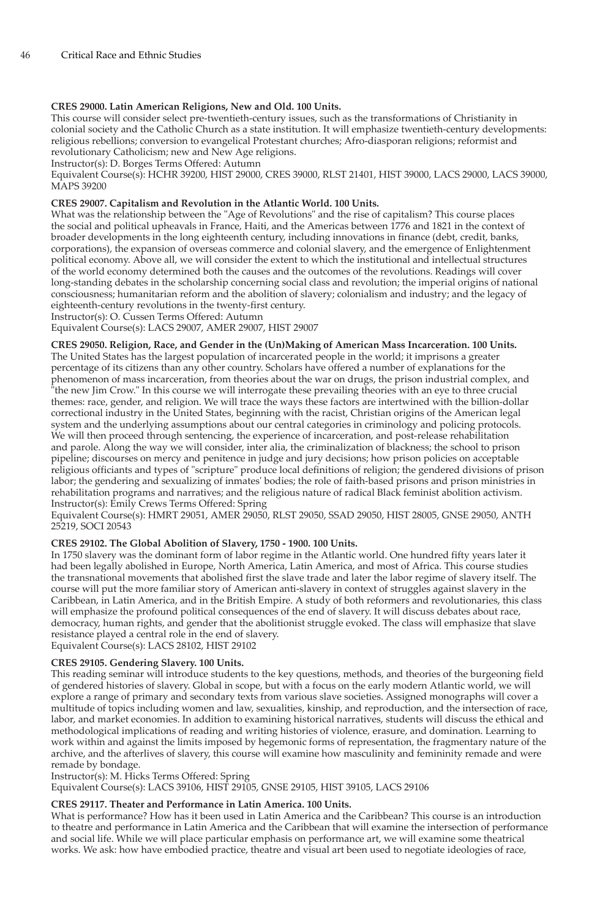**CRES 29000. Latin American Religions, New and Old. 100 Units.**
This course will consider select pre-twentieth-century issues, such as the transformations of Christianity in colonial society and the Catholic Church as a state institution. It will emphasize twentieth-century developments: religious rebellions; conversion to evangelical Protestant churches; Afro-diasporan religions; reformist and revolutionary Catholicism; new and New Age religions.
Instructor(s): D. Borges Terms Offered: Autumn
Equivalent Course(s): HCHR 39200, HIST 29000, CRES 39000, RLST 21401, HIST 39000, LACS 29000, LACS 39000, MAPS 39200

**CRES 29007. Capitalism and Revolution in the Atlantic World. 100 Units.**
What was the relationship between the "Age of Revolutions" and the rise of capitalism? This course places the social and political upheavals in France, Haiti, and the Americas between 1776 and 1821 in the context of broader developments in the long eighteenth century, including innovations in finance (debt, credit, banks, corporations), the expansion of overseas commerce and colonial slavery, and the emergence of Enlightenment political economy. Above all, we will consider the extent to which the institutional and intellectual structures of the world economy determined both the causes and the outcomes of the revolutions. Readings will cover long-standing debates in the scholarship concerning social class and revolution; the imperial origins of national consciousness; humanitarian reform and the abolition of slavery; colonialism and industry; and the legacy of eighteenth-century revolutions in the twenty-first century.
Instructor(s): O. Cussen Terms Offered: Autumn
Equivalent Course(s): LACS 29007, AMER 29007, HIST 29007

**CRES 29050. Religion, Race, and Gender in the (Un)Making of American Mass Incarceration. 100 Units.**
The United States has the largest population of incarcerated people in the world; it imprisons a greater percentage of its citizens than any other country. Scholars have offered a number of explanations for the phenomenon of mass incarceration, from theories about the war on drugs, the prison industrial complex, and "the new Jim Crow." In this course we will interrogate these prevailing theories with an eye to three crucial themes: race, gender, and religion. We will trace the ways these factors are intertwined with the billion-dollar correctional industry in the United States, beginning with the racist, Christian origins of the American legal system and the underlying assumptions about our central categories in criminology and policing protocols. We will then proceed through sentencing, the experience of incarceration, and post-release rehabilitation and parole. Along the way we will consider, inter alia, the criminalization of blackness; the school to prison pipeline; discourses on mercy and penitence in judge and jury decisions; how prison policies on acceptable religious officiants and types of "scripture" produce local definitions of religion; the gendered divisions of prison labor; the gendering and sexualizing of inmates' bodies; the role of faith-based prisons and prison ministries in rehabilitation programs and narratives; and the religious nature of radical Black feminist abolition activism.
Instructor(s): Emily Crews Terms Offered: Spring
Equivalent Course(s): HMRT 29051, AMER 29050, RLST 29050, SSAD 29050, HIST 28005, GNSE 29050, ANTH 25219, SOCI 20543

**CRES 29102. The Global Abolition of Slavery, 1750 - 1900. 100 Units.**
In 1750 slavery was the dominant form of labor regime in the Atlantic world. One hundred fifty years later it had been legally abolished in Europe, North America, Latin America, and most of Africa. This course studies the transnational movements that abolished first the slave trade and later the labor regime of slavery itself. The course will put the more familiar story of American anti-slavery in context of struggles against slavery in the Caribbean, in Latin America, and in the British Empire. A study of both reformers and revolutionaries, this class will emphasize the profound political consequences of the end of slavery. It will discuss debates about race, democracy, human rights, and gender that the abolitionist struggle evoked. The class will emphasize that slave resistance played a central role in the end of slavery.
Equivalent Course(s): LACS 28102, HIST 29102

**CRES 29105. Gendering Slavery. 100 Units.**
This reading seminar will introduce students to the key questions, methods, and theories of the burgeoning field of gendered histories of slavery. Global in scope, but with a focus on the early modern Atlantic world, we will explore a range of primary and secondary texts from various slave societies. Assigned monographs will cover a multitude of topics including women and law, sexualities, kinship, and reproduction, and the intersection of race, labor, and market economies. In addition to examining historical narratives, students will discuss the ethical and methodological implications of reading and writing histories of violence, erasure, and domination. Learning to work within and against the limits imposed by hegemonic forms of representation, the fragmentary nature of the archive, and the afterlives of slavery, this course will examine how masculinity and femininity remade and were remade by bondage.
Instructor(s): M. Hicks Terms Offered: Spring
Equivalent Course(s): LACS 39106, HIST 29105, GNSE 29105, HIST 39105, LACS 29106

**CRES 29117. Theater and Performance in Latin America. 100 Units.**
What is performance? How has it been used in Latin America and the Caribbean? This course is an introduction to theatre and performance in Latin America and the Caribbean that will examine the intersection of performance and social life. While we will place particular emphasis on performance art, we will examine some theatrical works. We ask: how have embodied practice, theatre and visual art been used to negotiate ideologies of race,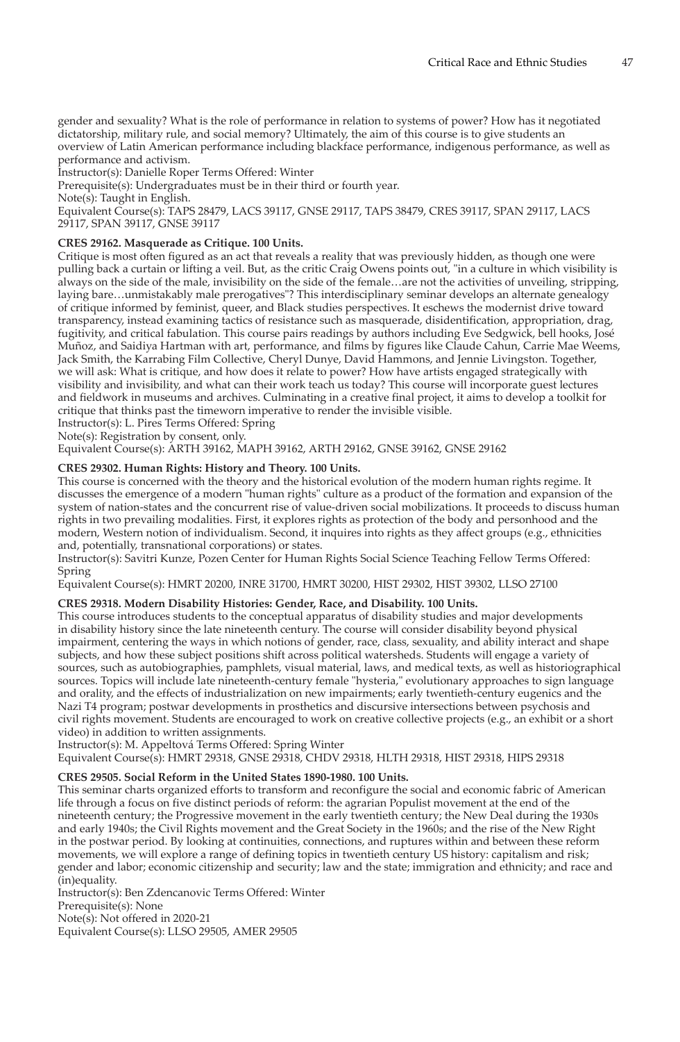gender and sexuality? What is the role of performance in relation to systems of power? How has it negotiated dictatorship, military rule, and social memory? Ultimately, the aim of this course is to give students an overview of Latin American performance including blackface performance, indigenous performance, as well as performance and activism.
Instructor(s): Danielle Roper Terms Offered: Winter
Prerequisite(s): Undergraduates must be in their third or fourth year.
Note(s): Taught in English.
Equivalent Course(s): TAPS 28479, LACS 39117, GNSE 29117, TAPS 38479, CRES 39117, SPAN 29117, LACS 29117, SPAN 39117, GNSE 39117

**CRES 29162. Masquerade as Critique. 100 Units.**
Critique is most often figured as an act that reveals a reality that was previously hidden, as though one were pulling back a curtain or lifting a veil. But, as the critic Craig Owens points out, "in a culture in which visibility is always on the side of the male, invisibility on the side of the female…are not the activities of unveiling, stripping, laying bare…unmistakably male prerogatives"? This interdisciplinary seminar develops an alternate genealogy of critique informed by feminist, queer, and Black studies perspectives. It eschews the modernist drive toward transparency, instead examining tactics of resistance such as masquerade, disidentification, appropriation, drag, fugitivity, and critical fabulation. This course pairs readings by authors including Eve Sedgwick, bell hooks, José Muñoz, and Saidiya Hartman with art, performance, and films by figures like Claude Cahun, Carrie Mae Weems, Jack Smith, the Karrabing Film Collective, Cheryl Dunye, David Hammons, and Jennie Livingston. Together, we will ask: What is critique, and how does it relate to power? How have artists engaged strategically with visibility and invisibility, and what can their work teach us today? This course will incorporate guest lectures and fieldwork in museums and archives. Culminating in a creative final project, it aims to develop a toolkit for critique that thinks past the timeworn imperative to render the invisible visible.
Instructor(s): L. Pires Terms Offered: Spring
Note(s): Registration by consent, only.
Equivalent Course(s): ARTH 39162, MAPH 39162, ARTH 29162, GNSE 39162, GNSE 29162

**CRES 29302. Human Rights: History and Theory. 100 Units.**
This course is concerned with the theory and the historical evolution of the modern human rights regime. It discusses the emergence of a modern "human rights" culture as a product of the formation and expansion of the system of nation-states and the concurrent rise of value-driven social mobilizations. It proceeds to discuss human rights in two prevailing modalities. First, it explores rights as protection of the body and personhood and the modern, Western notion of individualism. Second, it inquires into rights as they affect groups (e.g., ethnicities and, potentially, transnational corporations) or states.
Instructor(s): Savitri Kunze, Pozen Center for Human Rights Social Science Teaching Fellow Terms Offered: Spring
Equivalent Course(s): HMRT 20200, INRE 31700, HMRT 30200, HIST 29302, HIST 39302, LLSO 27100

**CRES 29318. Modern Disability Histories: Gender, Race, and Disability. 100 Units.**
This course introduces students to the conceptual apparatus of disability studies and major developments in disability history since the late nineteenth century. The course will consider disability beyond physical impairment, centering the ways in which notions of gender, race, class, sexuality, and ability interact and shape subjects, and how these subject positions shift across political watersheds. Students will engage a variety of sources, such as autobiographies, pamphlets, visual material, laws, and medical texts, as well as historiographical sources. Topics will include late nineteenth-century female "hysteria," evolutionary approaches to sign language and orality, and the effects of industrialization on new impairments; early twentieth-century eugenics and the Nazi T4 program; postwar developments in prosthetics and discursive intersections between psychosis and civil rights movement. Students are encouraged to work on creative collective projects (e.g., an exhibit or a short video) in addition to written assignments.
Instructor(s): M. Appeltová Terms Offered: Spring Winter
Equivalent Course(s): HMRT 29318, GNSE 29318, CHDV 29318, HLTH 29318, HIST 29318, HIPS 29318

**CRES 29505. Social Reform in the United States 1890-1980. 100 Units.**
This seminar charts organized efforts to transform and reconfigure the social and economic fabric of American life through a focus on five distinct periods of reform: the agrarian Populist movement at the end of the nineteenth century; the Progressive movement in the early twentieth century; the New Deal during the 1930s and early 1940s; the Civil Rights movement and the Great Society in the 1960s; and the rise of the New Right in the postwar period. By looking at continuities, connections, and ruptures within and between these reform movements, we will explore a range of defining topics in twentieth century US history: capitalism and risk; gender and labor; economic citizenship and security; law and the state; immigration and ethnicity; and race and (in)equality.
Instructor(s): Ben Zdencanovic Terms Offered: Winter
Prerequisite(s): None
Note(s): Not offered in 2020-21
Equivalent Course(s): LLSO 29505, AMER 29505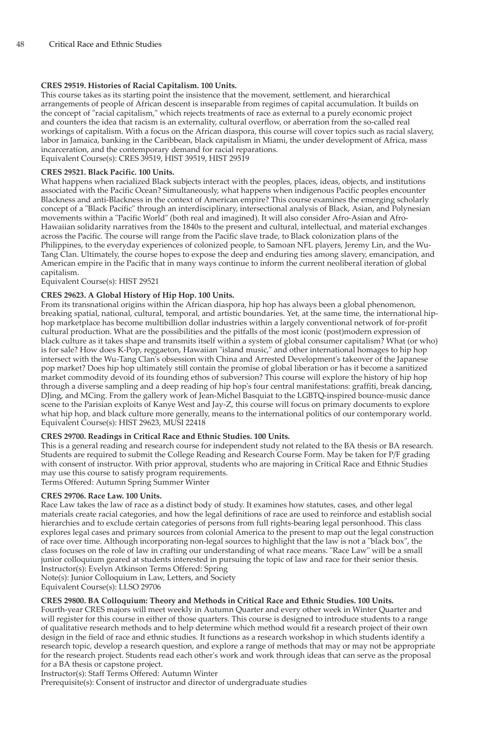**CRES 29519. Histories of Racial Capitalism. 100 Units.**
This course takes as its starting point the insistence that the movement, settlement, and hierarchical arrangements of people of African descent is inseparable from regimes of capital accumulation. It builds on the concept of "racial capitalism," which rejects treatments of race as external to a purely economic project and counters the idea that racism is an externality, cultural overflow, or aberration from the so-called real workings of capitalism. With a focus on the African diaspora, this course will cover topics such as racial slavery, labor in Jamaica, banking in the Caribbean, black capitalism in Miami, the under development of Africa, mass incarceration, and the contemporary demand for racial reparations.
Equivalent Course(s): CRES 39519, HIST 39519, HIST 29519

**CRES 29521. Black Pacific. 100 Units.**
What happens when racialized Black subjects interact with the peoples, places, ideas, objects, and institutions associated with the Pacific Ocean? Simultaneously, what happens when indigenous Pacific peoples encounter Blackness and anti-Blackness in the context of American empire? This course examines the emerging scholarly concept of a "Black Pacific" through an interdisciplinary, intersectional analysis of Black, Asian, and Polynesian movements within a "Pacific World" (both real and imagined). It will also consider Afro-Asian and Afro-Hawaiian solidarity narratives from the 1840s to the present and cultural, intellectual, and material exchanges across the Pacific. The course will range from the Pacific slave trade, to Black colonization plans of the Philippines, to the everyday experiences of colonized people, to Samoan NFL players, Jeremy Lin, and the Wu-Tang Clan. Ultimately, the course hopes to expose the deep and enduring ties among slavery, emancipation, and American empire in the Pacific that in many ways continue to inform the current neoliberal iteration of global capitalism.
Equivalent Course(s): HIST 29521

**CRES 29623. A Global History of Hip Hop. 100 Units.**
From its transnational origins within the African diaspora, hip hop has always been a global phenomenon, breaking spatial, national, cultural, temporal, and artistic boundaries. Yet, at the same time, the international hip-hop marketplace has become multibillion dollar industries within a largely conventional network of for-profit cultural production. What are the possibilities and the pitfalls of the most iconic (post)modern expression of black culture as it takes shape and transmits itself within a system of global consumer capitalism? What (or who) is for sale? How does K-Pop, reggaeton, Hawaiian "island music," and other international homages to hip hop intersect with the Wu-Tang Clan's obsession with China and Arrested Development's takeover of the Japanese pop market? Does hip hop ultimately still contain the promise of global liberation or has it become a sanitized market commodity devoid of its founding ethos of subversion? This course will explore the history of hip hop through a diverse sampling and a deep reading of hip hop's four central manifestations: graffiti, break dancing, DJing, and MCing. From the gallery work of Jean-Michel Basquiat to the LGBTQ-inspired bounce-music dance scene to the Parisian exploits of Kanye West and Jay-Z, this course will focus on primary documents to explore what hip hop, and black culture more generally, means to the international politics of our contemporary world.
Equivalent Course(s): HIST 29623, MUSI 22418

**CRES 29700. Readings in Critical Race and Ethnic Studies. 100 Units.**
This is a general reading and research course for independent study not related to the BA thesis or BA research. Students are required to submit the College Reading and Research Course Form. May be taken for P/F grading with consent of instructor. With prior approval, students who are majoring in Critical Race and Ethnic Studies may use this course to satisfy program requirements.
Terms Offered: Autumn Spring Summer Winter

**CRES 29706. Race Law. 100 Units.**
Race Law takes the law of race as a distinct body of study. It examines how statutes, cases, and other legal materials create racial categories, and how the legal definitions of race are used to reinforce and establish social hierarchies and to exclude certain categories of persons from full rights-bearing legal personhood. This class explores legal cases and primary sources from colonial America to the present to map out the legal construction of race over time. Although incorporating non-legal sources to highlight that the law is not a "black box", the class focuses on the role of law in crafting our understanding of what race means. "Race Law" will be a small junior colloquium geared at students interested in pursuing the topic of law and race for their senior thesis.
Instructor(s): Evelyn Atkinson Terms Offered: Spring
Note(s): Junior Colloquium in Law, Letters, and Society
Equivalent Course(s): LLSO 29706

**CRES 29800. BA Colloquium: Theory and Methods in Critical Race and Ethnic Studies. 100 Units.**
Fourth-year CRES majors will meet weekly in Autumn Quarter and every other week in Winter Quarter and will register for this course in either of those quarters. This course is designed to introduce students to a range of qualitative research methods and to help determine which method would fit a research project of their own design in the field of race and ethnic studies. It functions as a research workshop in which students identify a research topic, develop a research question, and explore a range of methods that may or may not be appropriate for the research project. Students read each other's work and work through ideas that can serve as the proposal for a BA thesis or capstone project.
Instructor(s): Staff Terms Offered: Autumn Winter
Prerequisite(s): Consent of instructor and director of undergraduate studies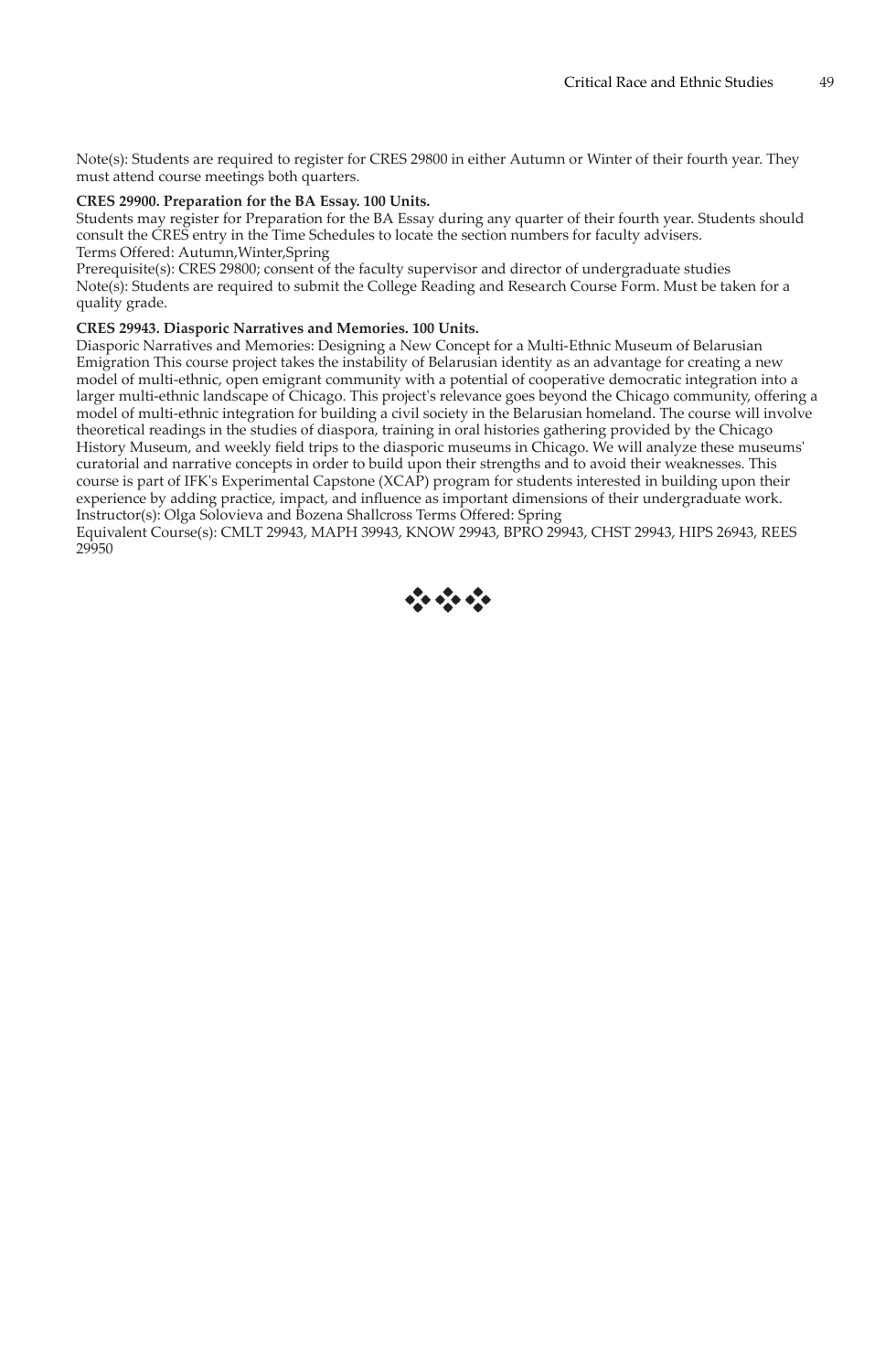Note(s): Students are required to register for CRES 29800 in either Autumn or Winter of their fourth year. They must attend course meetings both quarters.

**CRES 29900. Preparation for the BA Essay. 100 Units.**

Students may register for Preparation for the BA Essay during any quarter of their fourth year. Students should consult the CRES entry in the Time Schedules to locate the section numbers for faculty advisers.
Terms Offered: Autumn,Winter,Spring
Prerequisite(s): CRES 29800; consent of the faculty supervisor and director of undergraduate studies
Note(s): Students are required to submit the College Reading and Research Course Form. Must be taken for a quality grade.

**CRES 29943. Diasporic Narratives and Memories. 100 Units.**

Diasporic Narratives and Memories: Designing a New Concept for a Multi-Ethnic Museum of Belarusian Emigration This course project takes the instability of Belarusian identity as an advantage for creating a new model of multi-ethnic, open emigrant community with a potential of cooperative democratic integration into a larger multi-ethnic landscape of Chicago. This project's relevance goes beyond the Chicago community, offering a model of multi-ethnic integration for building a civil society in the Belarusian homeland. The course will involve theoretical readings in the studies of diaspora, training in oral histories gathering provided by the Chicago History Museum, and weekly field trips to the diasporic museums in Chicago. We will analyze these museums' curatorial and narrative concepts in order to build upon their strengths and to avoid their weaknesses. This course is part of IFK's Experimental Capstone (XCAP) program for students interested in building upon their experience by adding practice, impact, and influence as important dimensions of their undergraduate work.
Instructor(s): Olga Solovieva and Bozena Shallcross Terms Offered: Spring
Equivalent Course(s): CMLT 29943, MAPH 39943, KNOW 29943, BPRO 29943, CHST 29943, HIPS 26943, REES 29950